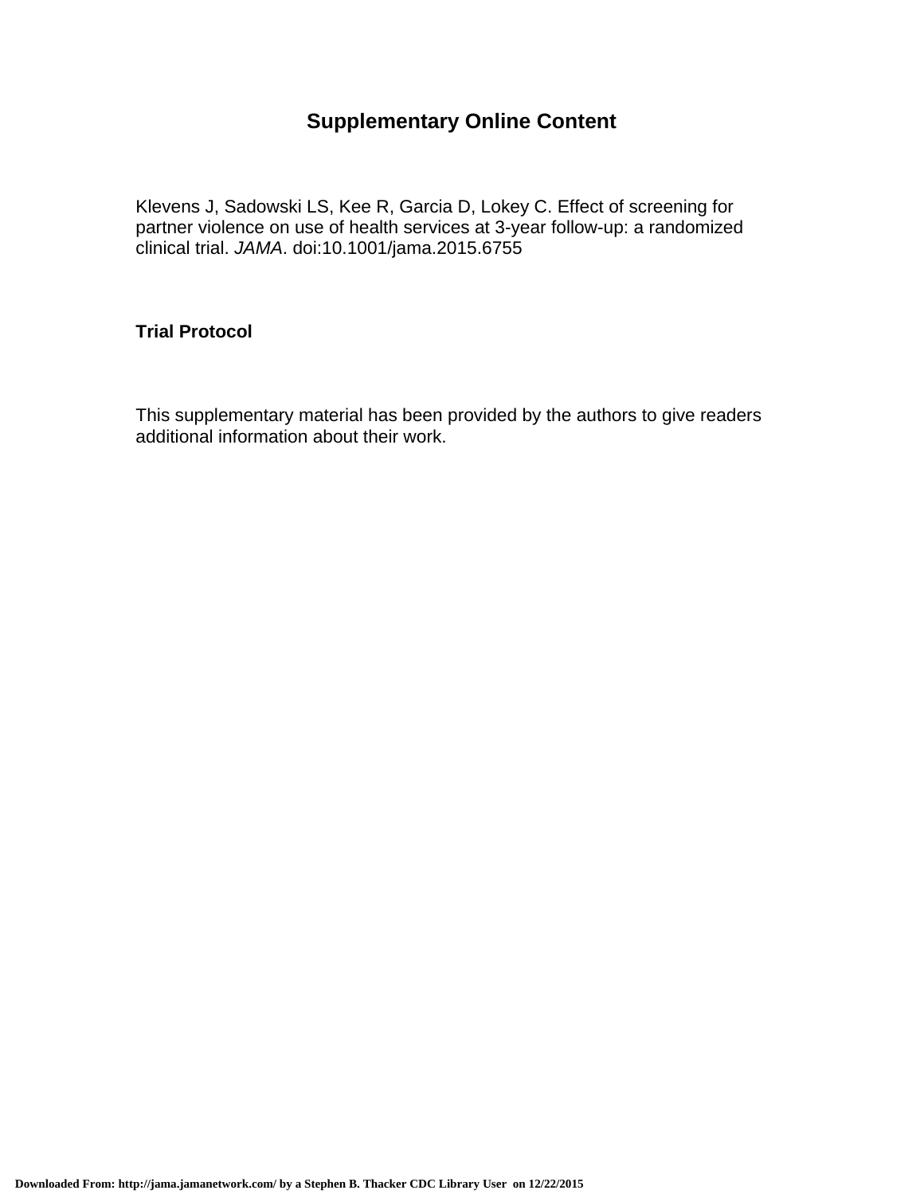# Supplementary Online Content

Klevens J, Sadowski LS, Kee R, Garcia D, Lokey C. Effect of screening for partner violence on use of health services at 3-year follow-up: a randomized clinical trial. *JAMA*. doi:10.1001/jama.2015.6755

**Trial Protocol**

This supplementary material has been provided by the authors to give readers additional information about their work.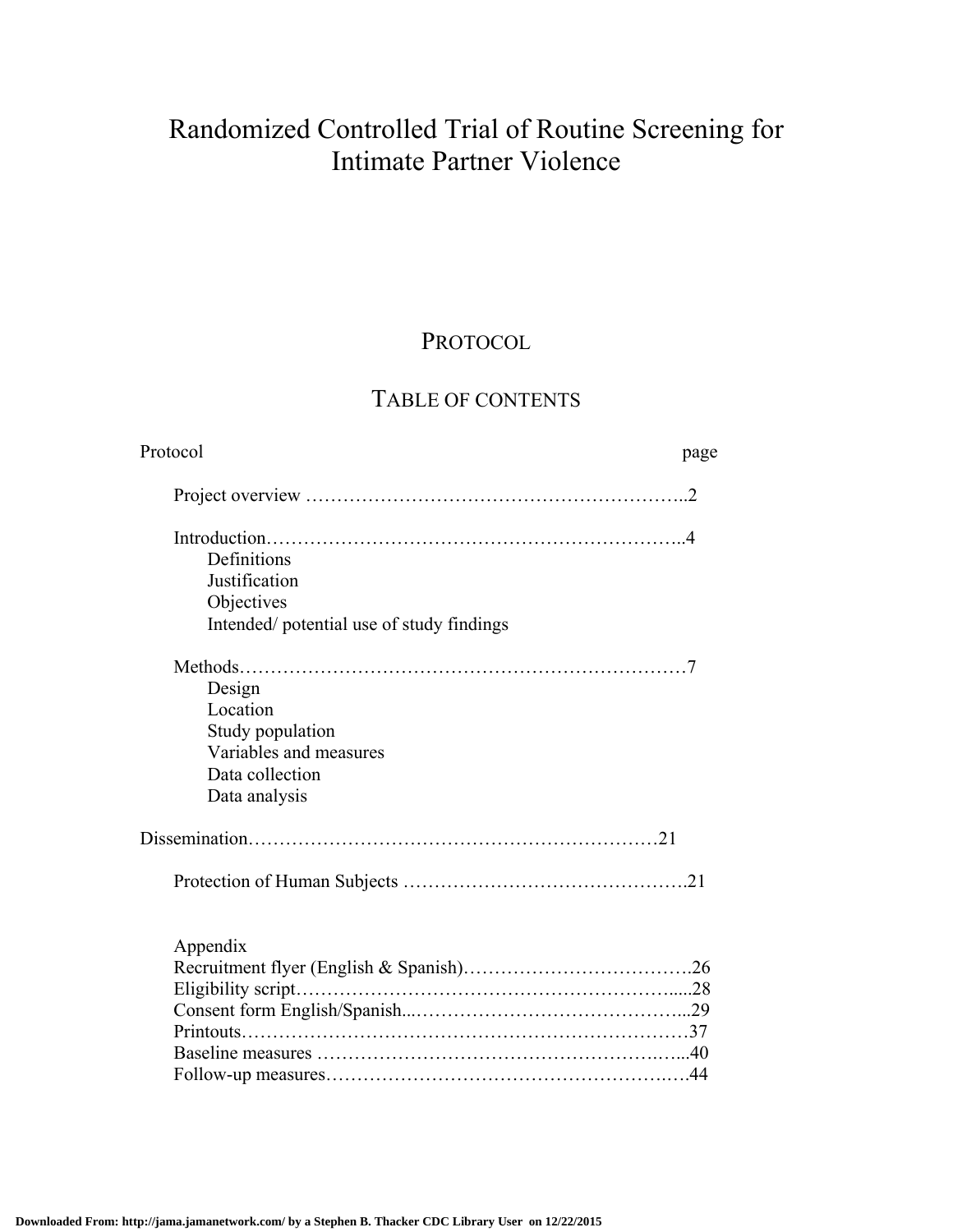# Randomized Controlled Trial of Routine Screening for Intimate Partner Violence

## PROTOCOL

## TABLE OF CONTENTS

Protocol ……………………………………………………………… page

- Project overview ……………………………………………………..2
- Introduction…………………………………………………………..4
  - Definitions
  - Justification
  - Objectives
  - Intended/ potential use of study findings
- Methods……………………………………………………………7
  - Design
  - Location
  - Study population
  - Variables and measures
  - Data collection
  - Data analysis

Dissemination…………………………………………………………21

- Protection of Human Subjects ……………………………………….21

Appendix

- Recruitment flyer (English & Spanish)……………………………….26
- Eligibility script…………………………………………………….....28
- Consent form English/Spanish...……………………………………...29
- Printouts………………………………………………………………37
- Baseline measures …………………………………………………...40
- Follow-up measures…………………………………………………44

Downloaded From: http://jama.jamanetwork.com/ by a Stephen B. Thacker CDC Library User on 12/22/2015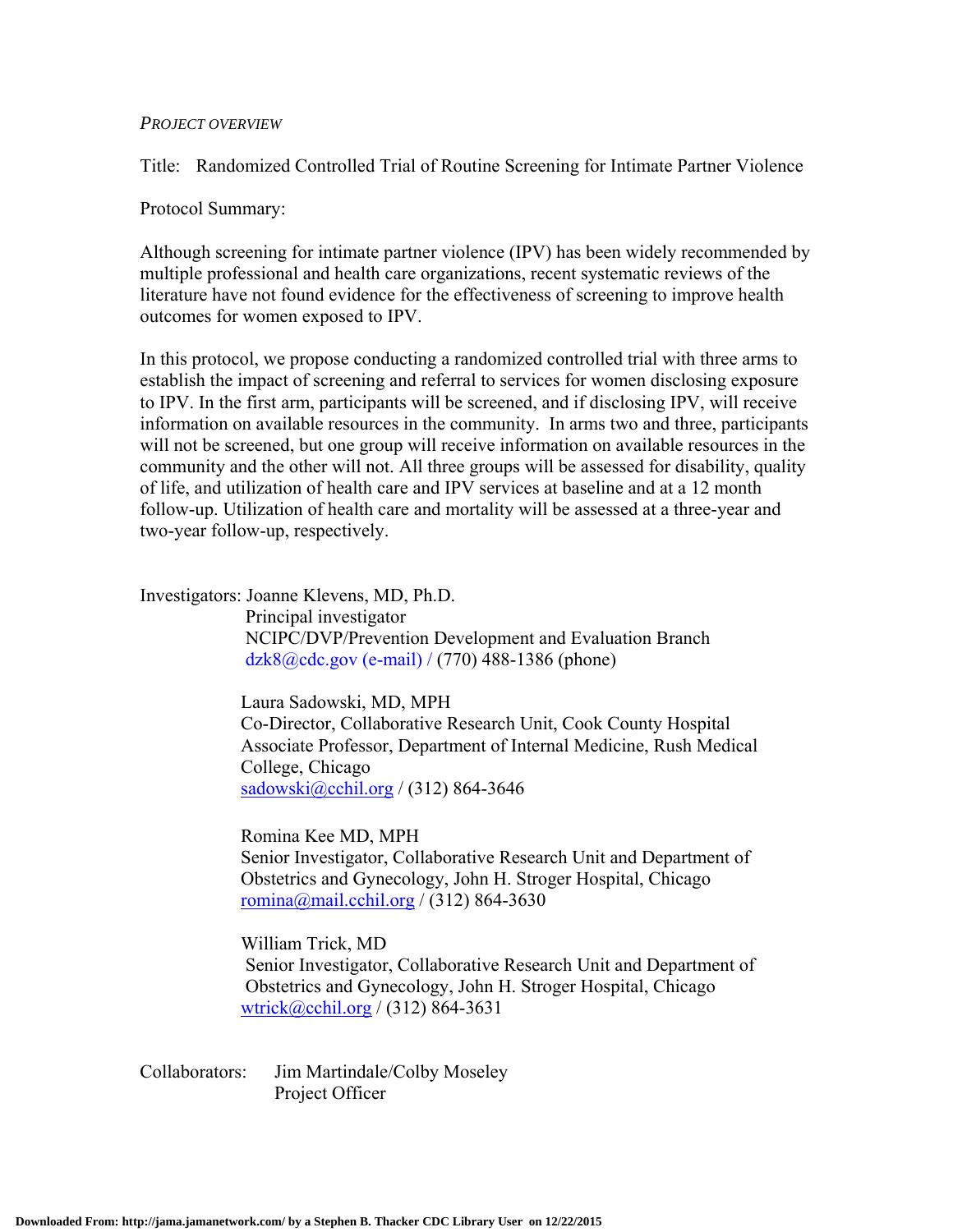*PROJECT OVERVIEW*

Title: Randomized Controlled Trial of Routine Screening for Intimate Partner Violence

Protocol Summary:

Although screening for intimate partner violence (IPV) has been widely recommended by multiple professional and health care organizations, recent systematic reviews of the literature have not found evidence for the effectiveness of screening to improve health outcomes for women exposed to IPV.

In this protocol, we propose conducting a randomized controlled trial with three arms to establish the impact of screening and referral to services for women disclosing exposure to IPV. In the first arm, participants will be screened, and if disclosing IPV, will receive information on available resources in the community. In arms two and three, participants will not be screened, but one group will receive information on available resources in the community and the other will not. All three groups will be assessed for disability, quality of life, and utilization of health care and IPV services at baseline and at a 12 month follow-up. Utilization of health care and mortality will be assessed at a three-year and two-year follow-up, respectively.

Investigators: Joanne Klevens, MD, Ph.D.
Principal investigator
NCIPC/DVP/Prevention Development and Evaluation Branch
dzk8@cdc.gov (e-mail) / (770) 488-1386 (phone)

Laura Sadowski, MD, MPH
Co-Director, Collaborative Research Unit, Cook County Hospital
Associate Professor, Department of Internal Medicine, Rush Medical College, Chicago
sadowski@cchil.org / (312) 864-3646

Romina Kee MD, MPH
Senior Investigator, Collaborative Research Unit and Department of Obstetrics and Gynecology, John H. Stroger Hospital, Chicago
romina@mail.cchil.org / (312) 864-3630

William Trick, MD
Senior Investigator, Collaborative Research Unit and Department of Obstetrics and Gynecology, John H. Stroger Hospital, Chicago
wtrick@cchil.org / (312) 864-3631

Collaborators: Jim Martindale/Colby Moseley
Project Officer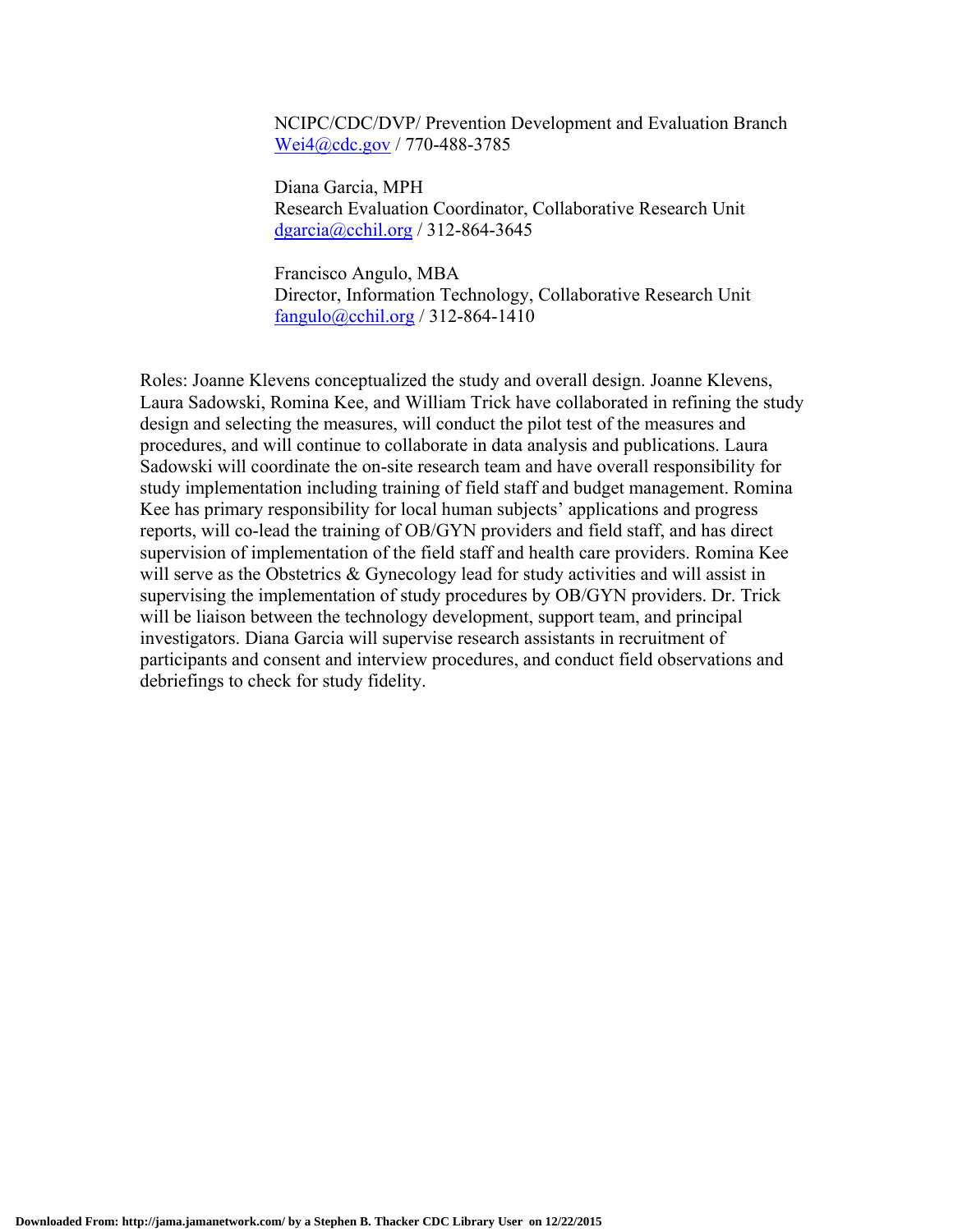NCIPC/CDC/DVP/ Prevention Development and Evaluation Branch
Wei4@cdc.gov / 770-488-3785

Diana Garcia, MPH
Research Evaluation Coordinator, Collaborative Research Unit
dgarcia@cchil.org / 312-864-3645

Francisco Angulo, MBA
Director, Information Technology, Collaborative Research Unit
fangulo@cchil.org / 312-864-1410

Roles: Joanne Klevens conceptualized the study and overall design. Joanne Klevens, Laura Sadowski, Romina Kee, and William Trick have collaborated in refining the study design and selecting the measures, will conduct the pilot test of the measures and procedures, and will continue to collaborate in data analysis and publications. Laura Sadowski will coordinate the on-site research team and have overall responsibility for study implementation including training of field staff and budget management. Romina Kee has primary responsibility for local human subjects' applications and progress reports, will co-lead the training of OB/GYN providers and field staff, and has direct supervision of implementation of the field staff and health care providers. Romina Kee will serve as the Obstetrics & Gynecology lead for study activities and will assist in supervising the implementation of study procedures by OB/GYN providers. Dr. Trick will be liaison between the technology development, support team, and principal investigators. Diana Garcia will supervise research assistants in recruitment of participants and consent and interview procedures, and conduct field observations and debriefings to check for study fidelity.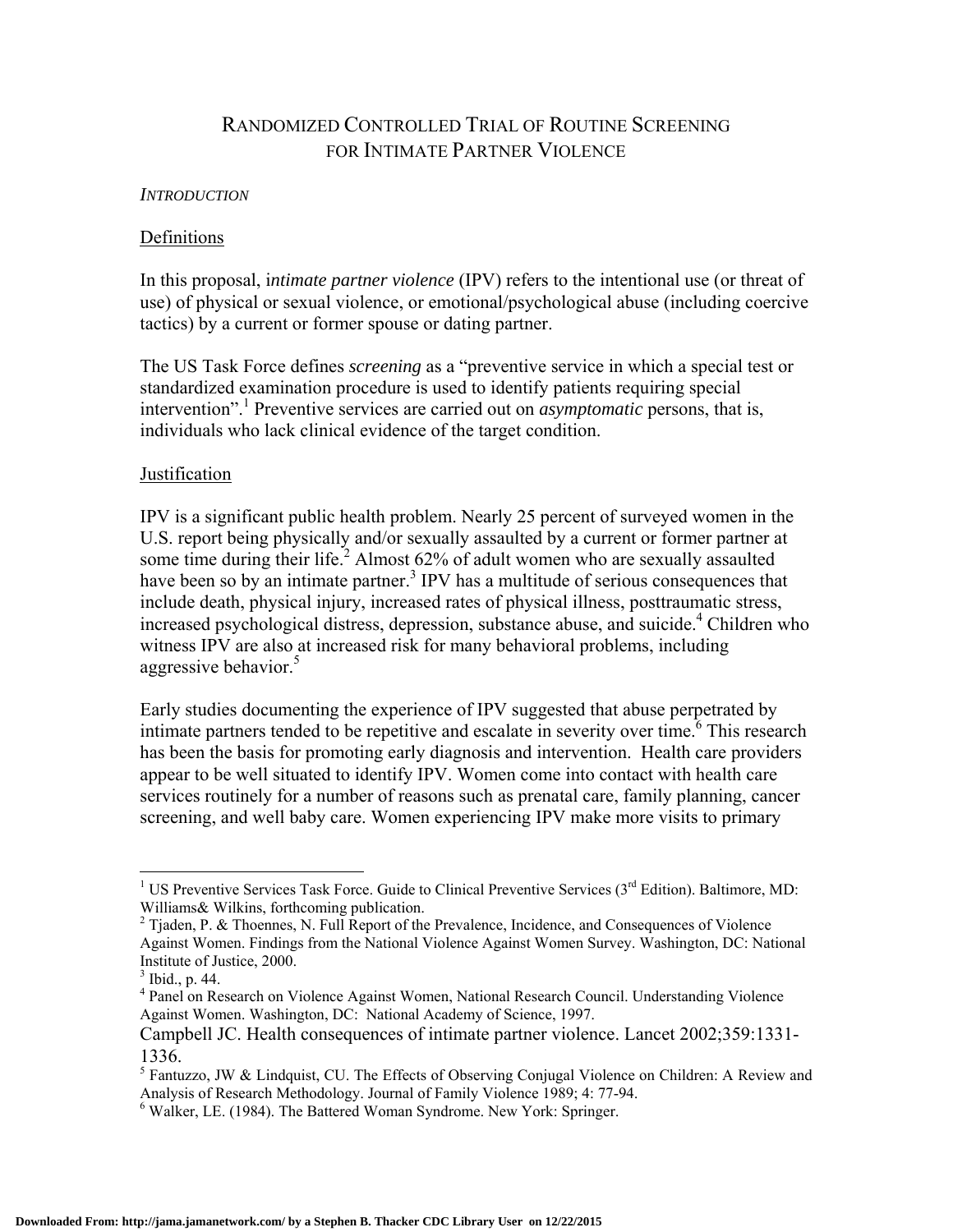# RANDOMIZED CONTROLLED TRIAL OF ROUTINE SCREENING FOR INTIMATE PARTNER VIOLENCE

*INTRODUCTION*

## Definitions

In this proposal, i*ntimate partner violence* (IPV) refers to the intentional use (or threat of use) of physical or sexual violence, or emotional/psychological abuse (including coercive tactics) by a current or former spouse or dating partner.

The US Task Force defines *screening* as a "preventive service in which a special test or standardized examination procedure is used to identify patients requiring special intervention".[1] Preventive services are carried out on *asymptomatic* persons, that is, individuals who lack clinical evidence of the target condition.

## Justification

IPV is a significant public health problem. Nearly 25 percent of surveyed women in the U.S. report being physically and/or sexually assaulted by a current or former partner at some time during their life.[2] Almost 62% of adult women who are sexually assaulted have been so by an intimate partner.[3] IPV has a multitude of serious consequences that include death, physical injury, increased rates of physical illness, posttraumatic stress, increased psychological distress, depression, substance abuse, and suicide.[4] Children who witness IPV are also at increased risk for many behavioral problems, including aggressive behavior.[5]

Early studies documenting the experience of IPV suggested that abuse perpetrated by intimate partners tended to be repetitive and escalate in severity over time.[6] This research has been the basis for promoting early diagnosis and intervention. Health care providers appear to be well situated to identify IPV. Women come into contact with health care services routinely for a number of reasons such as prenatal care, family planning, cancer screening, and well baby care. Women experiencing IPV make more visits to primary

---

[1] US Preventive Services Task Force. Guide to Clinical Preventive Services (3rd Edition). Baltimore, MD: Williams& Wilkins, forthcoming publication.

[2] Tjaden, P. & Thoennes, N. Full Report of the Prevalence, Incidence, and Consequences of Violence Against Women. Findings from the National Violence Against Women Survey. Washington, DC: National Institute of Justice, 2000.

[3] Ibid., p. 44.

[4] Panel on Research on Violence Against Women, National Research Council. Understanding Violence Against Women. Washington, DC: National Academy of Science, 1997.

Campbell JC. Health consequences of intimate partner violence. Lancet 2002;359:1331-1336.

[5] Fantuzzo, JW & Lindquist, CU. The Effects of Observing Conjugal Violence on Children: A Review and Analysis of Research Methodology. Journal of Family Violence 1989; 4: 77-94.

[6] Walker, LE. (1984). The Battered Woman Syndrome. New York: Springer.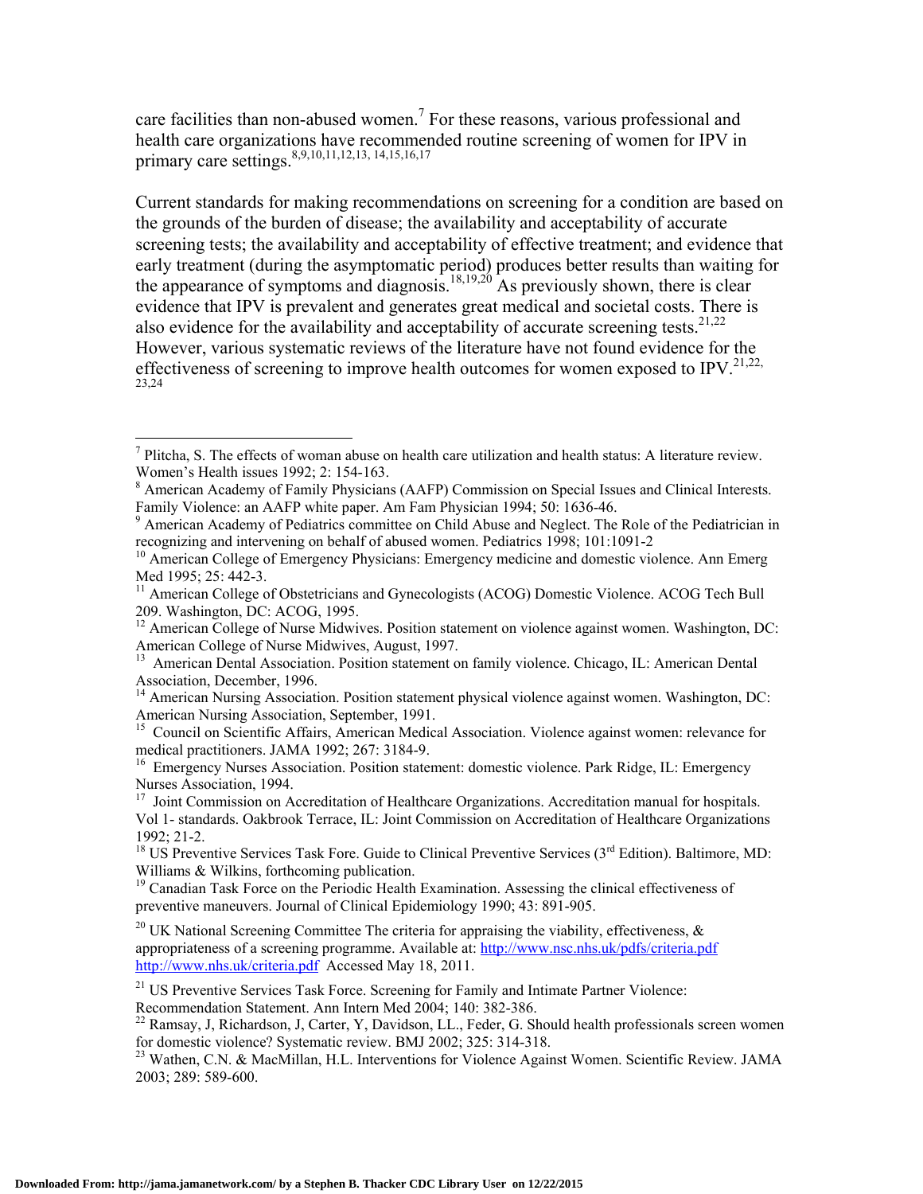care facilities than non-abused women.[7] For these reasons, various professional and health care organizations have recommended routine screening of women for IPV in primary care settings.[8,9,10,11,12,13, 14,15,16,17]

Current standards for making recommendations on screening for a condition are based on the grounds of the burden of disease; the availability and acceptability of accurate screening tests; the availability and acceptability of effective treatment; and evidence that early treatment (during the asymptomatic period) produces better results than waiting for the appearance of symptoms and diagnosis.[18,19,20] As previously shown, there is clear evidence that IPV is prevalent and generates great medical and societal costs. There is also evidence for the availability and acceptability of accurate screening tests.[21,22] However, various systematic reviews of the literature have not found evidence for the effectiveness of screening to improve health outcomes for women exposed to IPV.[21,22, 23,24]

---

[7] Plitcha, S. The effects of woman abuse on health care utilization and health status: A literature review. Women's Health issues 1992; 2: 154-163.

[8] American Academy of Family Physicians (AAFP) Commission on Special Issues and Clinical Interests. Family Violence: an AAFP white paper. Am Fam Physician 1994; 50: 1636-46.

[9] American Academy of Pediatrics committee on Child Abuse and Neglect. The Role of the Pediatrician in recognizing and intervening on behalf of abused women. Pediatrics 1998; 101:1091-2

[10] American College of Emergency Physicians: Emergency medicine and domestic violence. Ann Emerg Med 1995; 25: 442-3.

[11] American College of Obstetricians and Gynecologists (ACOG) Domestic Violence. ACOG Tech Bull 209. Washington, DC: ACOG, 1995.

[12] American College of Nurse Midwives. Position statement on violence against women. Washington, DC: American College of Nurse Midwives, August, 1997.

[13] American Dental Association. Position statement on family violence. Chicago, IL: American Dental Association, December, 1996.

[14] American Nursing Association. Position statement physical violence against women. Washington, DC: American Nursing Association, September, 1991.

[15] Council on Scientific Affairs, American Medical Association. Violence against women: relevance for medical practitioners. JAMA 1992; 267: 3184-9.

[16] Emergency Nurses Association. Position statement: domestic violence. Park Ridge, IL: Emergency Nurses Association, 1994.

[17] Joint Commission on Accreditation of Healthcare Organizations. Accreditation manual for hospitals. Vol 1- standards. Oakbrook Terrace, IL: Joint Commission on Accreditation of Healthcare Organizations 1992; 21-2.

[18] US Preventive Services Task Fore. Guide to Clinical Preventive Services (3rd Edition). Baltimore, MD: Williams & Wilkins, forthcoming publication.

[19] Canadian Task Force on the Periodic Health Examination. Assessing the clinical effectiveness of preventive maneuvers. Journal of Clinical Epidemiology 1990; 43: 891-905.

[20] UK National Screening Committee The criteria for appraising the viability, effectiveness, & appropriateness of a screening programme. Available at: http://www.nsc.nhs.uk/pdfs/criteria.pdf http://www.nhs.uk/criteria.pdf Accessed May 18, 2011.

[21] US Preventive Services Task Force. Screening for Family and Intimate Partner Violence: Recommendation Statement. Ann Intern Med 2004; 140: 382-386.

[22] Ramsay, J, Richardson, J, Carter, Y, Davidson, LL., Feder, G. Should health professionals screen women for domestic violence? Systematic review. BMJ 2002; 325: 314-318.

[23] Wathen, C.N. & MacMillan, H.L. Interventions for Violence Against Women. Scientific Review. JAMA 2003; 289: 589-600.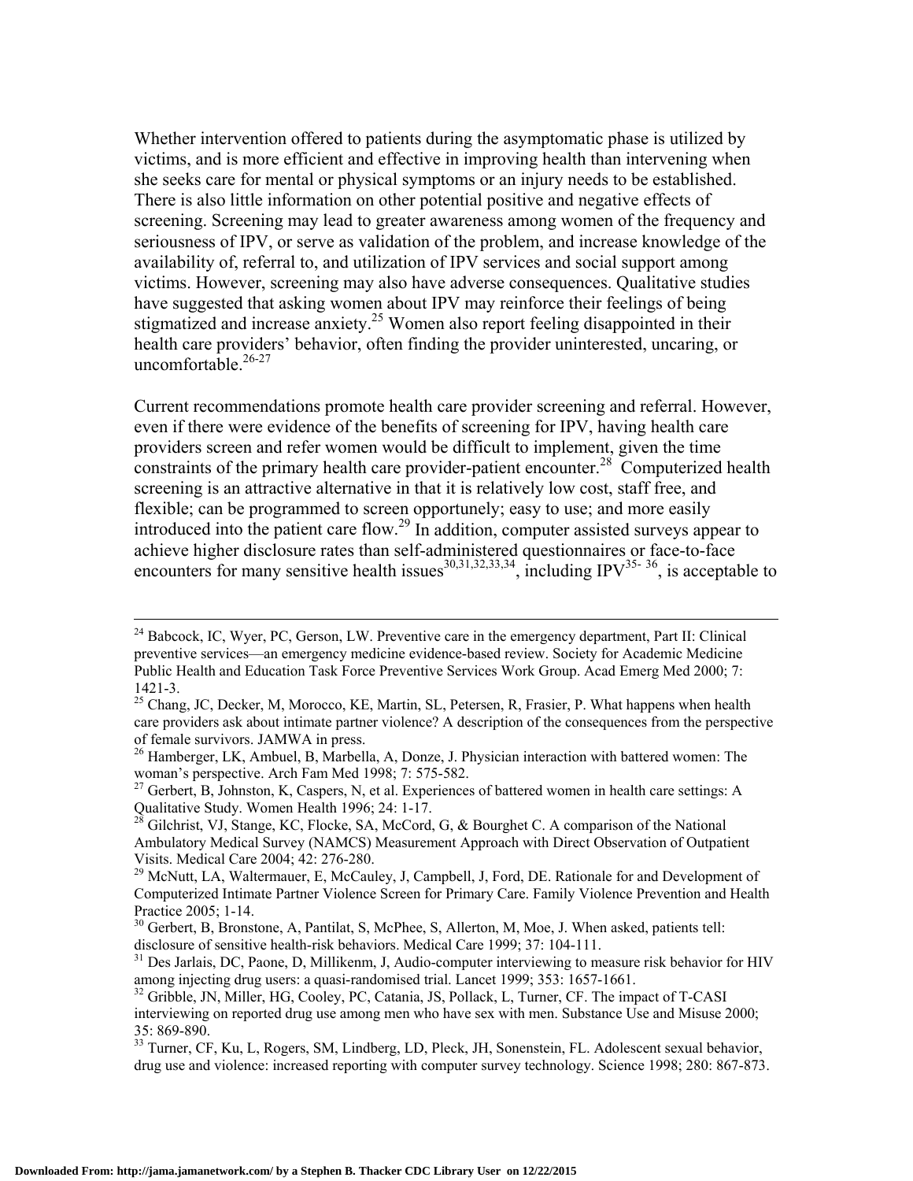Whether intervention offered to patients during the asymptomatic phase is utilized by victims, and is more efficient and effective in improving health than intervening when she seeks care for mental or physical symptoms or an injury needs to be established. There is also little information on other potential positive and negative effects of screening. Screening may lead to greater awareness among women of the frequency and seriousness of IPV, or serve as validation of the problem, and increase knowledge of the availability of, referral to, and utilization of IPV services and social support among victims. However, screening may also have adverse consequences. Qualitative studies have suggested that asking women about IPV may reinforce their feelings of being stigmatized and increase anxiety.[25] Women also report feeling disappointed in their health care providers' behavior, often finding the provider uninterested, uncaring, or uncomfortable.[26-27]

Current recommendations promote health care provider screening and referral. However, even if there were evidence of the benefits of screening for IPV, having health care providers screen and refer women would be difficult to implement, given the time constraints of the primary health care provider-patient encounter.[28] Computerized health screening is an attractive alternative in that it is relatively low cost, staff free, and flexible; can be programmed to screen opportunely; easy to use; and more easily introduced into the patient care flow.[29] In addition, computer assisted surveys appear to achieve higher disclosure rates than self-administered questionnaires or face-to-face encounters for many sensitive health issues[30,31,32,33,34], including IPV[35-36], is acceptable to

---

[24] Babcock, IC, Wyer, PC, Gerson, LW. Preventive care in the emergency department, Part II: Clinical preventive services—an emergency medicine evidence-based review. Society for Academic Medicine Public Health and Education Task Force Preventive Services Work Group. Acad Emerg Med 2000; 7: 1421-3.

[25] Chang, JC, Decker, M, Morocco, KE, Martin, SL, Petersen, R, Frasier, P. What happens when health care providers ask about intimate partner violence? A description of the consequences from the perspective of female survivors. JAMWA in press.

[26] Hamberger, LK, Ambuel, B, Marbella, A, Donze, J. Physician interaction with battered women: The woman's perspective. Arch Fam Med 1998; 7: 575-582.

[27] Gerbert, B, Johnston, K, Caspers, N, et al. Experiences of battered women in health care settings: A Qualitative Study. Women Health 1996; 24: 1-17.

[28] Gilchrist, VJ, Stange, KC, Flocke, SA, McCord, G, & Bourghet C. A comparison of the National Ambulatory Medical Survey (NAMCS) Measurement Approach with Direct Observation of Outpatient Visits. Medical Care 2004; 42: 276-280.

[29] McNutt, LA, Waltermauer, E, McCauley, J, Campbell, J, Ford, DE. Rationale for and Development of Computerized Intimate Partner Violence Screen for Primary Care. Family Violence Prevention and Health Practice 2005; 1-14.

[30] Gerbert, B, Bronstone, A, Pantilat, S, McPhee, S, Allerton, M, Moe, J. When asked, patients tell: disclosure of sensitive health-risk behaviors. Medical Care 1999; 37: 104-111.

[31] Des Jarlais, DC, Paone, D, Millikenm, J, Audio-computer interviewing to measure risk behavior for HIV among injecting drug users: a quasi-randomised trial. Lancet 1999; 353: 1657-1661.

[32] Gribble, JN, Miller, HG, Cooley, PC, Catania, JS, Pollack, L, Turner, CF. The impact of T-CASI interviewing on reported drug use among men who have sex with men. Substance Use and Misuse 2000; 35: 869-890.

[33] Turner, CF, Ku, L, Rogers, SM, Lindberg, LD, Pleck, JH, Sonenstein, FL. Adolescent sexual behavior, drug use and violence: increased reporting with computer survey technology. Science 1998; 280: 867-873.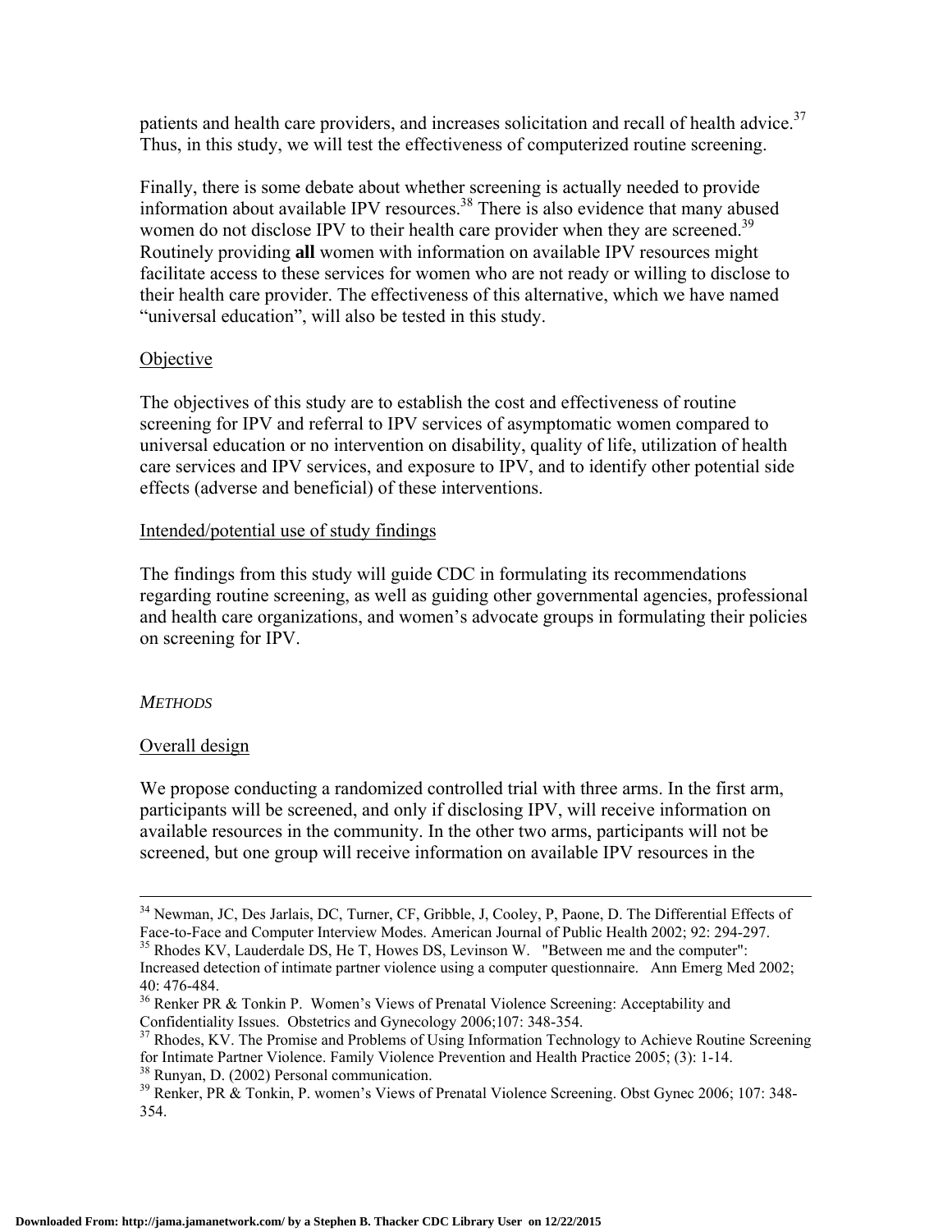patients and health care providers, and increases solicitation and recall of health advice.[37] Thus, in this study, we will test the effectiveness of computerized routine screening.

Finally, there is some debate about whether screening is actually needed to provide information about available IPV resources.[38] There is also evidence that many abused women do not disclose IPV to their health care provider when they are screened.[39] Routinely providing **all** women with information on available IPV resources might facilitate access to these services for women who are not ready or willing to disclose to their health care provider. The effectiveness of this alternative, which we have named "universal education", will also be tested in this study.

Objective

The objectives of this study are to establish the cost and effectiveness of routine screening for IPV and referral to IPV services of asymptomatic women compared to universal education or no intervention on disability, quality of life, utilization of health care services and IPV services, and exposure to IPV, and to identify other potential side effects (adverse and beneficial) of these interventions.

Intended/potential use of study findings

The findings from this study will guide CDC in formulating its recommendations regarding routine screening, as well as guiding other governmental agencies, professional and health care organizations, and women's advocate groups in formulating their policies on screening for IPV.

*METHODS*

Overall design

We propose conducting a randomized controlled trial with three arms. In the first arm, participants will be screened, and only if disclosing IPV, will receive information on available resources in the community. In the other two arms, participants will not be screened, but one group will receive information on available IPV resources in the

---

[34] Newman, JC, Des Jarlais, DC, Turner, CF, Gribble, J, Cooley, P, Paone, D. The Differential Effects of Face-to-Face and Computer Interview Modes. American Journal of Public Health 2002; 92: 294-297.
[35] Rhodes KV, Lauderdale DS, He T, Howes DS, Levinson W. "Between me and the computer": Increased detection of intimate partner violence using a computer questionnaire. Ann Emerg Med 2002; 40: 476-484.
[36] Renker PR & Tonkin P. Women's Views of Prenatal Violence Screening: Acceptability and Confidentiality Issues. Obstetrics and Gynecology 2006;107: 348-354.
[37] Rhodes, KV. The Promise and Problems of Using Information Technology to Achieve Routine Screening for Intimate Partner Violence. Family Violence Prevention and Health Practice 2005; (3): 1-14.
[38] Runyan, D. (2002) Personal communication.
[39] Renker, PR & Tonkin, P. women's Views of Prenatal Violence Screening. Obst Gynec 2006; 107: 348-354.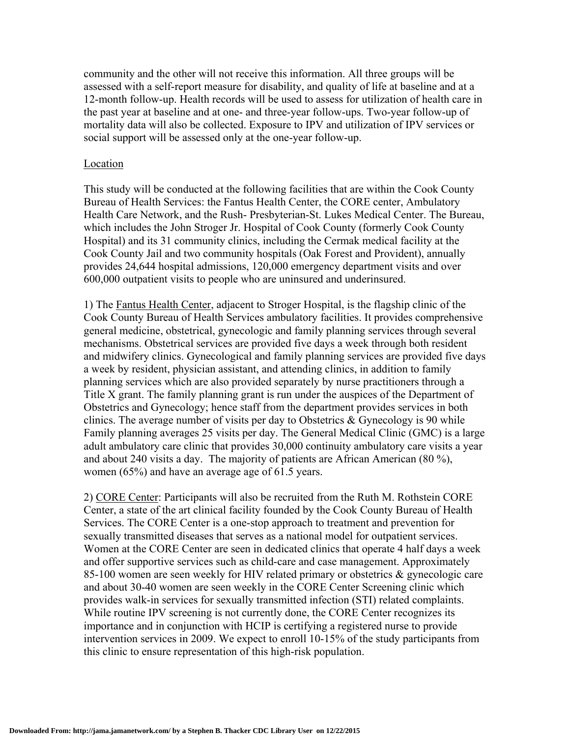community and the other will not receive this information. All three groups will be assessed with a self-report measure for disability, and quality of life at baseline and at a 12-month follow-up. Health records will be used to assess for utilization of health care in the past year at baseline and at one- and three-year follow-ups. Two-year follow-up of mortality data will also be collected. Exposure to IPV and utilization of IPV services or social support will be assessed only at the one-year follow-up.

Location

This study will be conducted at the following facilities that are within the Cook County Bureau of Health Services: the Fantus Health Center, the CORE center, Ambulatory Health Care Network, and the Rush- Presbyterian-St. Lukes Medical Center. The Bureau, which includes the John Stroger Jr. Hospital of Cook County (formerly Cook County Hospital) and its 31 community clinics, including the Cermak medical facility at the Cook County Jail and two community hospitals (Oak Forest and Provident), annually provides 24,644 hospital admissions, 120,000 emergency department visits and over 600,000 outpatient visits to people who are uninsured and underinsured.

1) The Fantus Health Center, adjacent to Stroger Hospital, is the flagship clinic of the Cook County Bureau of Health Services ambulatory facilities. It provides comprehensive general medicine, obstetrical, gynecologic and family planning services through several mechanisms. Obstetrical services are provided five days a week through both resident and midwifery clinics. Gynecological and family planning services are provided five days a week by resident, physician assistant, and attending clinics, in addition to family planning services which are also provided separately by nurse practitioners through a Title X grant. The family planning grant is run under the auspices of the Department of Obstetrics and Gynecology; hence staff from the department provides services in both clinics. The average number of visits per day to Obstetrics & Gynecology is 90 while Family planning averages 25 visits per day. The General Medical Clinic (GMC) is a large adult ambulatory care clinic that provides 30,000 continuity ambulatory care visits a year and about 240 visits a day. The majority of patients are African American (80 %), women (65%) and have an average age of 61.5 years.

2) CORE Center: Participants will also be recruited from the Ruth M. Rothstein CORE Center, a state of the art clinical facility founded by the Cook County Bureau of Health Services. The CORE Center is a one-stop approach to treatment and prevention for sexually transmitted diseases that serves as a national model for outpatient services. Women at the CORE Center are seen in dedicated clinics that operate 4 half days a week and offer supportive services such as child-care and case management. Approximately 85-100 women are seen weekly for HIV related primary or obstetrics & gynecologic care and about 30-40 women are seen weekly in the CORE Center Screening clinic which provides walk-in services for sexually transmitted infection (STI) related complaints. While routine IPV screening is not currently done, the CORE Center recognizes its importance and in conjunction with HCIP is certifying a registered nurse to provide intervention services in 2009. We expect to enroll 10-15% of the study participants from this clinic to ensure representation of this high-risk population.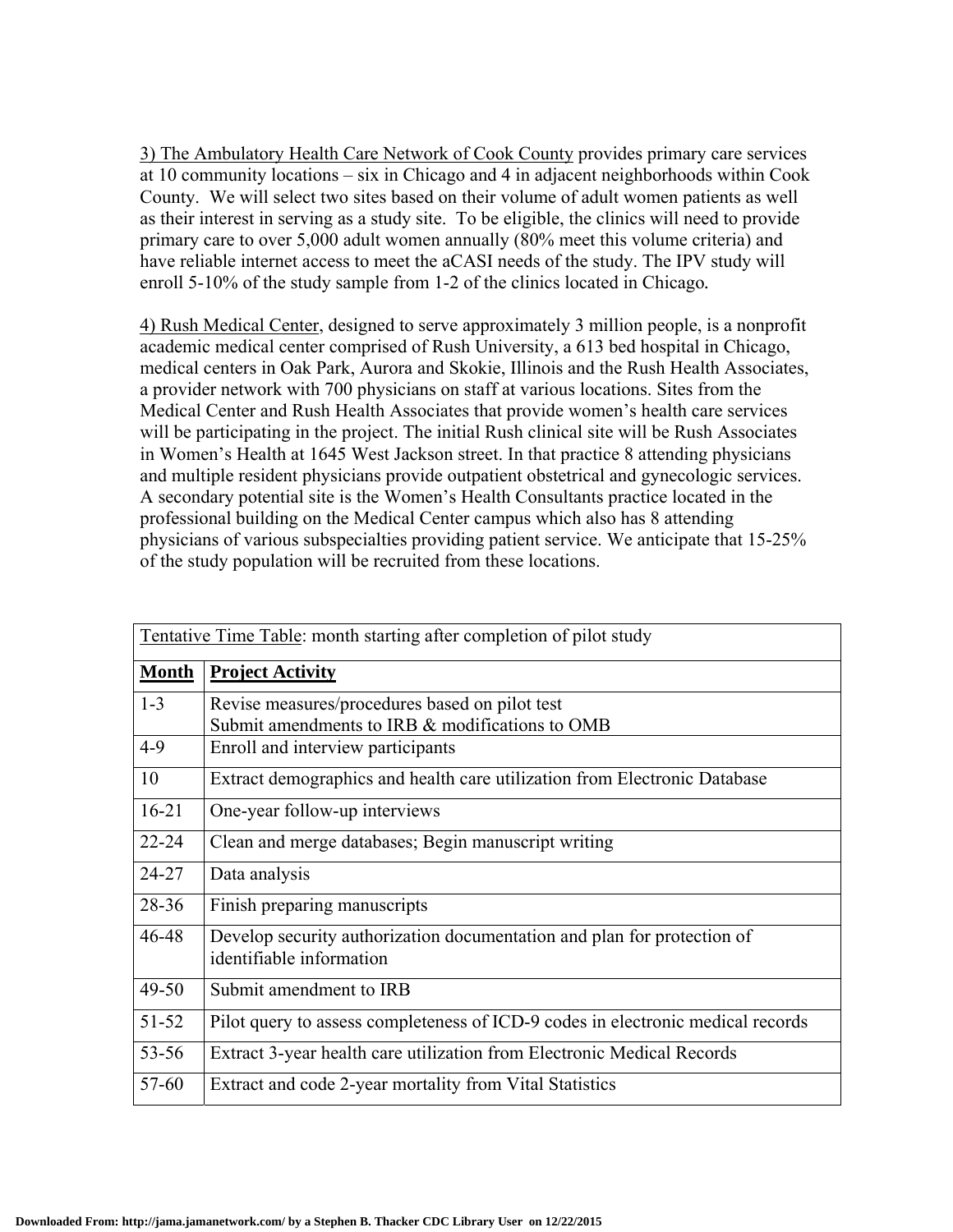3) The Ambulatory Health Care Network of Cook County provides primary care services at 10 community locations – six in Chicago and 4 in adjacent neighborhoods within Cook County. We will select two sites based on their volume of adult women patients as well as their interest in serving as a study site. To be eligible, the clinics will need to provide primary care to over 5,000 adult women annually (80% meet this volume criteria) and have reliable internet access to meet the aCASI needs of the study. The IPV study will enroll 5-10% of the study sample from 1-2 of the clinics located in Chicago.

4) Rush Medical Center, designed to serve approximately 3 million people, is a nonprofit academic medical center comprised of Rush University, a 613 bed hospital in Chicago, medical centers in Oak Park, Aurora and Skokie, Illinois and the Rush Health Associates, a provider network with 700 physicians on staff at various locations. Sites from the Medical Center and Rush Health Associates that provide women's health care services will be participating in the project. The initial Rush clinical site will be Rush Associates in Women's Health at 1645 West Jackson street. In that practice 8 attending physicians and multiple resident physicians provide outpatient obstetrical and gynecologic services. A secondary potential site is the Women's Health Consultants practice located in the professional building on the Medical Center campus which also has 8 attending physicians of various subspecialties providing patient service. We anticipate that 15-25% of the study population will be recruited from these locations.

| Tentative Time Table: month starting after completion of pilot study | |
|---|---|
| **Month** | **Project Activity** |
| 1-3 | Revise measures/procedures based on pilot test<br>Submit amendments to IRB & modifications to OMB |
| 4-9 | Enroll and interview participants |
| 10 | Extract demographics and health care utilization from Electronic Database |
| 16-21 | One-year follow-up interviews |
| 22-24 | Clean and merge databases; Begin manuscript writing |
| 24-27 | Data analysis |
| 28-36 | Finish preparing manuscripts |
| 46-48 | Develop security authorization documentation and plan for protection of identifiable information |
| 49-50 | Submit amendment to IRB |
| 51-52 | Pilot query to assess completeness of ICD-9 codes in electronic medical records |
| 53-56 | Extract 3-year health care utilization from Electronic Medical Records |
| 57-60 | Extract and code 2-year mortality from Vital Statistics |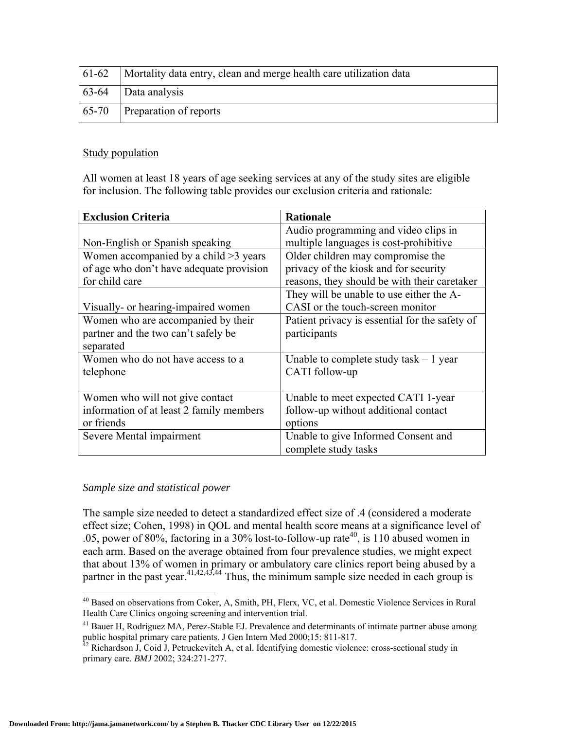| 61-62 | Mortality data entry, clean and merge health care utilization data |
|---|---|
| 63-64 | Data analysis |
| 65-70 | Preparation of reports |

Study population

All women at least 18 years of age seeking services at any of the study sites are eligible for inclusion. The following table provides our exclusion criteria and rationale:

| Exclusion Criteria | Rationale |
|---|---|
| Non-English or Spanish speaking | Audio programming and video clips in multiple languages is cost-prohibitive |
| Women accompanied by a child >3 years of age who don't have adequate provision for child care | Older children may compromise the privacy of the kiosk and for security reasons, they should be with their caretaker |
| Visually- or hearing-impaired women | They will be unable to use either the A-CASI or the touch-screen monitor |
| Women who are accompanied by their partner and the two can't safely be separated | Patient privacy is essential for the safety of participants |
| Women who do not have access to a telephone | Unable to complete study task – 1 year CATI follow-up |
| Women who will not give contact information of at least 2 family members or friends | Unable to meet expected CATI 1-year follow-up without additional contact options |
| Severe Mental impairment | Unable to give Informed Consent and complete study tasks |

*Sample size and statistical power*

The sample size needed to detect a standardized effect size of .4 (considered a moderate effect size; Cohen, 1998) in QOL and mental health score means at a significance level of .05, power of 80%, factoring in a 30% lost-to-follow-up rate[40], is 110 abused women in each arm. Based on the average obtained from four prevalence studies, we might expect that about 13% of women in primary or ambulatory care clinics report being abused by a partner in the past year.[41,42,43,44] Thus, the minimum sample size needed in each group is

[40] Based on observations from Coker, A, Smith, PH, Flerx, VC, et al. Domestic Violence Services in Rural Health Care Clinics ongoing screening and intervention trial.

[41] Bauer H, Rodriguez MA, Perez-Stable EJ. Prevalence and determinants of intimate partner abuse among public hospital primary care patients. J Gen Intern Med 2000;15: 811-817.

[42] Richardson J, Coid J, Petruckevitch A, et al. Identifying domestic violence: cross-sectional study in primary care. *BMJ* 2002; 324:271-277.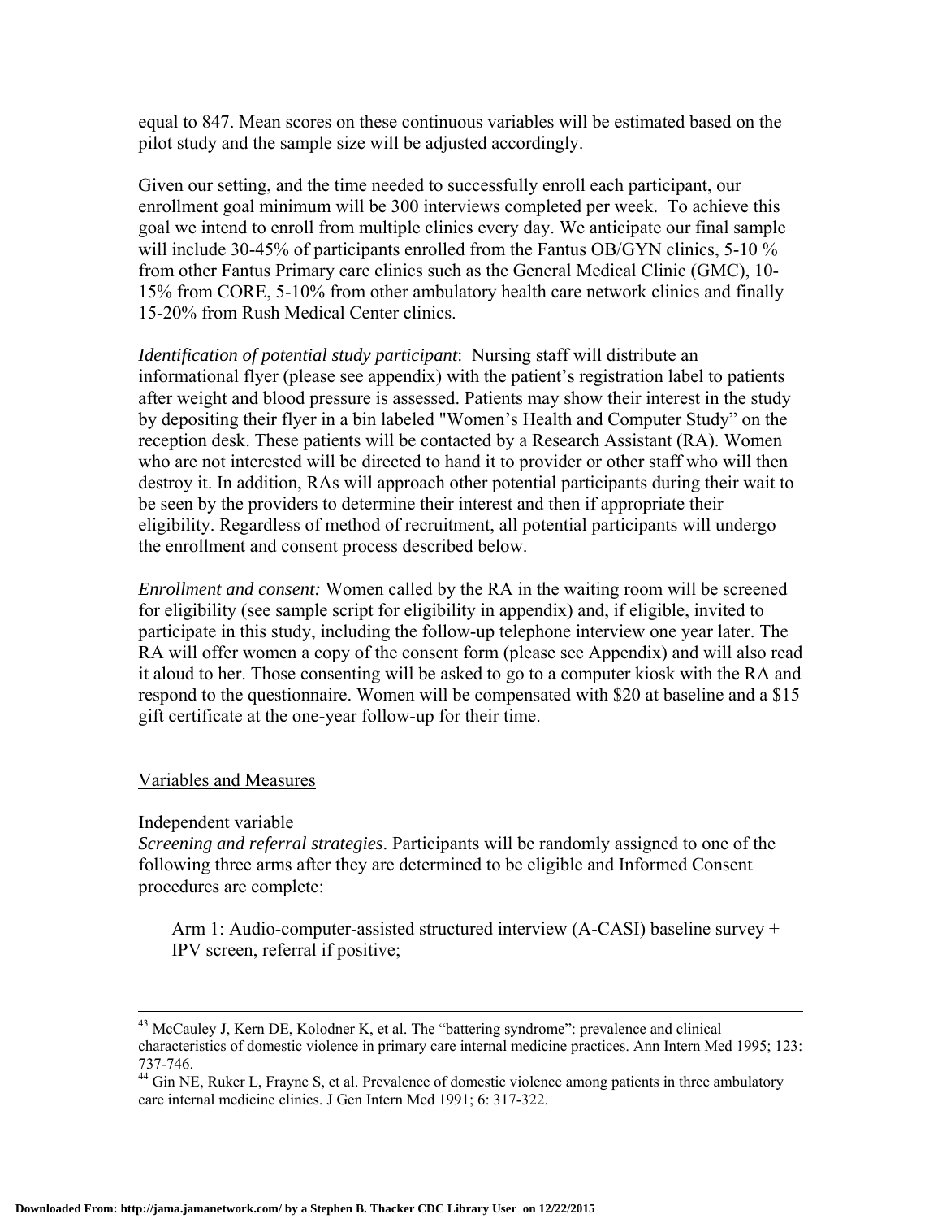equal to 847. Mean scores on these continuous variables will be estimated based on the pilot study and the sample size will be adjusted accordingly.

Given our setting, and the time needed to successfully enroll each participant, our enrollment goal minimum will be 300 interviews completed per week. To achieve this goal we intend to enroll from multiple clinics every day. We anticipate our final sample will include 30-45% of participants enrolled from the Fantus OB/GYN clinics, 5-10 % from other Fantus Primary care clinics such as the General Medical Clinic (GMC), 10-15% from CORE, 5-10% from other ambulatory health care network clinics and finally 15-20% from Rush Medical Center clinics.

*Identification of potential study participant*: Nursing staff will distribute an informational flyer (please see appendix) with the patient's registration label to patients after weight and blood pressure is assessed. Patients may show their interest in the study by depositing their flyer in a bin labeled "Women's Health and Computer Study" on the reception desk. These patients will be contacted by a Research Assistant (RA). Women who are not interested will be directed to hand it to provider or other staff who will then destroy it. In addition, RAs will approach other potential participants during their wait to be seen by the providers to determine their interest and then if appropriate their eligibility. Regardless of method of recruitment, all potential participants will undergo the enrollment and consent process described below.

*Enrollment and consent:* Women called by the RA in the waiting room will be screened for eligibility (see sample script for eligibility in appendix) and, if eligible, invited to participate in this study, including the follow-up telephone interview one year later. The RA will offer women a copy of the consent form (please see Appendix) and will also read it aloud to her. Those consenting will be asked to go to a computer kiosk with the RA and respond to the questionnaire. Women will be compensated with $20 at baseline and a $15 gift certificate at the one-year follow-up for their time.

<u>Variables and Measures</u>

Independent variable

*Screening and referral strategies*. Participants will be randomly assigned to one of the following three arms after they are determined to be eligible and Informed Consent procedures are complete:

Arm 1: Audio-computer-assisted structured interview (A-CASI) baseline survey + IPV screen, referral if positive;

---

[43] McCauley J, Kern DE, Kolodner K, et al. The "battering syndrome": prevalence and clinical characteristics of domestic violence in primary care internal medicine practices. Ann Intern Med 1995; 123: 737-746.

[44] Gin NE, Ruker L, Frayne S, et al. Prevalence of domestic violence among patients in three ambulatory care internal medicine clinics. J Gen Intern Med 1991; 6: 317-322.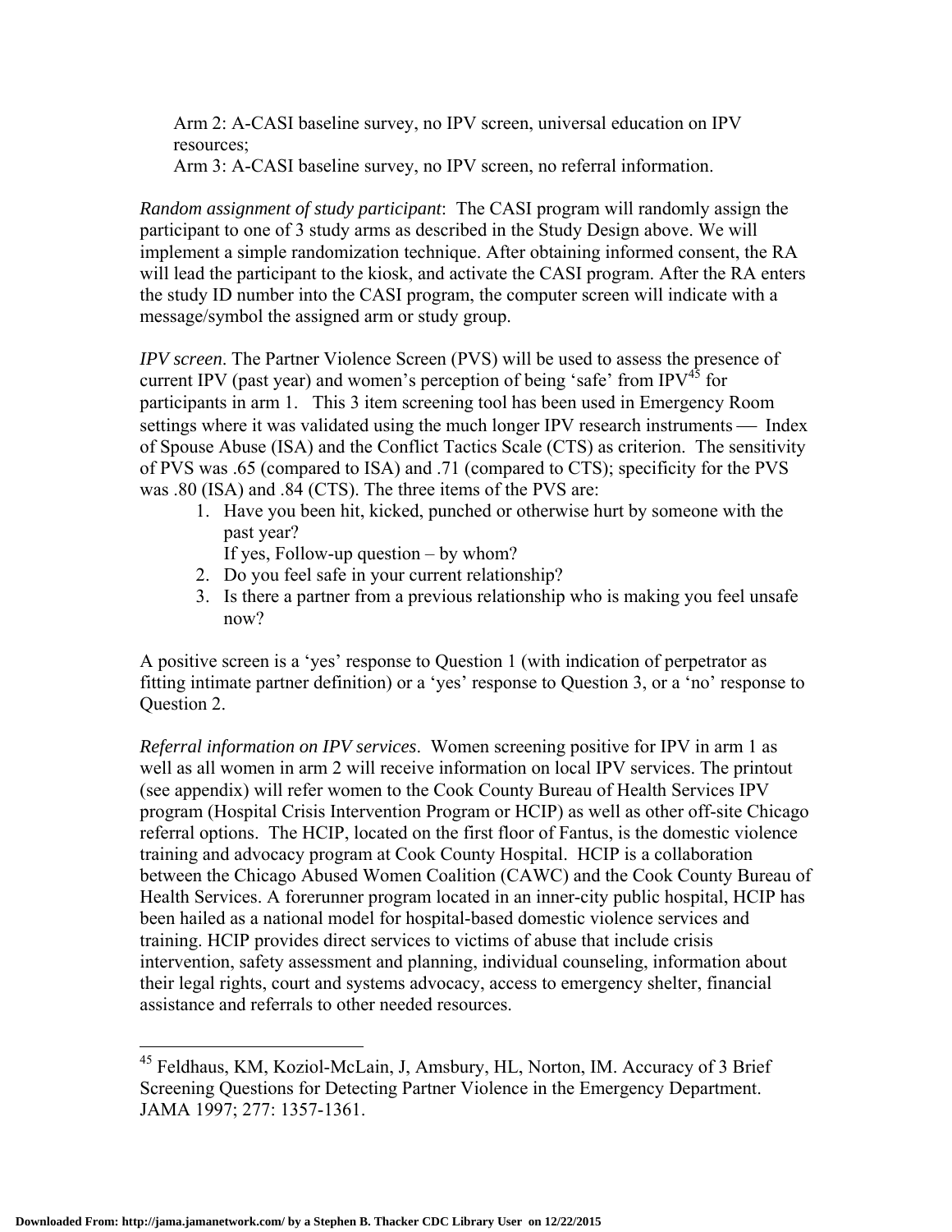Arm 2: A-CASI baseline survey, no IPV screen, universal education on IPV resources;
Arm 3: A-CASI baseline survey, no IPV screen, no referral information.

*Random assignment of study participant*: The CASI program will randomly assign the participant to one of 3 study arms as described in the Study Design above. We will implement a simple randomization technique. After obtaining informed consent, the RA will lead the participant to the kiosk, and activate the CASI program. After the RA enters the study ID number into the CASI program, the computer screen will indicate with a message/symbol the assigned arm or study group.

*IPV screen*. The Partner Violence Screen (PVS) will be used to assess the presence of current IPV (past year) and women's perception of being 'safe' from IPV[45] for participants in arm 1. This 3 item screening tool has been used in Emergency Room settings where it was validated using the much longer IPV research instruments — Index of Spouse Abuse (ISA) and the Conflict Tactics Scale (CTS) as criterion. The sensitivity of PVS was .65 (compared to ISA) and .71 (compared to CTS); specificity for the PVS was .80 (ISA) and .84 (CTS). The three items of the PVS are:

1. Have you been hit, kicked, punched or otherwise hurt by someone with the past year?
   If yes, Follow-up question – by whom?
2. Do you feel safe in your current relationship?
3. Is there a partner from a previous relationship who is making you feel unsafe now?

A positive screen is a 'yes' response to Question 1 (with indication of perpetrator as fitting intimate partner definition) or a 'yes' response to Question 3, or a 'no' response to Question 2.

*Referral information on IPV services*. Women screening positive for IPV in arm 1 as well as all women in arm 2 will receive information on local IPV services. The printout (see appendix) will refer women to the Cook County Bureau of Health Services IPV program (Hospital Crisis Intervention Program or HCIP) as well as other off-site Chicago referral options. The HCIP, located on the first floor of Fantus, is the domestic violence training and advocacy program at Cook County Hospital. HCIP is a collaboration between the Chicago Abused Women Coalition (CAWC) and the Cook County Bureau of Health Services. A forerunner program located in an inner-city public hospital, HCIP has been hailed as a national model for hospital-based domestic violence services and training. HCIP provides direct services to victims of abuse that include crisis intervention, safety assessment and planning, individual counseling, information about their legal rights, court and systems advocacy, access to emergency shelter, financial assistance and referrals to other needed resources.

---

[45] Feldhaus, KM, Koziol-McLain, J, Amsbury, HL, Norton, IM. Accuracy of 3 Brief Screening Questions for Detecting Partner Violence in the Emergency Department. JAMA 1997; 277: 1357-1361.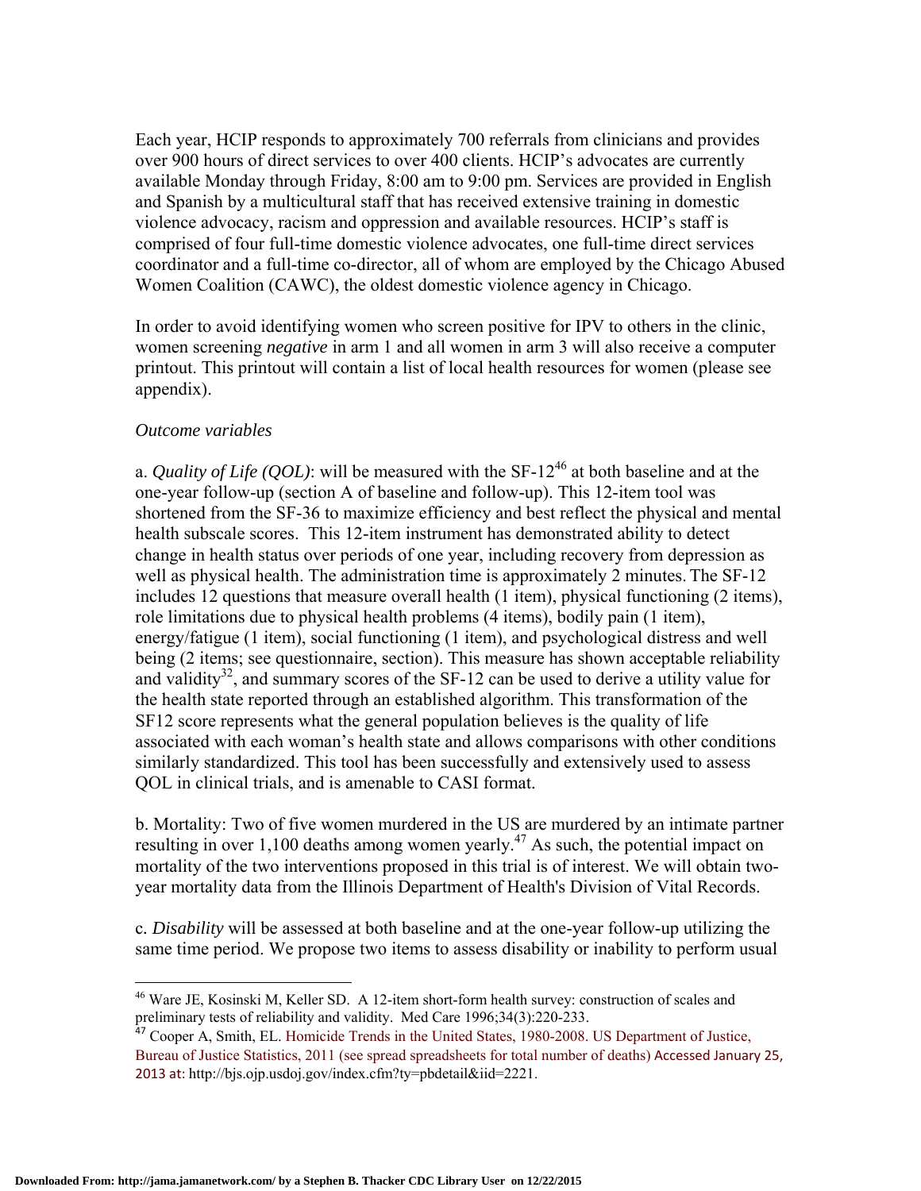Each year, HCIP responds to approximately 700 referrals from clinicians and provides over 900 hours of direct services to over 400 clients. HCIP's advocates are currently available Monday through Friday, 8:00 am to 9:00 pm. Services are provided in English and Spanish by a multicultural staff that has received extensive training in domestic violence advocacy, racism and oppression and available resources. HCIP's staff is comprised of four full-time domestic violence advocates, one full-time direct services coordinator and a full-time co-director, all of whom are employed by the Chicago Abused Women Coalition (CAWC), the oldest domestic violence agency in Chicago.

In order to avoid identifying women who screen positive for IPV to others in the clinic, women screening *negative* in arm 1 and all women in arm 3 will also receive a computer printout. This printout will contain a list of local health resources for women (please see appendix).

*Outcome variables*

a. *Quality of Life (QOL)*: will be measured with the SF-12[46] at both baseline and at the one-year follow-up (section A of baseline and follow-up). This 12-item tool was shortened from the SF-36 to maximize efficiency and best reflect the physical and mental health subscale scores. This 12-item instrument has demonstrated ability to detect change in health status over periods of one year, including recovery from depression as well as physical health. The administration time is approximately 2 minutes. The SF-12 includes 12 questions that measure overall health (1 item), physical functioning (2 items), role limitations due to physical health problems (4 items), bodily pain (1 item), energy/fatigue (1 item), social functioning (1 item), and psychological distress and well being (2 items; see questionnaire, section). This measure has shown acceptable reliability and validity[32], and summary scores of the SF-12 can be used to derive a utility value for the health state reported through an established algorithm. This transformation of the SF12 score represents what the general population believes is the quality of life associated with each woman's health state and allows comparisons with other conditions similarly standardized. This tool has been successfully and extensively used to assess QOL in clinical trials, and is amenable to CASI format.

b. Mortality: Two of five women murdered in the US are murdered by an intimate partner resulting in over 1,100 deaths among women yearly.[47] As such, the potential impact on mortality of the two interventions proposed in this trial is of interest. We will obtain two-year mortality data from the Illinois Department of Health's Division of Vital Records.

c. *Disability* will be assessed at both baseline and at the one-year follow-up utilizing the same time period. We propose two items to assess disability or inability to perform usual

---

[46] Ware JE, Kosinski M, Keller SD. A 12-item short-form health survey: construction of scales and preliminary tests of reliability and validity. Med Care 1996;34(3):220-233.

[47] Cooper A, Smith, EL. Homicide Trends in the United States, 1980-2008. US Department of Justice, Bureau of Justice Statistics, 2011 (see spread spreadsheets for total number of deaths) Accessed January 25, 2013 at: http://bjs.ojp.usdoj.gov/index.cfm?ty=pbdetail&iid=2221.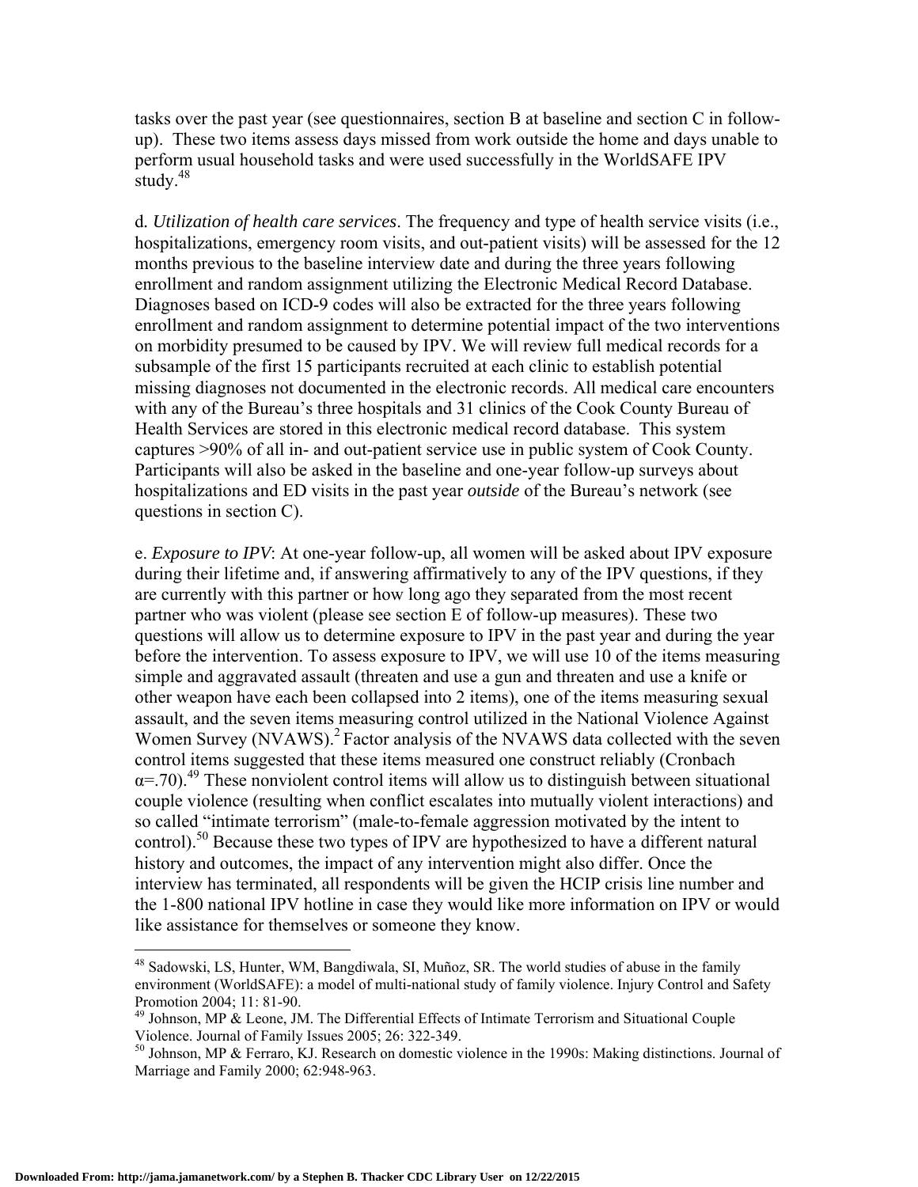tasks over the past year (see questionnaires, section B at baseline and section C in follow-up). These two items assess days missed from work outside the home and days unable to perform usual household tasks and were used successfully in the WorldSAFE IPV study.[48]

d. *Utilization of health care services*. The frequency and type of health service visits (i.e., hospitalizations, emergency room visits, and out-patient visits) will be assessed for the 12 months previous to the baseline interview date and during the three years following enrollment and random assignment utilizing the Electronic Medical Record Database. Diagnoses based on ICD-9 codes will also be extracted for the three years following enrollment and random assignment to determine potential impact of the two interventions on morbidity presumed to be caused by IPV. We will review full medical records for a subsample of the first 15 participants recruited at each clinic to establish potential missing diagnoses not documented in the electronic records. All medical care encounters with any of the Bureau's three hospitals and 31 clinics of the Cook County Bureau of Health Services are stored in this electronic medical record database. This system captures >90% of all in- and out-patient service use in public system of Cook County. Participants will also be asked in the baseline and one-year follow-up surveys about hospitalizations and ED visits in the past year *outside* of the Bureau's network (see questions in section C).

e. *Exposure to IPV*: At one-year follow-up, all women will be asked about IPV exposure during their lifetime and, if answering affirmatively to any of the IPV questions, if they are currently with this partner or how long ago they separated from the most recent partner who was violent (please see section E of follow-up measures). These two questions will allow us to determine exposure to IPV in the past year and during the year before the intervention. To assess exposure to IPV, we will use 10 of the items measuring simple and aggravated assault (threaten and use a gun and threaten and use a knife or other weapon have each been collapsed into 2 items), one of the items measuring sexual assault, and the seven items measuring control utilized in the National Violence Against Women Survey (NVAWS).[2] Factor analysis of the NVAWS data collected with the seven control items suggested that these items measured one construct reliably (Cronbach $\alpha$=.70).[49] These nonviolent control items will allow us to distinguish between situational couple violence (resulting when conflict escalates into mutually violent interactions) and so called "intimate terrorism" (male-to-female aggression motivated by the intent to control).[50] Because these two types of IPV are hypothesized to have a different natural history and outcomes, the impact of any intervention might also differ. Once the interview has terminated, all respondents will be given the HCIP crisis line number and the 1-800 national IPV hotline in case they would like more information on IPV or would like assistance for themselves or someone they know.

---

[48] Sadowski, LS, Hunter, WM, Bangdiwala, SI, Muñoz, SR. The world studies of abuse in the family environment (WorldSAFE): a model of multi-national study of family violence. Injury Control and Safety Promotion 2004; 11: 81-90.

[49] Johnson, MP & Leone, JM. The Differential Effects of Intimate Terrorism and Situational Couple Violence. Journal of Family Issues 2005; 26: 322-349.

[50] Johnson, MP & Ferraro, KJ. Research on domestic violence in the 1990s: Making distinctions. Journal of Marriage and Family 2000; 62:948-963.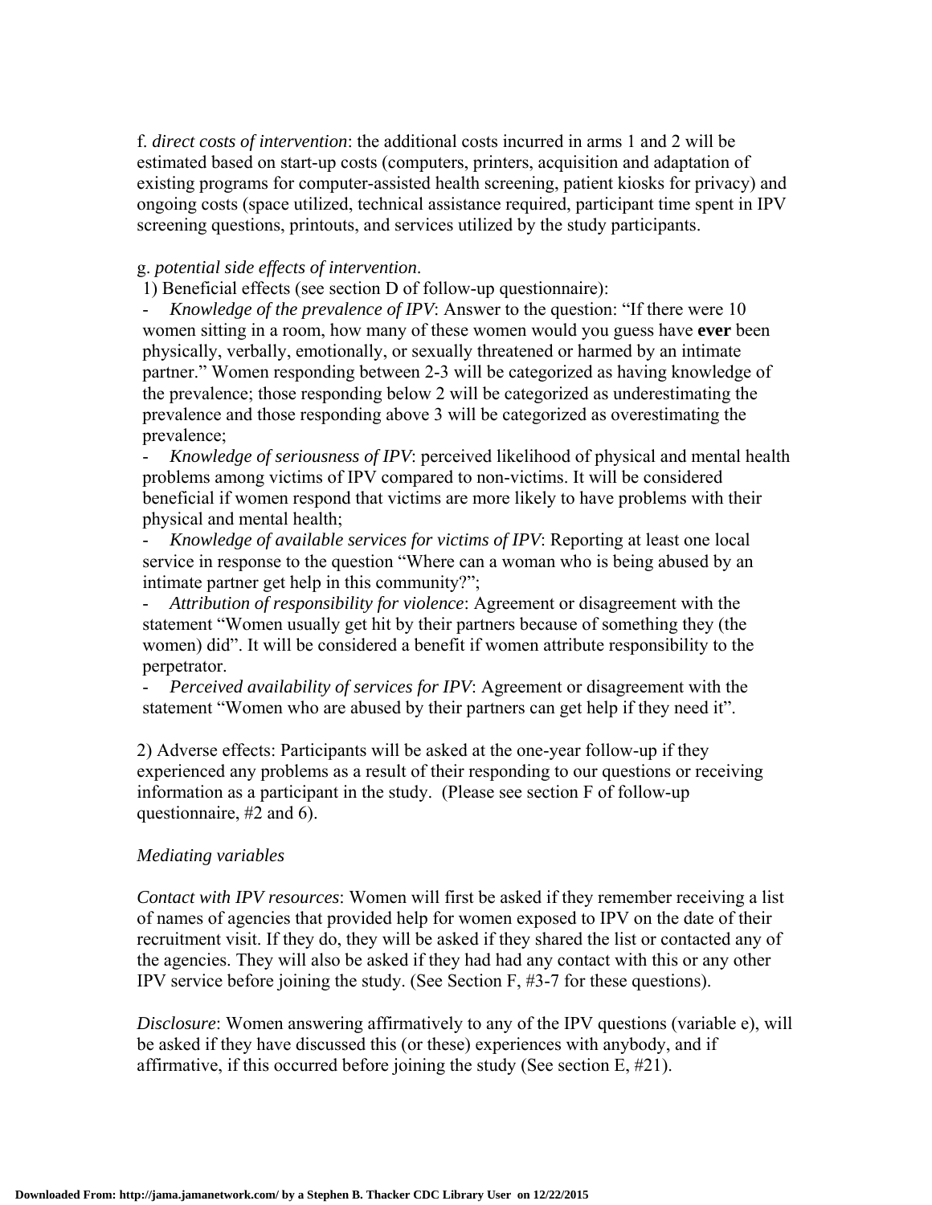f. *direct costs of intervention*: the additional costs incurred in arms 1 and 2 will be estimated based on start-up costs (computers, printers, acquisition and adaptation of existing programs for computer-assisted health screening, patient kiosks for privacy) and ongoing costs (space utilized, technical assistance required, participant time spent in IPV screening questions, printouts, and services utilized by the study participants.

g. *potential side effects of intervention*.

1) Beneficial effects (see section D of follow-up questionnaire):

- *Knowledge of the prevalence of IPV*: Answer to the question: "If there were 10 women sitting in a room, how many of these women would you guess have **ever** been physically, verbally, emotionally, or sexually threatened or harmed by an intimate partner." Women responding between 2-3 will be categorized as having knowledge of the prevalence; those responding below 2 will be categorized as underestimating the prevalence and those responding above 3 will be categorized as overestimating the prevalence;
- *Knowledge of seriousness of IPV*: perceived likelihood of physical and mental health problems among victims of IPV compared to non-victims. It will be considered beneficial if women respond that victims are more likely to have problems with their physical and mental health;
- *Knowledge of available services for victims of IPV*: Reporting at least one local service in response to the question "Where can a woman who is being abused by an intimate partner get help in this community?";
- *Attribution of responsibility for violence*: Agreement or disagreement with the statement "Women usually get hit by their partners because of something they (the women) did". It will be considered a benefit if women attribute responsibility to the perpetrator.
- *Perceived availability of services for IPV*: Agreement or disagreement with the statement "Women who are abused by their partners can get help if they need it".

2) Adverse effects: Participants will be asked at the one-year follow-up if they experienced any problems as a result of their responding to our questions or receiving information as a participant in the study. (Please see section F of follow-up questionnaire, #2 and 6).

*Mediating variables*

*Contact with IPV resources*: Women will first be asked if they remember receiving a list of names of agencies that provided help for women exposed to IPV on the date of their recruitment visit. If they do, they will be asked if they shared the list or contacted any of the agencies. They will also be asked if they had had any contact with this or any other IPV service before joining the study. (See Section F, #3-7 for these questions).

*Disclosure*: Women answering affirmatively to any of the IPV questions (variable e), will be asked if they have discussed this (or these) experiences with anybody, and if affirmative, if this occurred before joining the study (See section E, #21).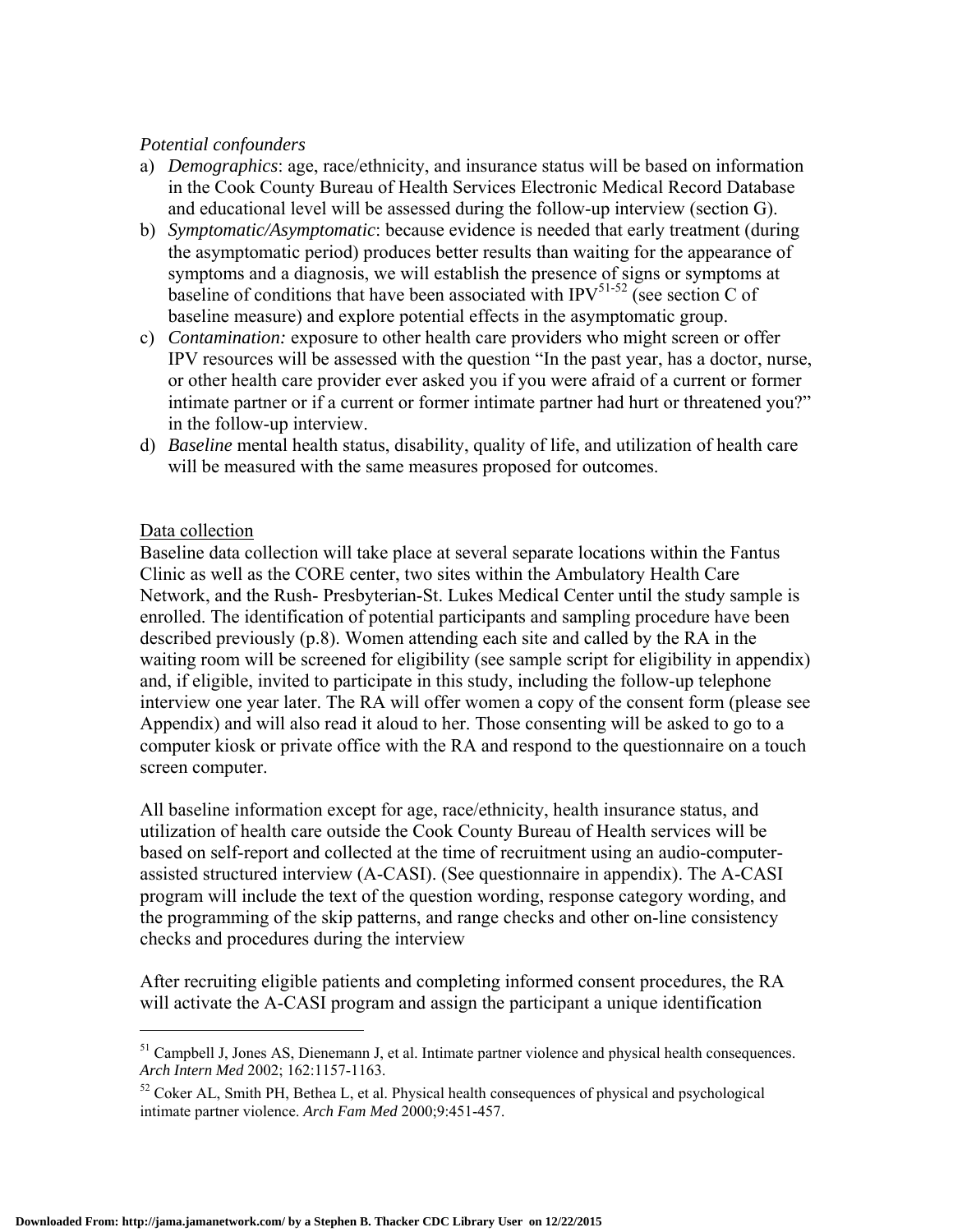*Potential confounders*

a) *Demographics*: age, race/ethnicity, and insurance status will be based on information in the Cook County Bureau of Health Services Electronic Medical Record Database and educational level will be assessed during the follow-up interview (section G).
b) *Symptomatic/Asymptomatic*: because evidence is needed that early treatment (during the asymptomatic period) produces better results than waiting for the appearance of symptoms and a diagnosis, we will establish the presence of signs or symptoms at baseline of conditions that have been associated with IPV[51-52] (see section C of baseline measure) and explore potential effects in the asymptomatic group.
c) *Contamination:* exposure to other health care providers who might screen or offer IPV resources will be assessed with the question "In the past year, has a doctor, nurse, or other health care provider ever asked you if you were afraid of a current or former intimate partner or if a current or former intimate partner had hurt or threatened you?" in the follow-up interview.
d) *Baseline* mental health status, disability, quality of life, and utilization of health care will be measured with the same measures proposed for outcomes.

Data collection

Baseline data collection will take place at several separate locations within the Fantus Clinic as well as the CORE center, two sites within the Ambulatory Health Care Network, and the Rush- Presbyterian-St. Lukes Medical Center until the study sample is enrolled. The identification of potential participants and sampling procedure have been described previously (p.8). Women attending each site and called by the RA in the waiting room will be screened for eligibility (see sample script for eligibility in appendix) and, if eligible, invited to participate in this study, including the follow-up telephone interview one year later. The RA will offer women a copy of the consent form (please see Appendix) and will also read it aloud to her. Those consenting will be asked to go to a computer kiosk or private office with the RA and respond to the questionnaire on a touch screen computer.

All baseline information except for age, race/ethnicity, health insurance status, and utilization of health care outside the Cook County Bureau of Health services will be based on self-report and collected at the time of recruitment using an audio-computer-assisted structured interview (A-CASI). (See questionnaire in appendix). The A-CASI program will include the text of the question wording, response category wording, and the programming of the skip patterns, and range checks and other on-line consistency checks and procedures during the interview

After recruiting eligible patients and completing informed consent procedures, the RA will activate the A-CASI program and assign the participant a unique identification

---

[51] Campbell J, Jones AS, Dienemann J, et al. Intimate partner violence and physical health consequences. *Arch Intern Med* 2002; 162:1157-1163.

[52] Coker AL, Smith PH, Bethea L, et al. Physical health consequences of physical and psychological intimate partner violence. *Arch Fam Med* 2000;9:451-457.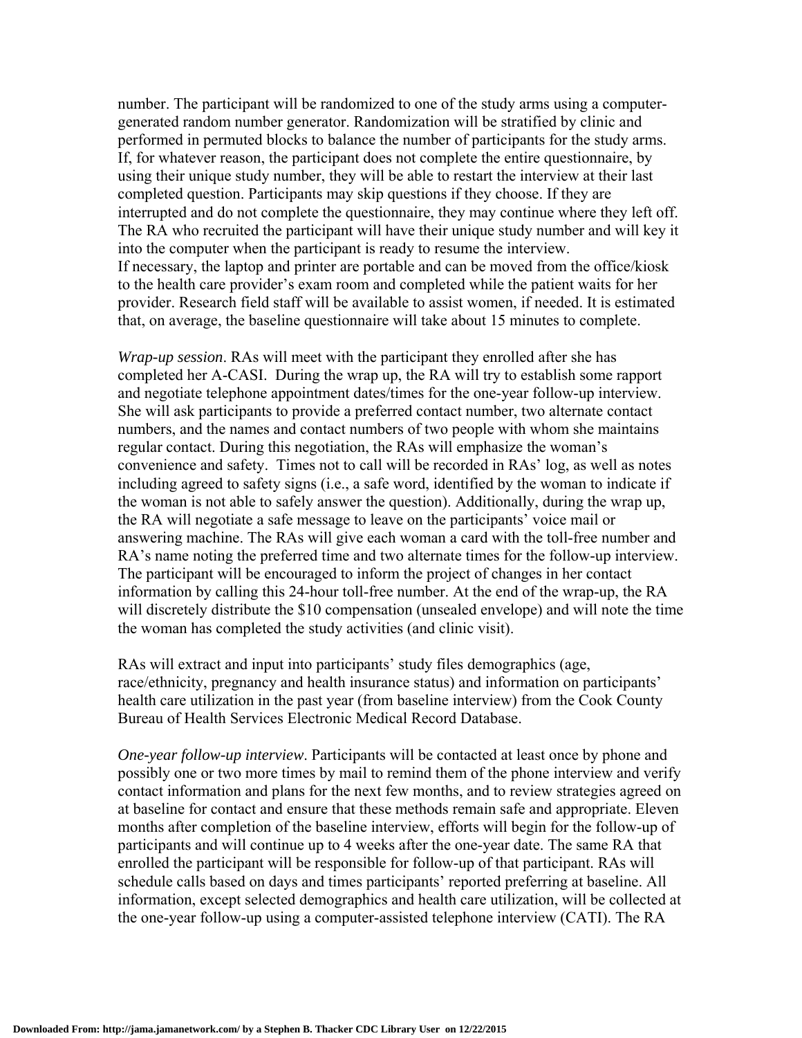number. The participant will be randomized to one of the study arms using a computer-generated random number generator. Randomization will be stratified by clinic and performed in permuted blocks to balance the number of participants for the study arms. If, for whatever reason, the participant does not complete the entire questionnaire, by using their unique study number, they will be able to restart the interview at their last completed question. Participants may skip questions if they choose. If they are interrupted and do not complete the questionnaire, they may continue where they left off. The RA who recruited the participant will have their unique study number and will key it into the computer when the participant is ready to resume the interview.
If necessary, the laptop and printer are portable and can be moved from the office/kiosk to the health care provider's exam room and completed while the patient waits for her provider. Research field staff will be available to assist women, if needed. It is estimated that, on average, the baseline questionnaire will take about 15 minutes to complete.

*Wrap-up session*. RAs will meet with the participant they enrolled after she has completed her A-CASI. During the wrap up, the RA will try to establish some rapport and negotiate telephone appointment dates/times for the one-year follow-up interview. She will ask participants to provide a preferred contact number, two alternate contact numbers, and the names and contact numbers of two people with whom she maintains regular contact. During this negotiation, the RAs will emphasize the woman's convenience and safety. Times not to call will be recorded in RAs' log, as well as notes including agreed to safety signs (i.e., a safe word, identified by the woman to indicate if the woman is not able to safely answer the question). Additionally, during the wrap up, the RA will negotiate a safe message to leave on the participants' voice mail or answering machine. The RAs will give each woman a card with the toll-free number and RA's name noting the preferred time and two alternate times for the follow-up interview. The participant will be encouraged to inform the project of changes in her contact information by calling this 24-hour toll-free number. At the end of the wrap-up, the RA will discretely distribute the $10 compensation (unsealed envelope) and will note the time the woman has completed the study activities (and clinic visit).

RAs will extract and input into participants' study files demographics (age, race/ethnicity, pregnancy and health insurance status) and information on participants' health care utilization in the past year (from baseline interview) from the Cook County Bureau of Health Services Electronic Medical Record Database.

*One-year follow-up interview*. Participants will be contacted at least once by phone and possibly one or two more times by mail to remind them of the phone interview and verify contact information and plans for the next few months, and to review strategies agreed on at baseline for contact and ensure that these methods remain safe and appropriate. Eleven months after completion of the baseline interview, efforts will begin for the follow-up of participants and will continue up to 4 weeks after the one-year date. The same RA that enrolled the participant will be responsible for follow-up of that participant. RAs will schedule calls based on days and times participants' reported preferring at baseline. All information, except selected demographics and health care utilization, will be collected at the one-year follow-up using a computer-assisted telephone interview (CATI). The RA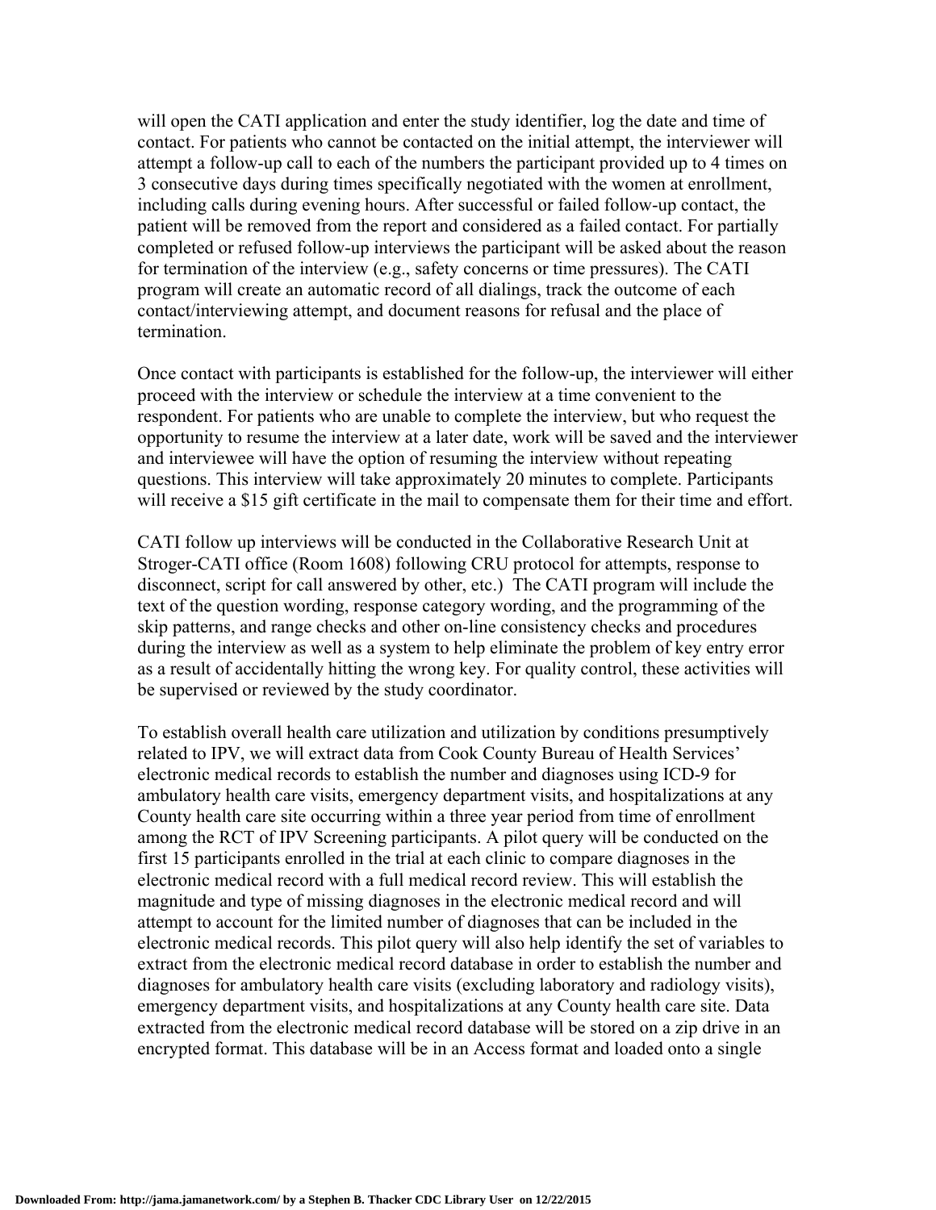will open the CATI application and enter the study identifier, log the date and time of contact. For patients who cannot be contacted on the initial attempt, the interviewer will attempt a follow-up call to each of the numbers the participant provided up to 4 times on 3 consecutive days during times specifically negotiated with the women at enrollment, including calls during evening hours. After successful or failed follow-up contact, the patient will be removed from the report and considered as a failed contact. For partially completed or refused follow-up interviews the participant will be asked about the reason for termination of the interview (e.g., safety concerns or time pressures). The CATI program will create an automatic record of all dialings, track the outcome of each contact/interviewing attempt, and document reasons for refusal and the place of termination.

Once contact with participants is established for the follow-up, the interviewer will either proceed with the interview or schedule the interview at a time convenient to the respondent. For patients who are unable to complete the interview, but who request the opportunity to resume the interview at a later date, work will be saved and the interviewer and interviewee will have the option of resuming the interview without repeating questions. This interview will take approximately 20 minutes to complete. Participants will receive a $15 gift certificate in the mail to compensate them for their time and effort.

CATI follow up interviews will be conducted in the Collaborative Research Unit at Stroger-CATI office (Room 1608) following CRU protocol for attempts, response to disconnect, script for call answered by other, etc.) The CATI program will include the text of the question wording, response category wording, and the programming of the skip patterns, and range checks and other on-line consistency checks and procedures during the interview as well as a system to help eliminate the problem of key entry error as a result of accidentally hitting the wrong key. For quality control, these activities will be supervised or reviewed by the study coordinator.

To establish overall health care utilization and utilization by conditions presumptively related to IPV, we will extract data from Cook County Bureau of Health Services' electronic medical records to establish the number and diagnoses using ICD-9 for ambulatory health care visits, emergency department visits, and hospitalizations at any County health care site occurring within a three year period from time of enrollment among the RCT of IPV Screening participants. A pilot query will be conducted on the first 15 participants enrolled in the trial at each clinic to compare diagnoses in the electronic medical record with a full medical record review. This will establish the magnitude and type of missing diagnoses in the electronic medical record and will attempt to account for the limited number of diagnoses that can be included in the electronic medical records. This pilot query will also help identify the set of variables to extract from the electronic medical record database in order to establish the number and diagnoses for ambulatory health care visits (excluding laboratory and radiology visits), emergency department visits, and hospitalizations at any County health care site. Data extracted from the electronic medical record database will be stored on a zip drive in an encrypted format. This database will be in an Access format and loaded onto a single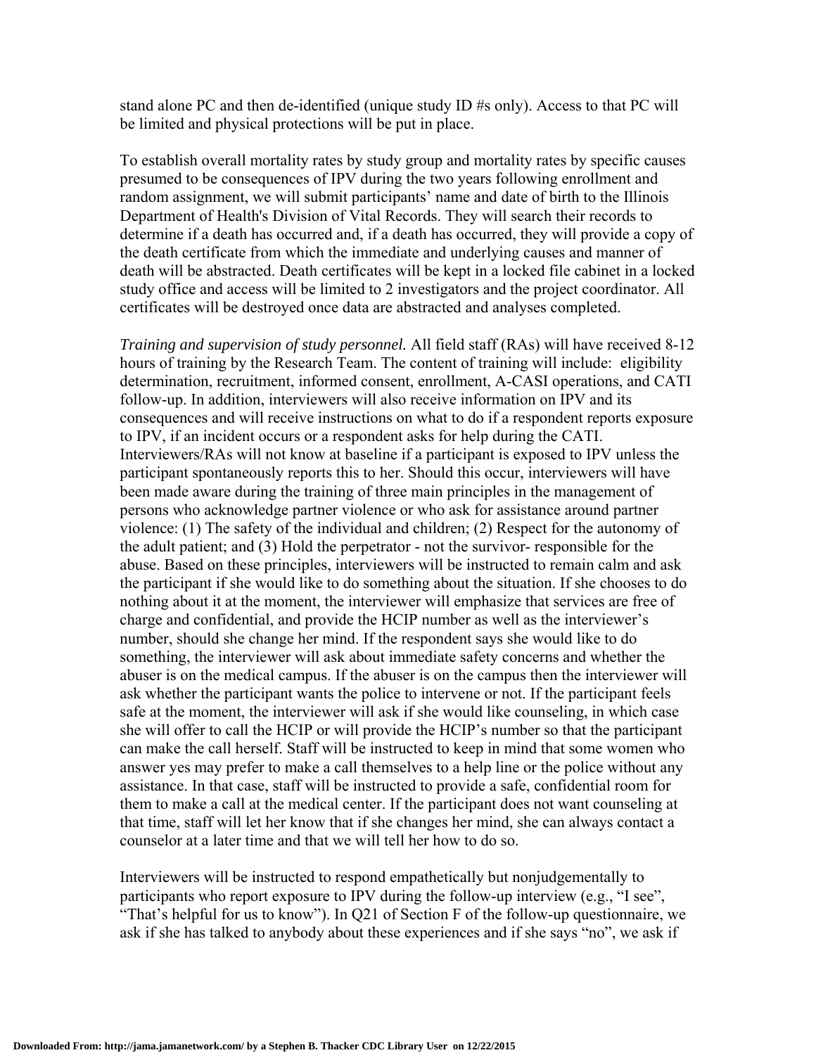stand alone PC and then de-identified (unique study ID #s only). Access to that PC will be limited and physical protections will be put in place.

To establish overall mortality rates by study group and mortality rates by specific causes presumed to be consequences of IPV during the two years following enrollment and random assignment, we will submit participants' name and date of birth to the Illinois Department of Health's Division of Vital Records. They will search their records to determine if a death has occurred and, if a death has occurred, they will provide a copy of the death certificate from which the immediate and underlying causes and manner of death will be abstracted. Death certificates will be kept in a locked file cabinet in a locked study office and access will be limited to 2 investigators and the project coordinator. All certificates will be destroyed once data are abstracted and analyses completed.

*Training and supervision of study personnel.* All field staff (RAs) will have received 8-12 hours of training by the Research Team. The content of training will include: eligibility determination, recruitment, informed consent, enrollment, A-CASI operations, and CATI follow-up. In addition, interviewers will also receive information on IPV and its consequences and will receive instructions on what to do if a respondent reports exposure to IPV, if an incident occurs or a respondent asks for help during the CATI. Interviewers/RAs will not know at baseline if a participant is exposed to IPV unless the participant spontaneously reports this to her. Should this occur, interviewers will have been made aware during the training of three main principles in the management of persons who acknowledge partner violence or who ask for assistance around partner violence: (1) The safety of the individual and children; (2) Respect for the autonomy of the adult patient; and (3) Hold the perpetrator - not the survivor- responsible for the abuse. Based on these principles, interviewers will be instructed to remain calm and ask the participant if she would like to do something about the situation. If she chooses to do nothing about it at the moment, the interviewer will emphasize that services are free of charge and confidential, and provide the HCIP number as well as the interviewer's number, should she change her mind. If the respondent says she would like to do something, the interviewer will ask about immediate safety concerns and whether the abuser is on the medical campus. If the abuser is on the campus then the interviewer will ask whether the participant wants the police to intervene or not. If the participant feels safe at the moment, the interviewer will ask if she would like counseling, in which case she will offer to call the HCIP or will provide the HCIP's number so that the participant can make the call herself. Staff will be instructed to keep in mind that some women who answer yes may prefer to make a call themselves to a help line or the police without any assistance. In that case, staff will be instructed to provide a safe, confidential room for them to make a call at the medical center. If the participant does not want counseling at that time, staff will let her know that if she changes her mind, she can always contact a counselor at a later time and that we will tell her how to do so.

Interviewers will be instructed to respond empathetically but nonjudgementally to participants who report exposure to IPV during the follow-up interview (e.g., "I see", "That's helpful for us to know"). In Q21 of Section F of the follow-up questionnaire, we ask if she has talked to anybody about these experiences and if she says "no", we ask if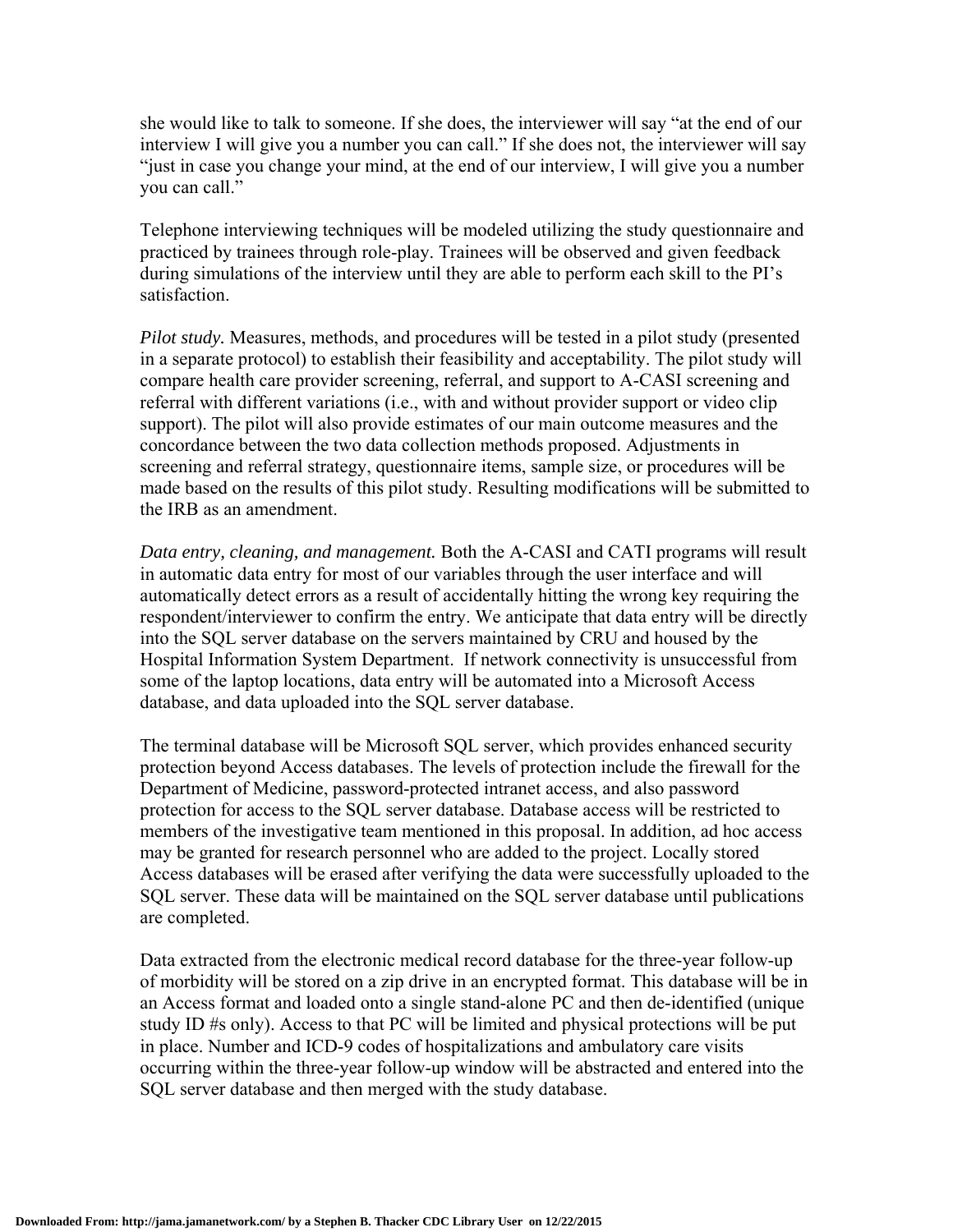she would like to talk to someone. If she does, the interviewer will say "at the end of our interview I will give you a number you can call." If she does not, the interviewer will say "just in case you change your mind, at the end of our interview, I will give you a number you can call."

Telephone interviewing techniques will be modeled utilizing the study questionnaire and practiced by trainees through role-play. Trainees will be observed and given feedback during simulations of the interview until they are able to perform each skill to the PI's satisfaction.

*Pilot study.* Measures, methods, and procedures will be tested in a pilot study (presented in a separate protocol) to establish their feasibility and acceptability. The pilot study will compare health care provider screening, referral, and support to A-CASI screening and referral with different variations (i.e., with and without provider support or video clip support). The pilot will also provide estimates of our main outcome measures and the concordance between the two data collection methods proposed. Adjustments in screening and referral strategy, questionnaire items, sample size, or procedures will be made based on the results of this pilot study. Resulting modifications will be submitted to the IRB as an amendment.

*Data entry, cleaning, and management.* Both the A-CASI and CATI programs will result in automatic data entry for most of our variables through the user interface and will automatically detect errors as a result of accidentally hitting the wrong key requiring the respondent/interviewer to confirm the entry. We anticipate that data entry will be directly into the SQL server database on the servers maintained by CRU and housed by the Hospital Information System Department. If network connectivity is unsuccessful from some of the laptop locations, data entry will be automated into a Microsoft Access database, and data uploaded into the SQL server database.

The terminal database will be Microsoft SQL server, which provides enhanced security protection beyond Access databases. The levels of protection include the firewall for the Department of Medicine, password-protected intranet access, and also password protection for access to the SQL server database. Database access will be restricted to members of the investigative team mentioned in this proposal. In addition, ad hoc access may be granted for research personnel who are added to the project. Locally stored Access databases will be erased after verifying the data were successfully uploaded to the SQL server. These data will be maintained on the SQL server database until publications are completed.

Data extracted from the electronic medical record database for the three-year follow-up of morbidity will be stored on a zip drive in an encrypted format. This database will be in an Access format and loaded onto a single stand-alone PC and then de-identified (unique study ID #s only). Access to that PC will be limited and physical protections will be put in place. Number and ICD-9 codes of hospitalizations and ambulatory care visits occurring within the three-year follow-up window will be abstracted and entered into the SQL server database and then merged with the study database.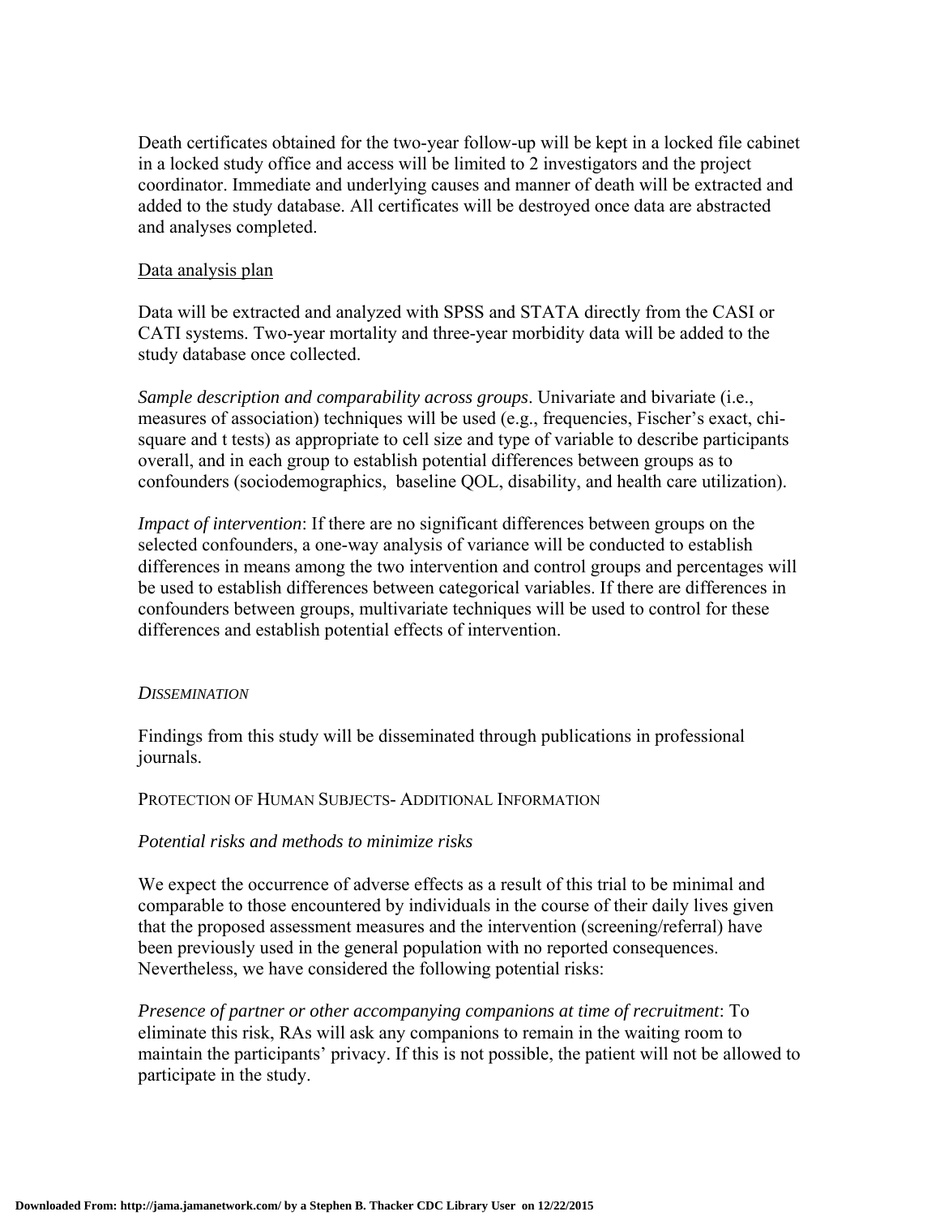Death certificates obtained for the two-year follow-up will be kept in a locked file cabinet in a locked study office and access will be limited to 2 investigators and the project coordinator. Immediate and underlying causes and manner of death will be extracted and added to the study database. All certificates will be destroyed once data are abstracted and analyses completed.

Data analysis plan

Data will be extracted and analyzed with SPSS and STATA directly from the CASI or CATI systems. Two-year mortality and three-year morbidity data will be added to the study database once collected.

*Sample description and comparability across groups*. Univariate and bivariate (i.e., measures of association) techniques will be used (e.g., frequencies, Fischer's exact, chi-square and t tests) as appropriate to cell size and type of variable to describe participants overall, and in each group to establish potential differences between groups as to confounders (sociodemographics, baseline QOL, disability, and health care utilization).

*Impact of intervention*: If there are no significant differences between groups on the selected confounders, a one-way analysis of variance will be conducted to establish differences in means among the two intervention and control groups and percentages will be used to establish differences between categorical variables. If there are differences in confounders between groups, multivariate techniques will be used to control for these differences and establish potential effects of intervention.

## *DISSEMINATION*

Findings from this study will be disseminated through publications in professional journals.

## PROTECTION OF HUMAN SUBJECTS- ADDITIONAL INFORMATION

*Potential risks and methods to minimize risks*

We expect the occurrence of adverse effects as a result of this trial to be minimal and comparable to those encountered by individuals in the course of their daily lives given that the proposed assessment measures and the intervention (screening/referral) have been previously used in the general population with no reported consequences. Nevertheless, we have considered the following potential risks:

*Presence of partner or other accompanying companions at time of recruitment*: To eliminate this risk, RAs will ask any companions to remain in the waiting room to maintain the participants' privacy. If this is not possible, the patient will not be allowed to participate in the study.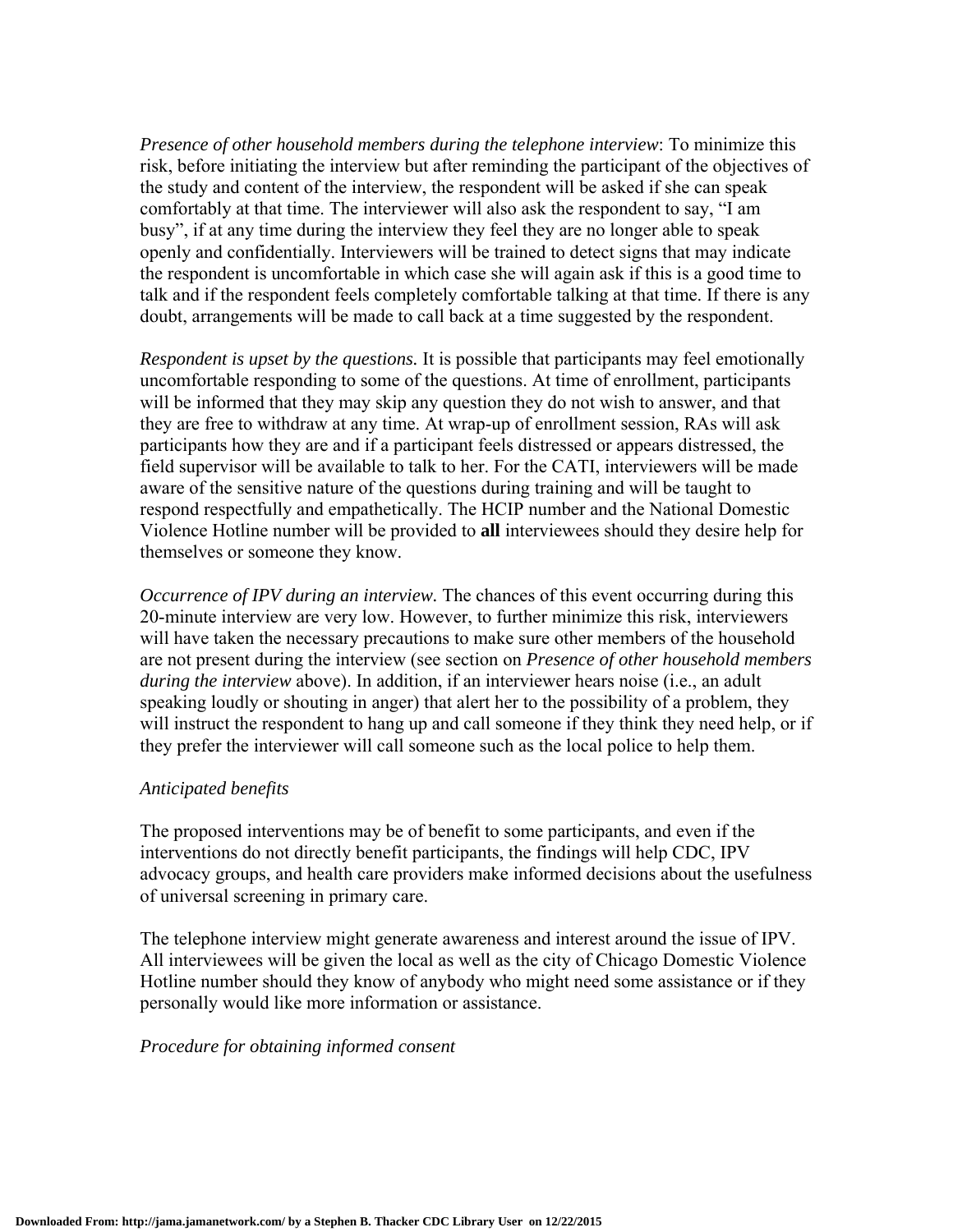*Presence of other household members during the telephone interview*: To minimize this risk, before initiating the interview but after reminding the participant of the objectives of the study and content of the interview, the respondent will be asked if she can speak comfortably at that time. The interviewer will also ask the respondent to say, "I am busy", if at any time during the interview they feel they are no longer able to speak openly and confidentially. Interviewers will be trained to detect signs that may indicate the respondent is uncomfortable in which case she will again ask if this is a good time to talk and if the respondent feels completely comfortable talking at that time. If there is any doubt, arrangements will be made to call back at a time suggested by the respondent.

*Respondent is upset by the questions.* It is possible that participants may feel emotionally uncomfortable responding to some of the questions. At time of enrollment, participants will be informed that they may skip any question they do not wish to answer, and that they are free to withdraw at any time. At wrap-up of enrollment session, RAs will ask participants how they are and if a participant feels distressed or appears distressed, the field supervisor will be available to talk to her. For the CATI, interviewers will be made aware of the sensitive nature of the questions during training and will be taught to respond respectfully and empathetically. The HCIP number and the National Domestic Violence Hotline number will be provided to **all** interviewees should they desire help for themselves or someone they know.

*Occurrence of IPV during an interview.* The chances of this event occurring during this 20-minute interview are very low. However, to further minimize this risk, interviewers will have taken the necessary precautions to make sure other members of the household are not present during the interview (see section on *Presence of other household members during the interview* above). In addition, if an interviewer hears noise (i.e., an adult speaking loudly or shouting in anger) that alert her to the possibility of a problem, they will instruct the respondent to hang up and call someone if they think they need help, or if they prefer the interviewer will call someone such as the local police to help them.

*Anticipated benefits*

The proposed interventions may be of benefit to some participants, and even if the interventions do not directly benefit participants, the findings will help CDC, IPV advocacy groups, and health care providers make informed decisions about the usefulness of universal screening in primary care.

The telephone interview might generate awareness and interest around the issue of IPV. All interviewees will be given the local as well as the city of Chicago Domestic Violence Hotline number should they know of anybody who might need some assistance or if they personally would like more information or assistance.

*Procedure for obtaining informed consent*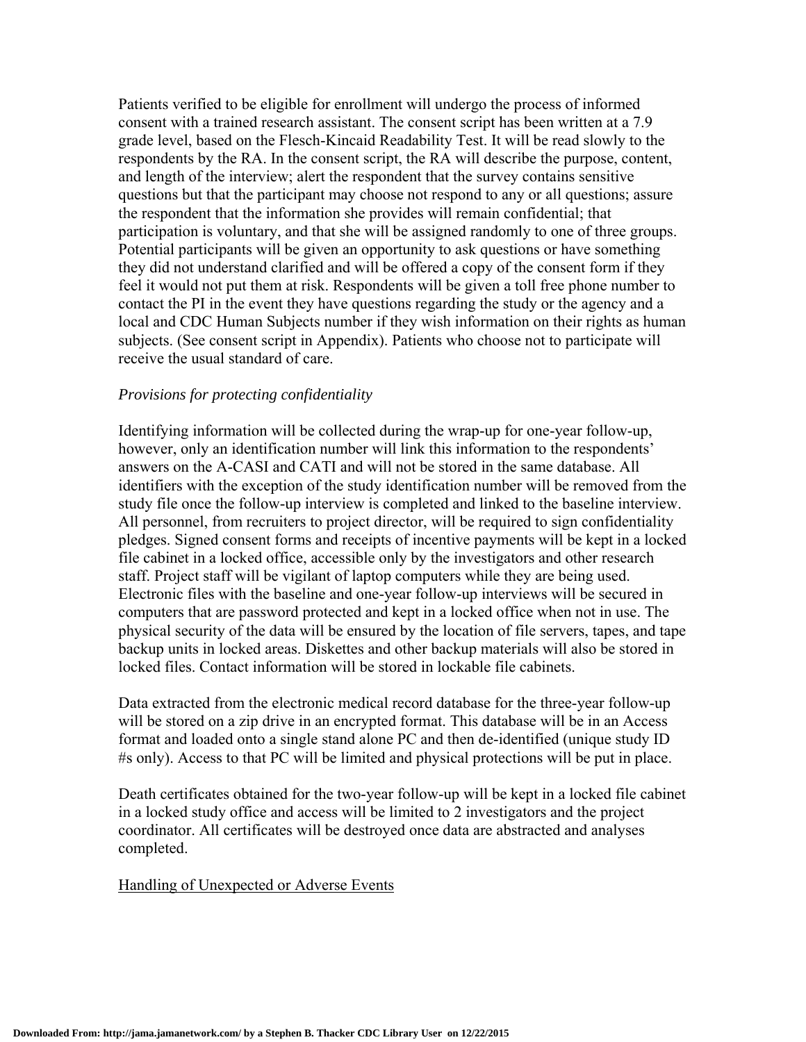Patients verified to be eligible for enrollment will undergo the process of informed consent with a trained research assistant. The consent script has been written at a 7.9 grade level, based on the Flesch-Kincaid Readability Test. It will be read slowly to the respondents by the RA. In the consent script, the RA will describe the purpose, content, and length of the interview; alert the respondent that the survey contains sensitive questions but that the participant may choose not respond to any or all questions; assure the respondent that the information she provides will remain confidential; that participation is voluntary, and that she will be assigned randomly to one of three groups. Potential participants will be given an opportunity to ask questions or have something they did not understand clarified and will be offered a copy of the consent form if they feel it would not put them at risk. Respondents will be given a toll free phone number to contact the PI in the event they have questions regarding the study or the agency and a local and CDC Human Subjects number if they wish information on their rights as human subjects. (See consent script in Appendix). Patients who choose not to participate will receive the usual standard of care.

*Provisions for protecting confidentiality*

Identifying information will be collected during the wrap-up for one-year follow-up, however, only an identification number will link this information to the respondents' answers on the A-CASI and CATI and will not be stored in the same database. All identifiers with the exception of the study identification number will be removed from the study file once the follow-up interview is completed and linked to the baseline interview. All personnel, from recruiters to project director, will be required to sign confidentiality pledges. Signed consent forms and receipts of incentive payments will be kept in a locked file cabinet in a locked office, accessible only by the investigators and other research staff. Project staff will be vigilant of laptop computers while they are being used. Electronic files with the baseline and one-year follow-up interviews will be secured in computers that are password protected and kept in a locked office when not in use. The physical security of the data will be ensured by the location of file servers, tapes, and tape backup units in locked areas. Diskettes and other backup materials will also be stored in locked files. Contact information will be stored in lockable file cabinets.

Data extracted from the electronic medical record database for the three-year follow-up will be stored on a zip drive in an encrypted format. This database will be in an Access format and loaded onto a single stand alone PC and then de-identified (unique study ID #s only). Access to that PC will be limited and physical protections will be put in place.

Death certificates obtained for the two-year follow-up will be kept in a locked file cabinet in a locked study office and access will be limited to 2 investigators and the project coordinator. All certificates will be destroyed once data are abstracted and analyses completed.

Handling of Unexpected or Adverse Events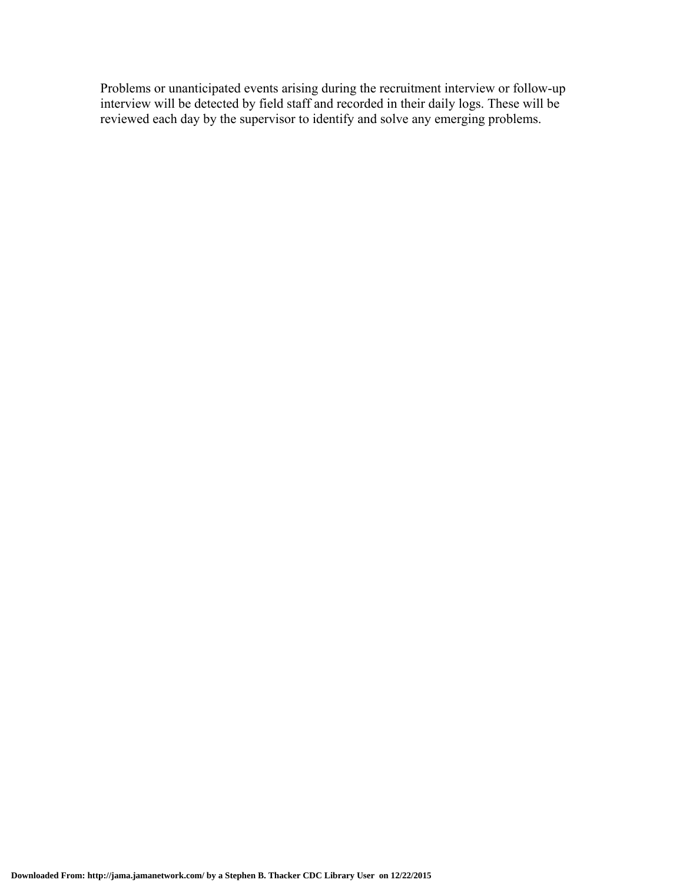Problems or unanticipated events arising during the recruitment interview or follow-up interview will be detected by field staff and recorded in their daily logs. These will be reviewed each day by the supervisor to identify and solve any emerging problems.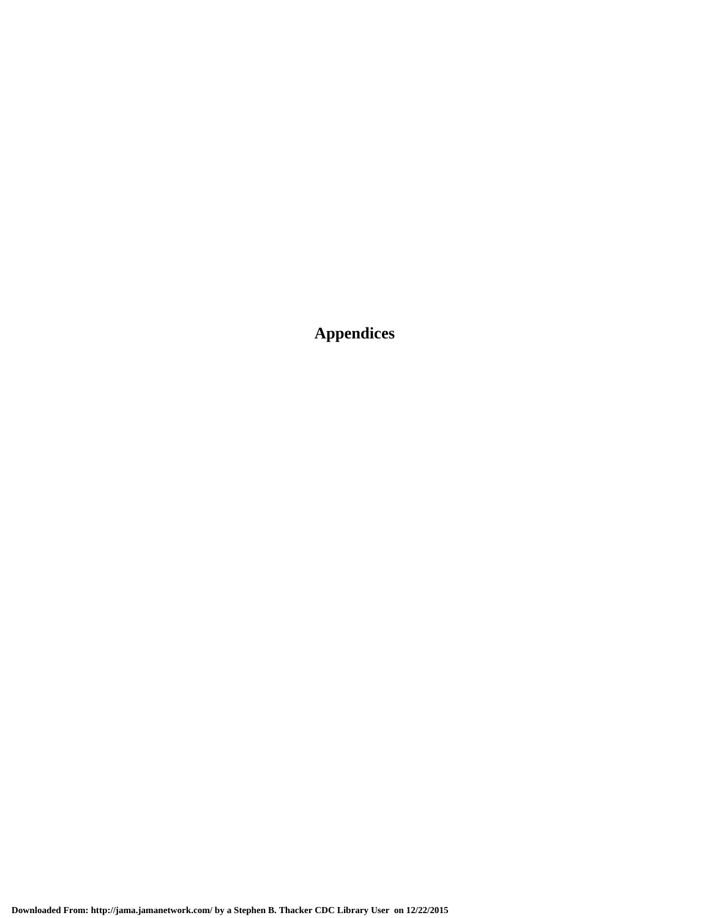# Appendices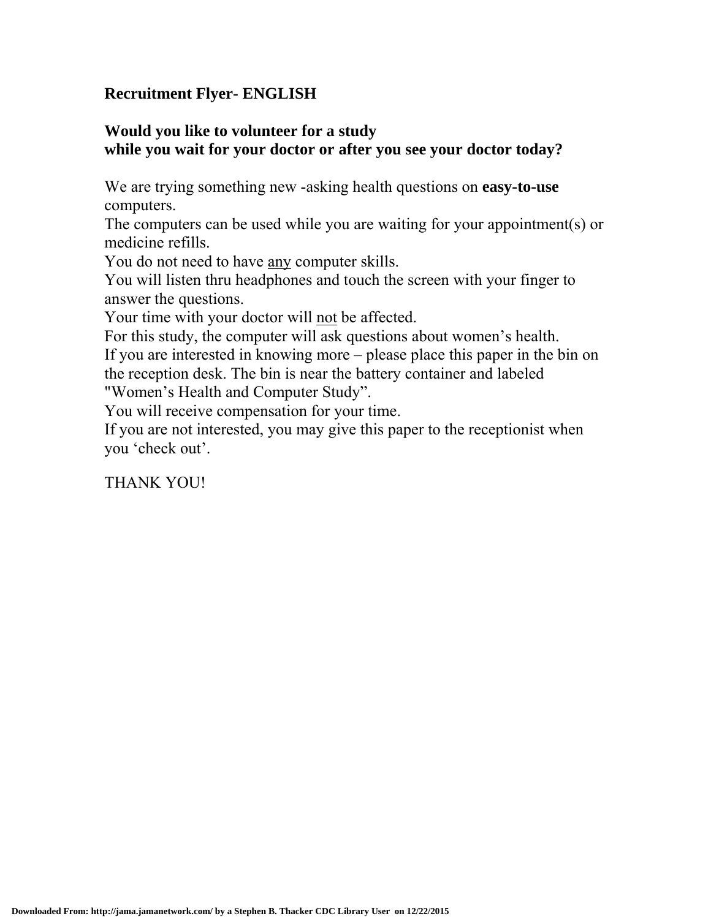**Recruitment Flyer- ENGLISH**

**Would you like to volunteer for a study while you wait for your doctor or after you see your doctor today?**

We are trying something new -asking health questions on **easy-to-use** computers.
The computers can be used while you are waiting for your appointment(s) or medicine refills.
You do not need to have <u>any</u> computer skills.
You will listen thru headphones and touch the screen with your finger to answer the questions.
Your time with your doctor will <u>not</u> be affected.
For this study, the computer will ask questions about women's health.
If you are interested in knowing more – please place this paper in the bin on the reception desk. The bin is near the battery container and labeled "Women's Health and Computer Study".
You will receive compensation for your time.
If you are not interested, you may give this paper to the receptionist when you 'check out'.

THANK YOU!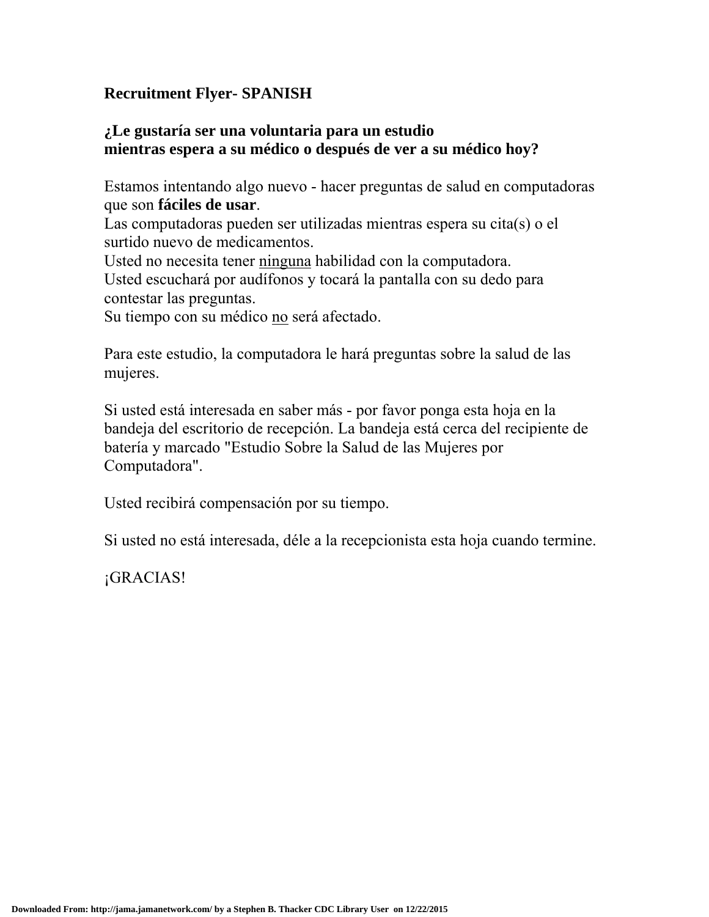**Recruitment Flyer- SPANISH**

**¿Le gustaría ser una voluntaria para un estudio mientras espera a su médico o después de ver a su médico hoy?**

Estamos intentando algo nuevo - hacer preguntas de salud en computadoras que son **fáciles de usar**.
Las computadoras pueden ser utilizadas mientras espera su cita(s) o el surtido nuevo de medicamentos.
Usted no necesita tener ninguna habilidad con la computadora.
Usted escuchará por audífonos y tocará la pantalla con su dedo para contestar las preguntas.
Su tiempo con su médico no será afectado.

Para este estudio, la computadora le hará preguntas sobre la salud de las mujeres.

Si usted está interesada en saber más - por favor ponga esta hoja en la bandeja del escritorio de recepción. La bandeja está cerca del recipiente de batería y marcado "Estudio Sobre la Salud de las Mujeres por Computadora".

Usted recibirá compensación por su tiempo.

Si usted no está interesada, déle a la recepcionista esta hoja cuando termine.

¡GRACIAS!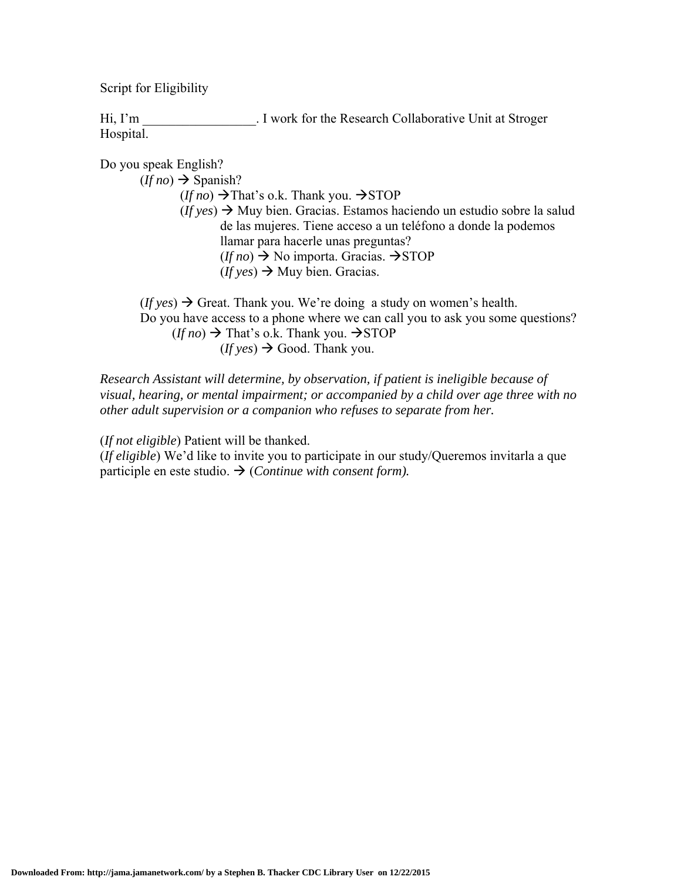Script for Eligibility

Hi, I'm _________________. I work for the Research Collaborative Unit at Stroger Hospital.

Do you speak English?

- (*If no*) → Spanish?
  - (*If no*) →That's o.k. Thank you. →STOP
  - (*If yes*) → Muy bien. Gracias. Estamos haciendo un estudio sobre la salud de las mujeres. Tiene acceso a un teléfono a donde la podemos llamar para hacerle unas preguntas?
    - (*If no*) → No importa. Gracias. →STOP
    - (*If yes*) → Muy bien. Gracias.

- (*If yes*) → Great. Thank you. We're doing a study on women's health. Do you have access to a phone where we can call you to ask you some questions?
  - (*If no*) → That's o.k. Thank you. →STOP
  - (*If yes*) → Good. Thank you.

*Research Assistant will determine, by observation, if patient is ineligible because of visual, hearing, or mental impairment; or accompanied by a child over age three with no other adult supervision or a companion who refuses to separate from her.*

(*If not eligible*) Patient will be thanked.
(*If eligible*) We'd like to invite you to participate in our study/Queremos invitarla a que participe en este studio. → (*Continue with consent form).*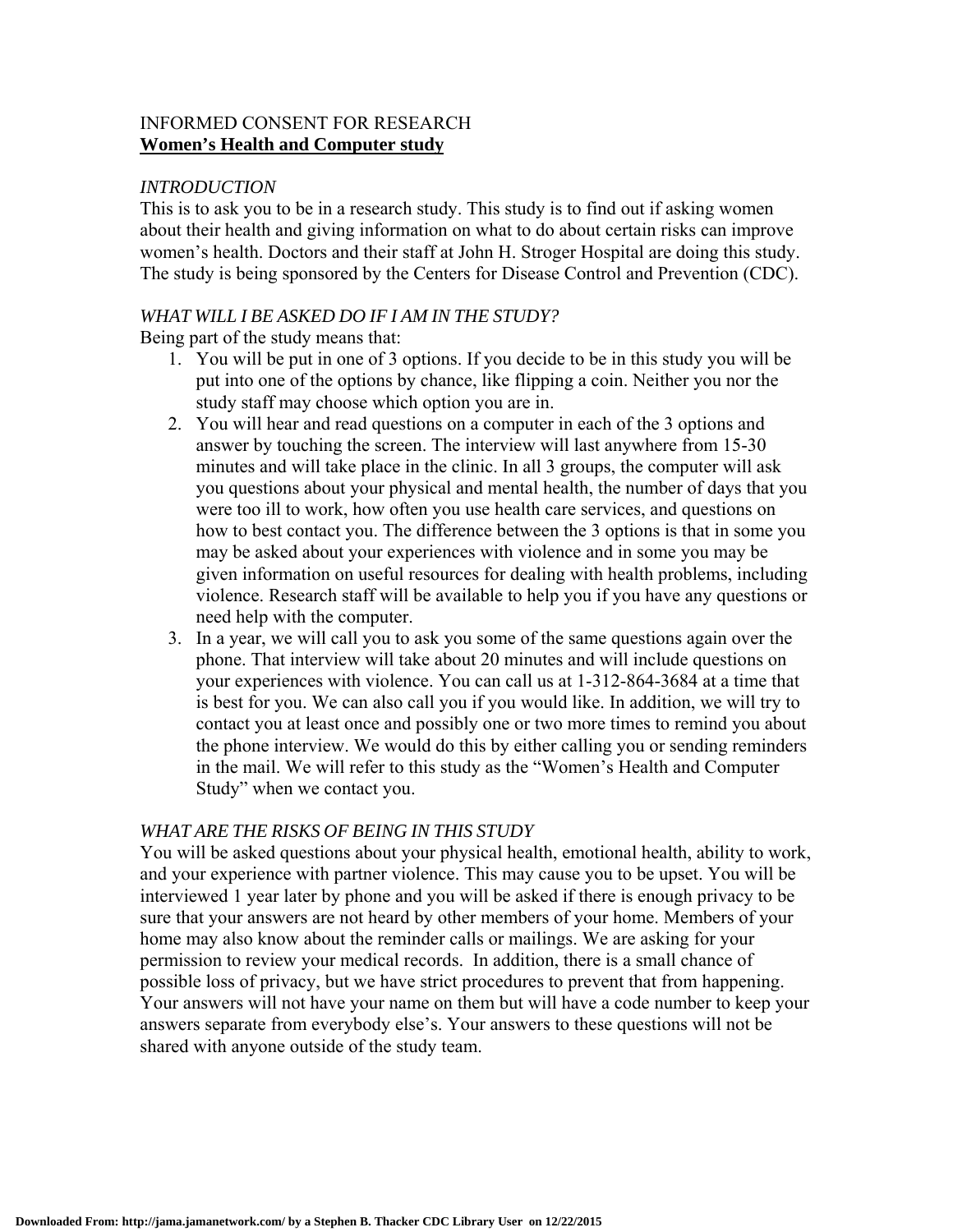INFORMED CONSENT FOR RESEARCH

**Women's Health and Computer study**

*INTRODUCTION*

This is to ask you to be in a research study. This study is to find out if asking women about their health and giving information on what to do about certain risks can improve women's health. Doctors and their staff at John H. Stroger Hospital are doing this study. The study is being sponsored by the Centers for Disease Control and Prevention (CDC).

*WHAT WILL I BE ASKED DO IF I AM IN THE STUDY?*

Being part of the study means that:

1. You will be put in one of 3 options. If you decide to be in this study you will be put into one of the options by chance, like flipping a coin. Neither you nor the study staff may choose which option you are in.
2. You will hear and read questions on a computer in each of the 3 options and answer by touching the screen. The interview will last anywhere from 15-30 minutes and will take place in the clinic. In all 3 groups, the computer will ask you questions about your physical and mental health, the number of days that you were too ill to work, how often you use health care services, and questions on how to best contact you. The difference between the 3 options is that in some you may be asked about your experiences with violence and in some you may be given information on useful resources for dealing with health problems, including violence. Research staff will be available to help you if you have any questions or need help with the computer.
3. In a year, we will call you to ask you some of the same questions again over the phone. That interview will take about 20 minutes and will include questions on your experiences with violence. You can call us at 1-312-864-3684 at a time that is best for you. We can also call you if you would like. In addition, we will try to contact you at least once and possibly one or two more times to remind you about the phone interview. We would do this by either calling you or sending reminders in the mail. We will refer to this study as the "Women's Health and Computer Study" when we contact you.

*WHAT ARE THE RISKS OF BEING IN THIS STUDY*

You will be asked questions about your physical health, emotional health, ability to work, and your experience with partner violence. This may cause you to be upset. You will be interviewed 1 year later by phone and you will be asked if there is enough privacy to be sure that your answers are not heard by other members of your home. Members of your home may also know about the reminder calls or mailings. We are asking for your permission to review your medical records. In addition, there is a small chance of possible loss of privacy, but we have strict procedures to prevent that from happening. Your answers will not have your name on them but will have a code number to keep your answers separate from everybody else's. Your answers to these questions will not be shared with anyone outside of the study team.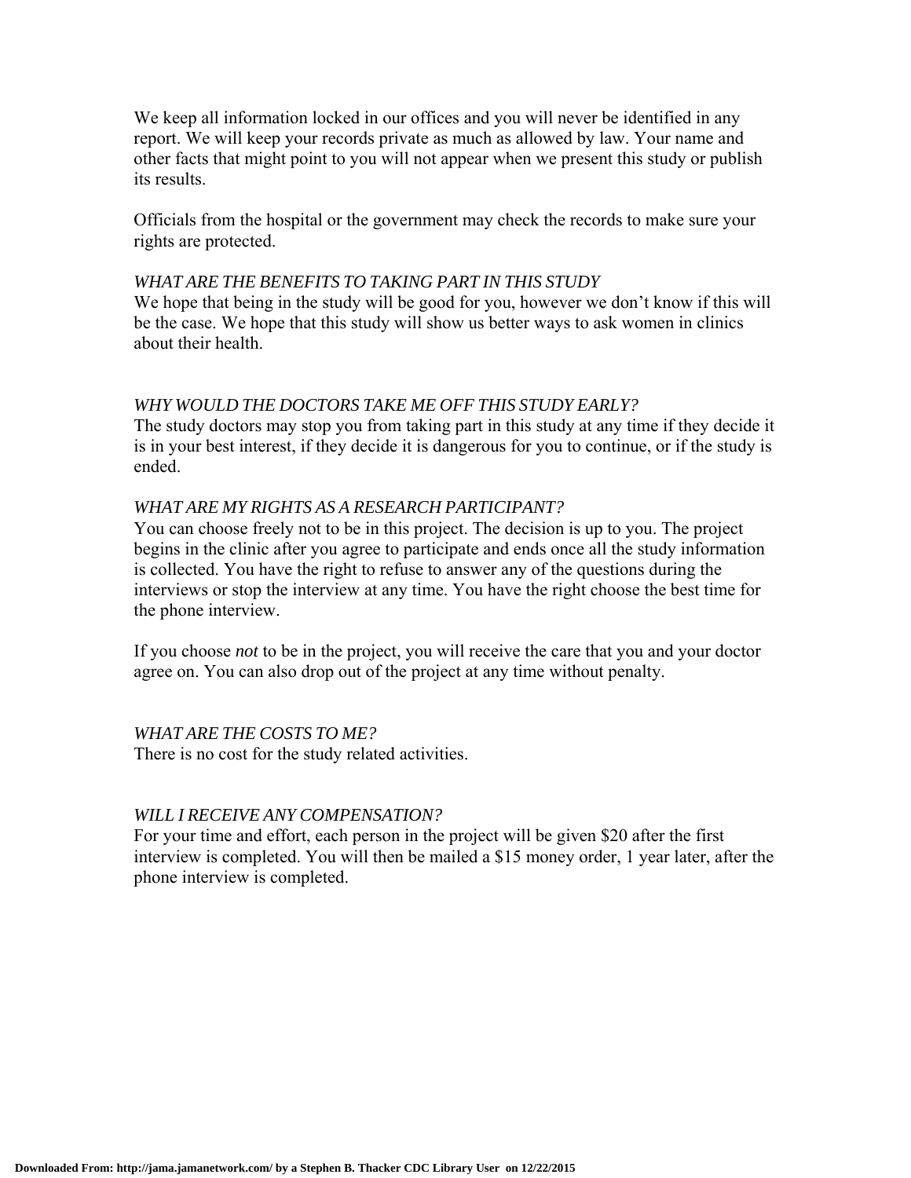We keep all information locked in our offices and you will never be identified in any report. We will keep your records private as much as allowed by law. Your name and other facts that might point to you will not appear when we present this study or publish its results.

Officials from the hospital or the government may check the records to make sure your rights are protected.

*WHAT ARE THE BENEFITS TO TAKING PART IN THIS STUDY*

We hope that being in the study will be good for you, however we don't know if this will be the case. We hope that this study will show us better ways to ask women in clinics about their health.

*WHY WOULD THE DOCTORS TAKE ME OFF THIS STUDY EARLY?*

The study doctors may stop you from taking part in this study at any time if they decide it is in your best interest, if they decide it is dangerous for you to continue, or if the study is ended.

*WHAT ARE MY RIGHTS AS A RESEARCH PARTICIPANT?*

You can choose freely not to be in this project. The decision is up to you. The project begins in the clinic after you agree to participate and ends once all the study information is collected. You have the right to refuse to answer any of the questions during the interviews or stop the interview at any time. You have the right choose the best time for the phone interview.

If you choose *not* to be in the project, you will receive the care that you and your doctor agree on. You can also drop out of the project at any time without penalty.

*WHAT ARE THE COSTS TO ME?*

There is no cost for the study related activities.

*WILL I RECEIVE ANY COMPENSATION?*

For your time and effort, each person in the project will be given $20 after the first interview is completed. You will then be mailed a $15 money order, 1 year later, after the phone interview is completed.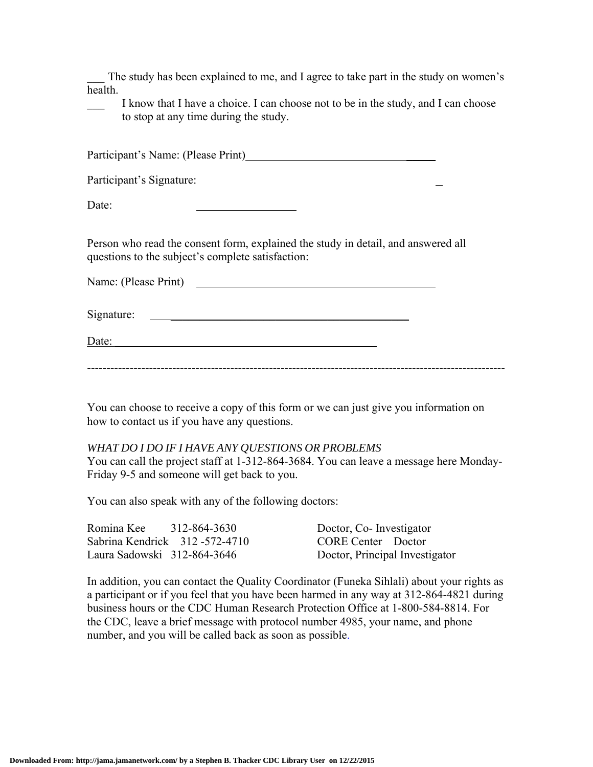___ The study has been explained to me, and I agree to take part in the study on women's health.

___ I know that I have a choice. I can choose not to be in the study, and I can choose to stop at any time during the study.

Participant's Name: (Please Print)___________________________________

Participant's Signature: ___________________________________

Date: ___________________

Person who read the consent form, explained the study in detail, and answered all questions to the subject's complete satisfaction:

Name: (Please Print) ___________________________________________

Signature: ____________________________________________

Date: ______________________________________________

---

You can choose to receive a copy of this form or we can just give you information on how to contact us if you have any questions.

*WHAT DO I DO IF I HAVE ANY QUESTIONS OR PROBLEMS*

You can call the project staff at 1-312-864-3684. You can leave a message here Monday-Friday 9-5 and someone will get back to you.

You can also speak with any of the following doctors:

| | | |
|---|---|---|
| Romina Kee | 312-864-3630 | Doctor, Co- Investigator |
| Sabrina Kendrick | 312 -572-4710 | CORE Center Doctor |
| Laura Sadowski | 312-864-3646 | Doctor, Principal Investigator |

In addition, you can contact the Quality Coordinator (Funeka Sihlali) about your rights as a participant or if you feel that you have been harmed in any way at 312-864-4821 during business hours or the CDC Human Research Protection Office at 1-800-584-8814. For the CDC, leave a brief message with protocol number 4985, your name, and phone number, and you will be called back as soon as possible.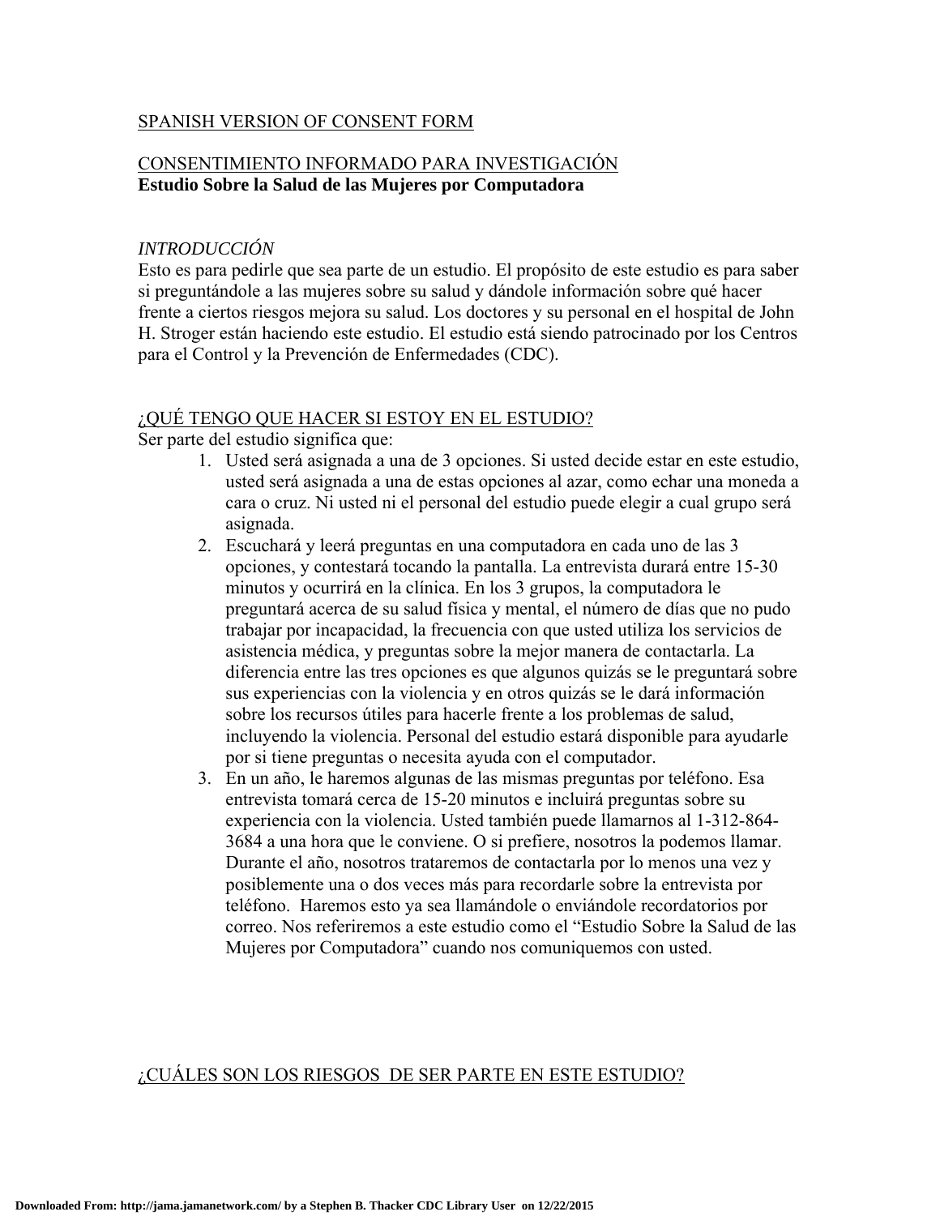SPANISH VERSION OF CONSENT FORM

CONSENTIMIENTO INFORMADO PARA INVESTIGACIÓN
**Estudio Sobre la Salud de las Mujeres por Computadora**

*INTRODUCCIÓN*

Esto es para pedirle que sea parte de un estudio. El propósito de este estudio es para saber si preguntándole a las mujeres sobre su salud y dándole información sobre qué hacer frente a ciertos riesgos mejora su salud. Los doctores y su personal en el hospital de John H. Stroger están haciendo este estudio. El estudio está siendo patrocinado por los Centros para el Control y la Prevención de Enfermedades (CDC).

¿QUÉ TENGO QUE HACER SI ESTOY EN EL ESTUDIO?

Ser parte del estudio significa que:

1. Usted será asignada a una de 3 opciones. Si usted decide estar en este estudio, usted será asignada a una de estas opciones al azar, como echar una moneda a cara o cruz. Ni usted ni el personal del estudio puede elegir a cual grupo será asignada.
2. Escuchará y leerá preguntas en una computadora en cada uno de las 3 opciones, y contestará tocando la pantalla. La entrevista durará entre 15-30 minutos y ocurrirá en la clínica. En los 3 grupos, la computadora le preguntará acerca de su salud física y mental, el número de días que no pudo trabajar por incapacidad, la frecuencia con que usted utiliza los servicios de asistencia médica, y preguntas sobre la mejor manera de contactarla. La diferencia entre las tres opciones es que algunos quizás se le preguntará sobre sus experiencias con la violencia y en otros quizás se le dará información sobre los recursos útiles para hacerle frente a los problemas de salud, incluyendo la violencia. Personal del estudio estará disponible para ayudarle por si tiene preguntas o necesita ayuda con el computador.
3. En un año, le haremos algunas de las mismas preguntas por teléfono. Esa entrevista tomará cerca de 15-20 minutos e incluirá preguntas sobre su experiencia con la violencia. Usted también puede llamarnos al 1-312-864-3684 a una hora que le conviene. O si prefiere, nosotros la podemos llamar. Durante el año, nosotros trataremos de contactarla por lo menos una vez y posiblemente una o dos veces más para recordarle sobre la entrevista por teléfono. Haremos esto ya sea llamándole o enviándole recordatorios por correo. Nos referiremos a este estudio como el "Estudio Sobre la Salud de las Mujeres por Computadora" cuando nos comuniquemos con usted.

¿CUÁLES SON LOS RIESGOS DE SER PARTE EN ESTE ESTUDIO?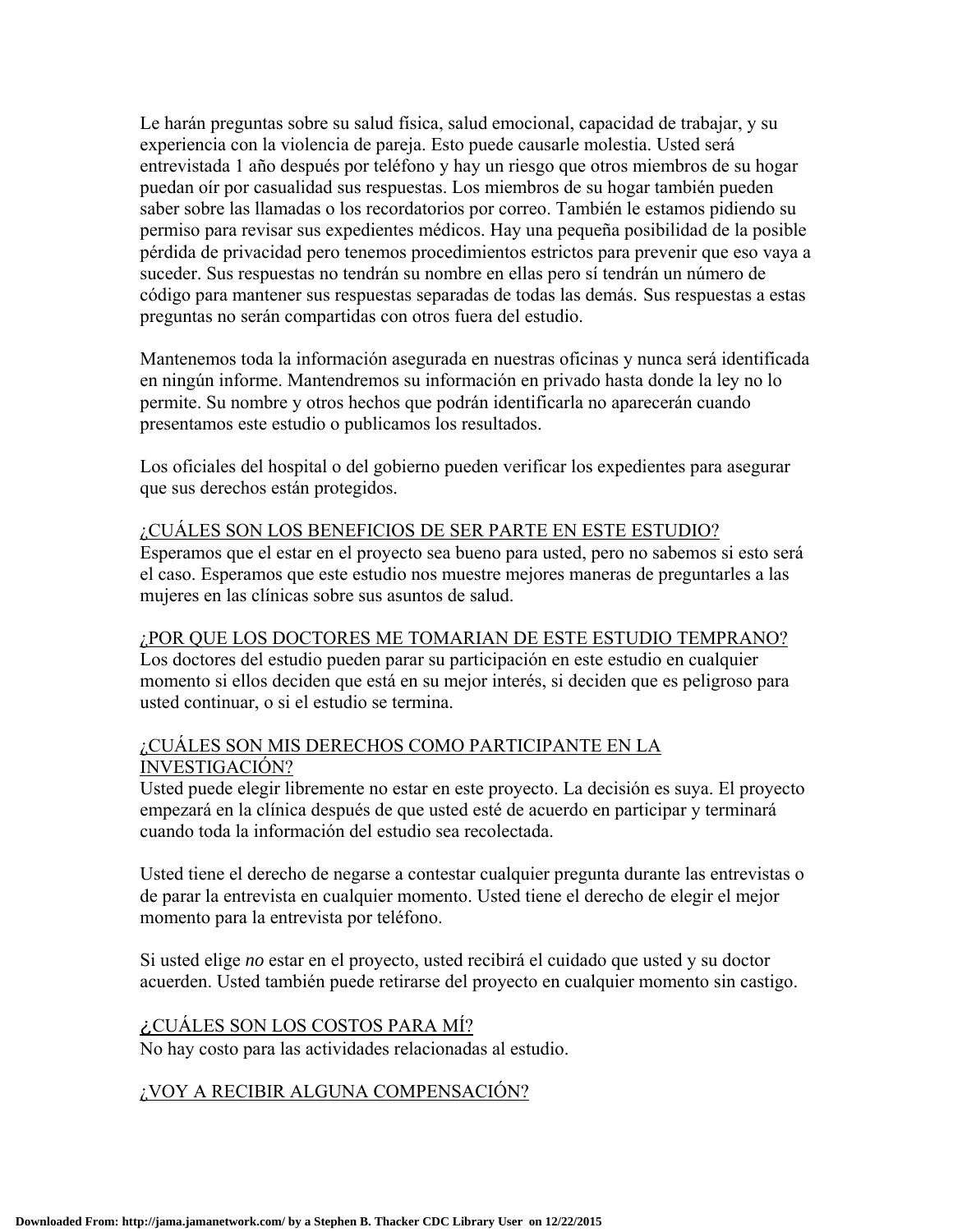Le harán preguntas sobre su salud física, salud emocional, capacidad de trabajar, y su experiencia con la violencia de pareja. Esto puede causarle molestia. Usted será entrevistada 1 año después por teléfono y hay un riesgo que otros miembros de su hogar puedan oír por casualidad sus respuestas. Los miembros de su hogar también pueden saber sobre las llamadas o los recordatorios por correo. También le estamos pidiendo su permiso para revisar sus expedientes médicos. Hay una pequeña posibilidad de la posible pérdida de privacidad pero tenemos procedimientos estrictos para prevenir que eso vaya a suceder. Sus respuestas no tendrán su nombre en ellas pero sí tendrán un número de código para mantener sus respuestas separadas de todas las demás. Sus respuestas a estas preguntas no serán compartidas con otros fuera del estudio.

Mantenemos toda la información asegurada en nuestras oficinas y nunca será identificada en ningún informe. Mantendremos su información en privado hasta donde la ley no lo permite. Su nombre y otros hechos que podrán identificarla no aparecerán cuando presentamos este estudio o publicamos los resultados.

Los oficiales del hospital o del gobierno pueden verificar los expedientes para asegurar que sus derechos están protegidos.

¿CUÁLES SON LOS BENEFICIOS DE SER PARTE EN ESTE ESTUDIO?

Esperamos que el estar en el proyecto sea bueno para usted, pero no sabemos si esto será el caso. Esperamos que este estudio nos muestre mejores maneras de preguntarles a las mujeres en las clínicas sobre sus asuntos de salud.

¿POR QUE LOS DOCTORES ME TOMARIAN DE ESTE ESTUDIO TEMPRANO?

Los doctores del estudio pueden parar su participación en este estudio en cualquier momento si ellos deciden que está en su mejor interés, si deciden que es peligroso para usted continuar, o si el estudio se termina.

¿CUÁLES SON MIS DERECHOS COMO PARTICIPANTE EN LA INVESTIGACIÓN?

Usted puede elegir libremente no estar en este proyecto. La decisión es suya. El proyecto empezará en la clínica después de que usted esté de acuerdo en participar y terminará cuando toda la información del estudio sea recolectada.

Usted tiene el derecho de negarse a contestar cualquier pregunta durante las entrevistas o de parar la entrevista en cualquier momento. Usted tiene el derecho de elegir el mejor momento para la entrevista por teléfono.

Si usted elige *no* estar en el proyecto, usted recibirá el cuidado que usted y su doctor acuerden. Usted también puede retirarse del proyecto en cualquier momento sin castigo.

¿CUÁLES SON LOS COSTOS PARA MÍ?

No hay costo para las actividades relacionadas al estudio.

¿VOY A RECIBIR ALGUNA COMPENSACIÓN?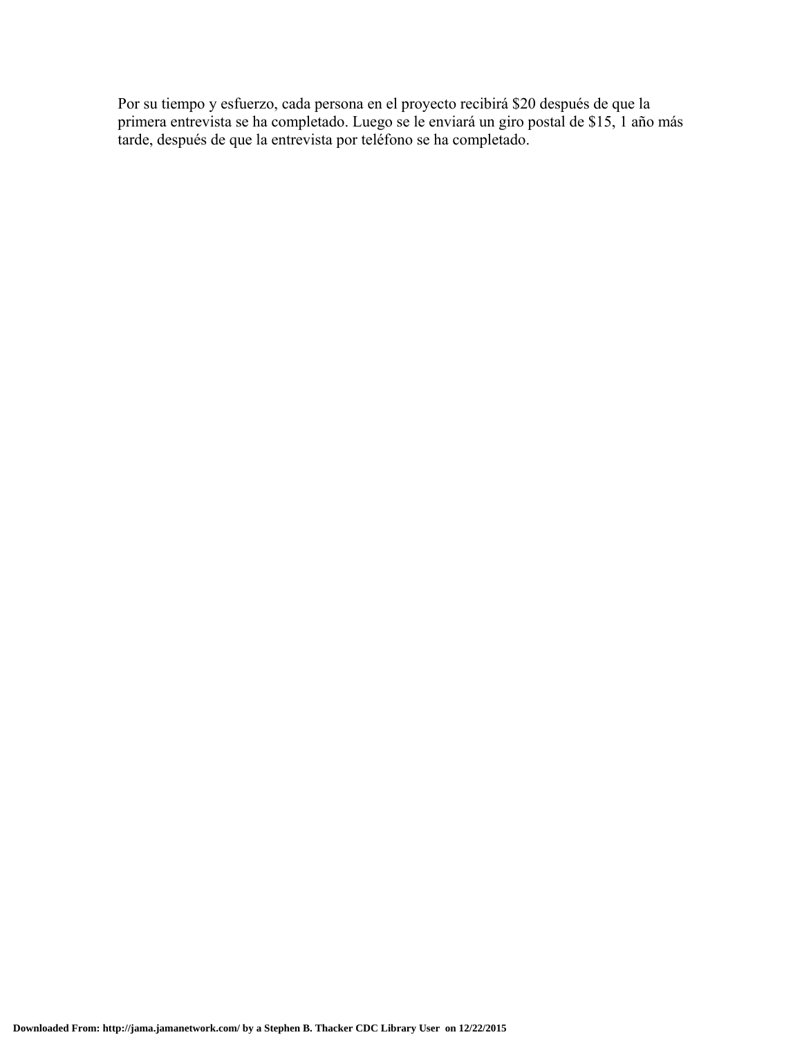Por su tiempo y esfuerzo, cada persona en el proyecto recibirá $20 después de que la primera entrevista se ha completado. Luego se le enviará un giro postal de $15, 1 año más tarde, después de que la entrevista por teléfono se ha completado.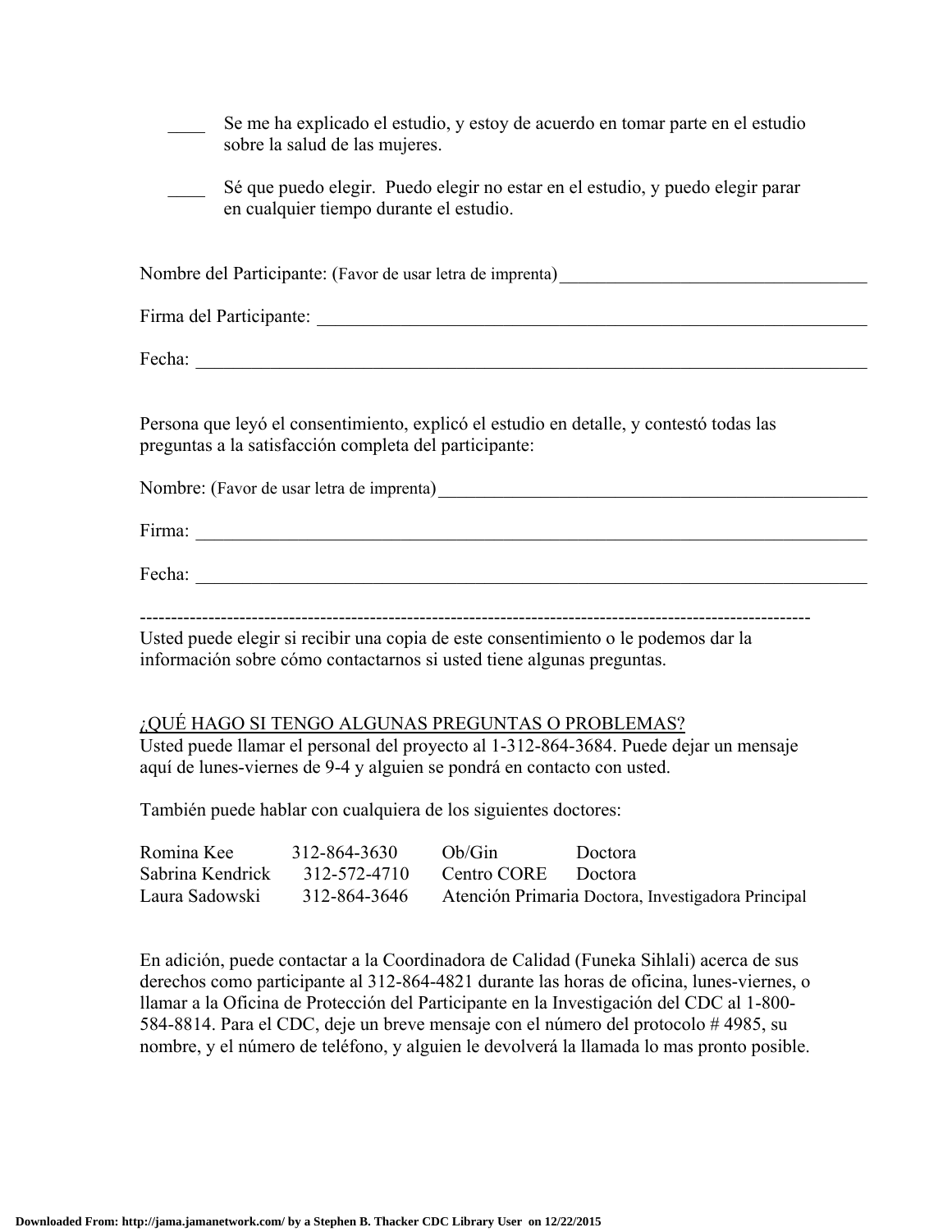____ Se me ha explicado el estudio, y estoy de acuerdo en tomar parte en el estudio sobre la salud de las mujeres.

____ Sé que puedo elegir. Puedo elegir no estar en el estudio, y puedo elegir parar en cualquier tiempo durante el estudio.

Nombre del Participante: (Favor de usar letra de imprenta)___________________________________

Firma del Participante: ___________________________________________________________

Fecha: _______________________________________________________________________

Persona que leyó el consentimiento, explicó el estudio en detalle, y contestó todas las preguntas a la satisfacción completa del participante:

Nombre: (Favor de usar letra de imprenta)_____________________________________________

Firma: _______________________________________________________________________

Fecha: _______________________________________________________________________

---

Usted puede elegir si recibir una copia de este consentimiento o le podemos dar la información sobre cómo contactarnos si usted tiene algunas preguntas.

<u>¿QUÉ HAGO SI TENGO ALGUNAS PREGUNTAS O PROBLEMAS?</u>

Usted puede llamar el personal del proyecto al 1-312-864-3684. Puede dejar un mensaje aquí de lunes-viernes de 9-4 y alguien se pondrá en contacto con usted.

También puede hablar con cualquiera de los siguientes doctores:

| | | | |
|---|---|---|---|
| Romina Kee | 312-864-3630 | Ob/Gin | Doctora |
| Sabrina Kendrick | 312-572-4710 | Centro CORE | Doctora |
| Laura Sadowski | 312-864-3646 | Atención Primaria | Doctora, Investigadora Principal |

En adición, puede contactar a la Coordinadora de Calidad (Funeka Sihlali) acerca de sus derechos como participante al 312-864-4821 durante las horas de oficina, lunes-viernes, o llamar a la Oficina de Protección del Participante en la Investigación del CDC al 1-800-584-8814. Para el CDC, deje un breve mensaje con el número del protocolo # 4985, su nombre, y el número de teléfono, y alguien le devolverá la llamada lo mas pronto posible.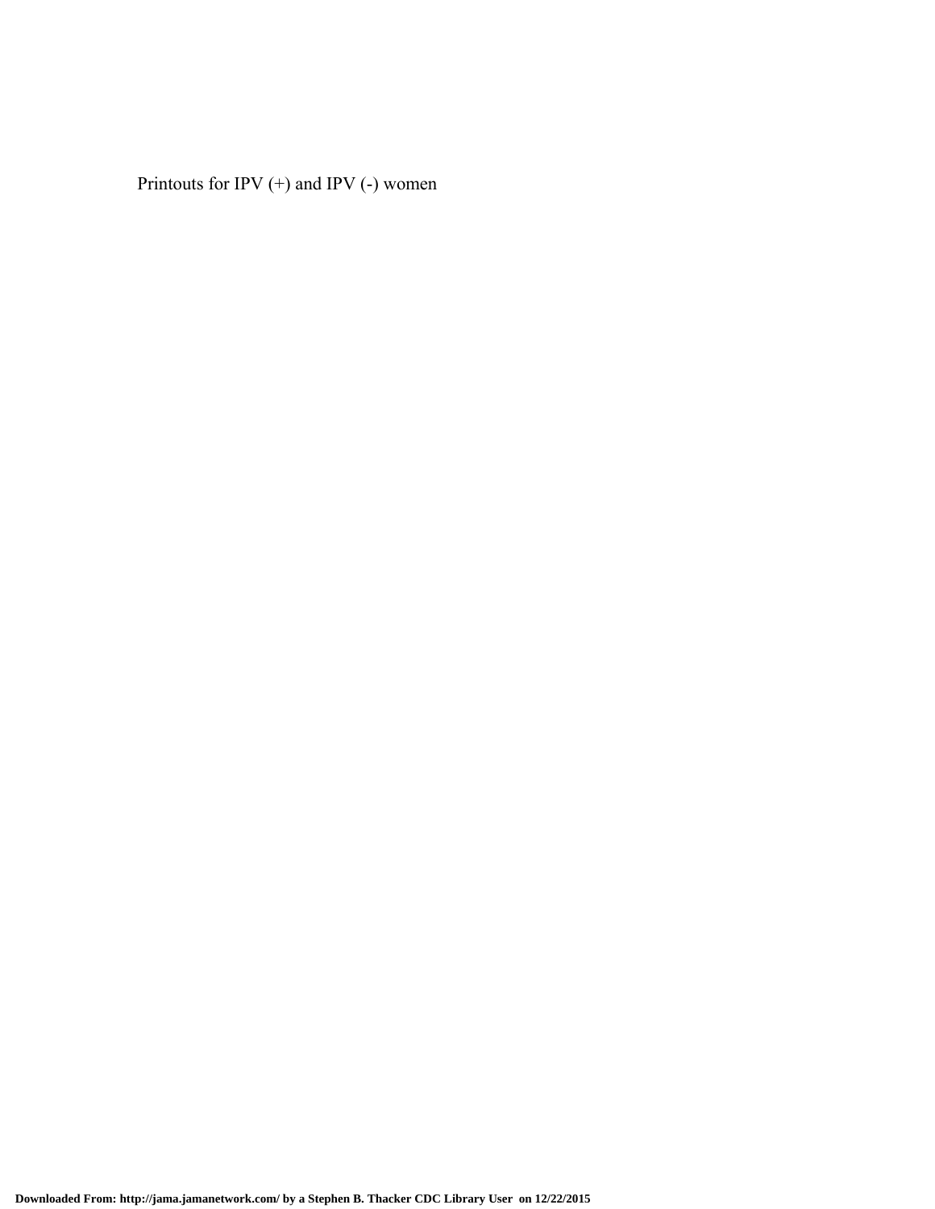Printouts for IPV (+) and IPV (-) women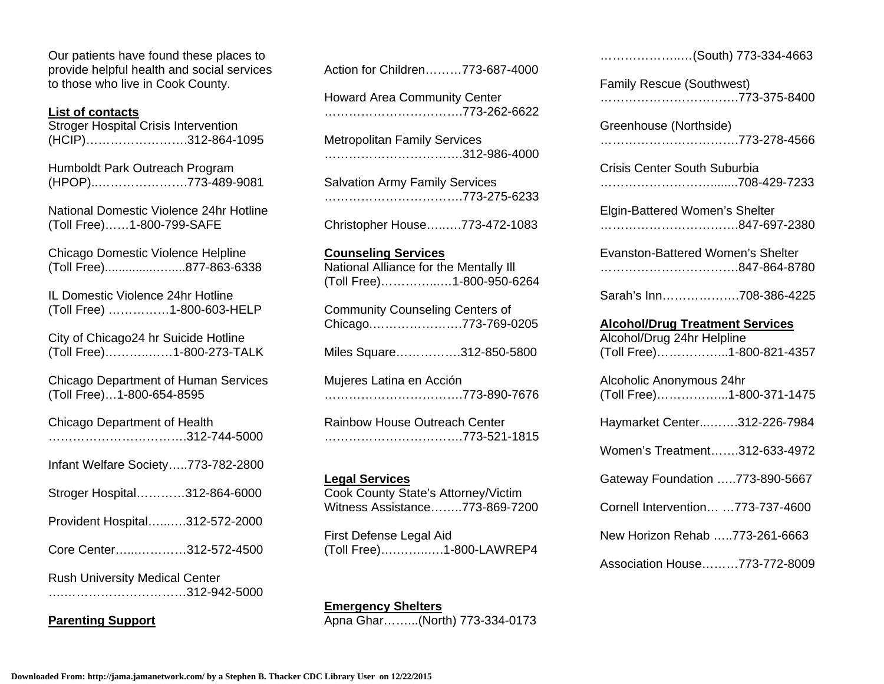Our patients have found these places to provide helpful health and social services to those who live in Cook County.

**List of contacts**

Stroger Hospital Crisis Intervention (HCIP)…………………….312-864-1095

Humboldt Park Outreach Program (HPOP).……………………773-489-9081

National Domestic Violence 24hr Hotline (Toll Free)……1-800-799-SAFE

Chicago Domestic Violence Helpline (Toll Free)........................877-863-6338

IL Domestic Violence 24hr Hotline (Toll Free) ……………1-800-603-HELP

City of Chicago24 hr Suicide Hotline (Toll Free)……………1-800-273-TALK

Chicago Department of Human Services (Toll Free)…1-800-654-8595

Chicago Department of Health ……………………………..312-744-5000

Infant Welfare Society…..773-782-2800

Stroger Hospital…………312-864-6000

Provident Hospital……..312-572-2000

Core Center……………..312-572-4500

Rush University Medical Center ……………………………312-942-5000

**Parenting Support**

Action for Children………773-687-4000

Howard Area Community Center …………………………….773-262-6622

Metropolitan Family Services …………………………….312-986-4000

Salvation Army Family Services …………………………….773-275-6233

Christopher House………773-472-1083

**Counseling Services**

National Alliance for the Mentally Ill (Toll Free)……………..1-800-950-6264

Community Counseling Centers of Chicago……………………773-769-0205

Miles Square…………….312-850-5800

Mujeres Latina en Acción …………………………….773-890-7676

Rainbow House Outreach Center …………………………….773-521-1815

**Legal Services**

Cook County State's Attorney/Victim Witness Assistance……..773-869-7200

First Defense Legal Aid (Toll Free)…………..…1-800-LAWREP4

**Emergency Shelters**

Apna Ghar……...(North) 773-334-0173

…………………..…(South) 773-334-4663

Family Rescue (Southwest) …………………………….773-375-8400

Greenhouse (Northside) …………………………….773-278-4566

Crisis Center South Suburbia …………………………........708-429-7233

Elgin-Battered Women's Shelter …………………………….847-697-2380

Evanston-Battered Women's Shelter …………………………….847-864-8780

Sarah's Inn……………….708-386-4225

**Alcohol/Drug Treatment Services**

Alcohol/Drug 24hr Helpline (Toll Free)……………...1-800-821-4357

Alcoholic Anonymous 24hr (Toll Free)……………...1-800-371-1475

Haymarket Center...…….312-226-7984

Women's Treatment…….312-633-4972

Gateway Foundation …..773-890-5667

Cornell Intervention… …773-737-4600

New Horizon Rehab …..773-261-6663

Association House………773-772-8009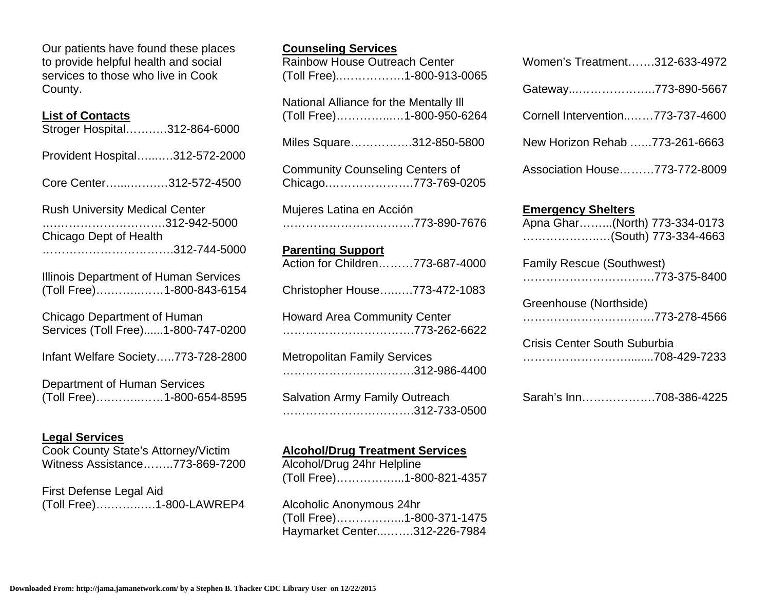Our patients have found these places to provide helpful health and social services to those who live in Cook County.

**List of Contacts**

Stroger Hospital……….312-864-6000

Provident Hospital…..….312-572-2000

Core Center…..………312-572-4500

Rush University Medical Center
………………………….312-942-5000

Chicago Dept of Health
…………………………….312-744-5000

Illinois Department of Human Services (Toll Free)…………..……1-800-843-6154

Chicago Department of Human Services (Toll Free)......1-800-747-0200

Infant Welfare Society…..773-728-2800

Department of Human Services (Toll Free)……………..…1-800-654-8595

**Legal Services**

Cook County State's Attorney/Victim Witness Assistance……..773-869-7200

First Defense Legal Aid (Toll Free)…………..….1-800-LAWREP4

**Counseling Services**

Rainbow House Outreach Center (Toll Free)..…………….1-800-913-0065

National Alliance for the Mentally Ill (Toll Free)…………...…1-800-950-6264

Miles Square…………….312-850-5800

Community Counseling Centers of Chicago………………….773-769-0205

Mujeres Latina en Acción
…………………………….773-890-7676

**Parenting Support**

Action for Children………773-687-4000

Christopher House…..….773-472-1083

Howard Area Community Center
…………………………….773-262-6622

Metropolitan Family Services
…………………………….312-986-4400

Salvation Army Family Outreach
…………………………….312-733-0500

**Alcohol/Drug Treatment Services**

Alcohol/Drug 24hr Helpline (Toll Free)……………...1-800-821-4357

Alcoholic Anonymous 24hr (Toll Free)……………...1-800-371-1475

Haymarket Center...…….312-226-7984

Women's Treatment…….312-633-4972

Gateway...………………..773-890-5667

Cornell Intervention..……773-737-4600

New Horizon Rehab …...773-261-6663

Association House………773-772-8009

**Emergency Shelters**

Apna Ghar……...(North) 773-334-0173
……………….…(South) 773-334-4663

Family Rescue (Southwest)
……………………………773-375-8400

Greenhouse (Northside)
……………………………773-278-4566

Crisis Center South Suburbia
………………………........708-429-7233

Sarah's Inn………………708-386-4225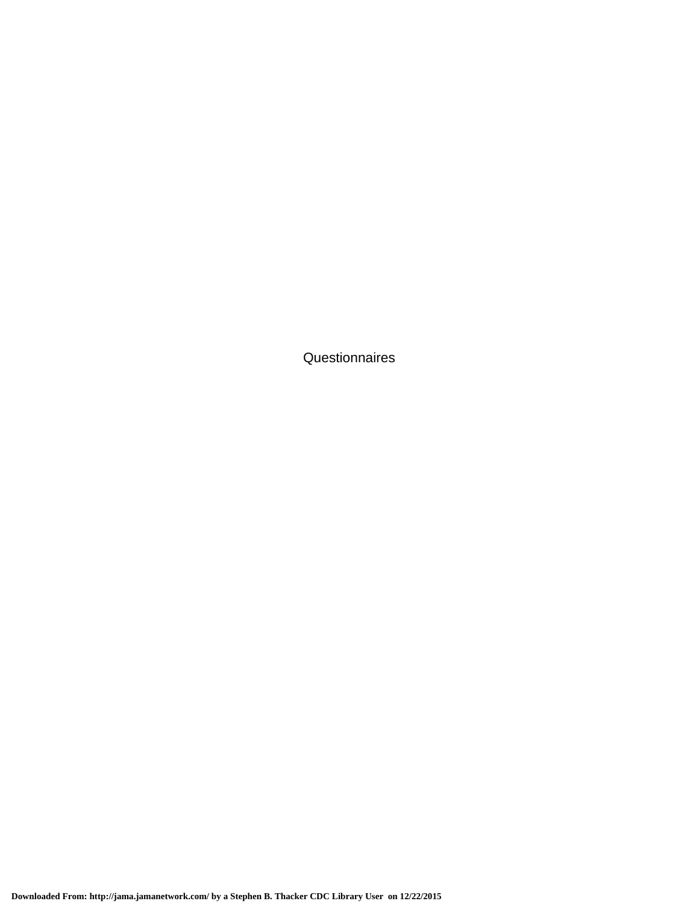Questionnaires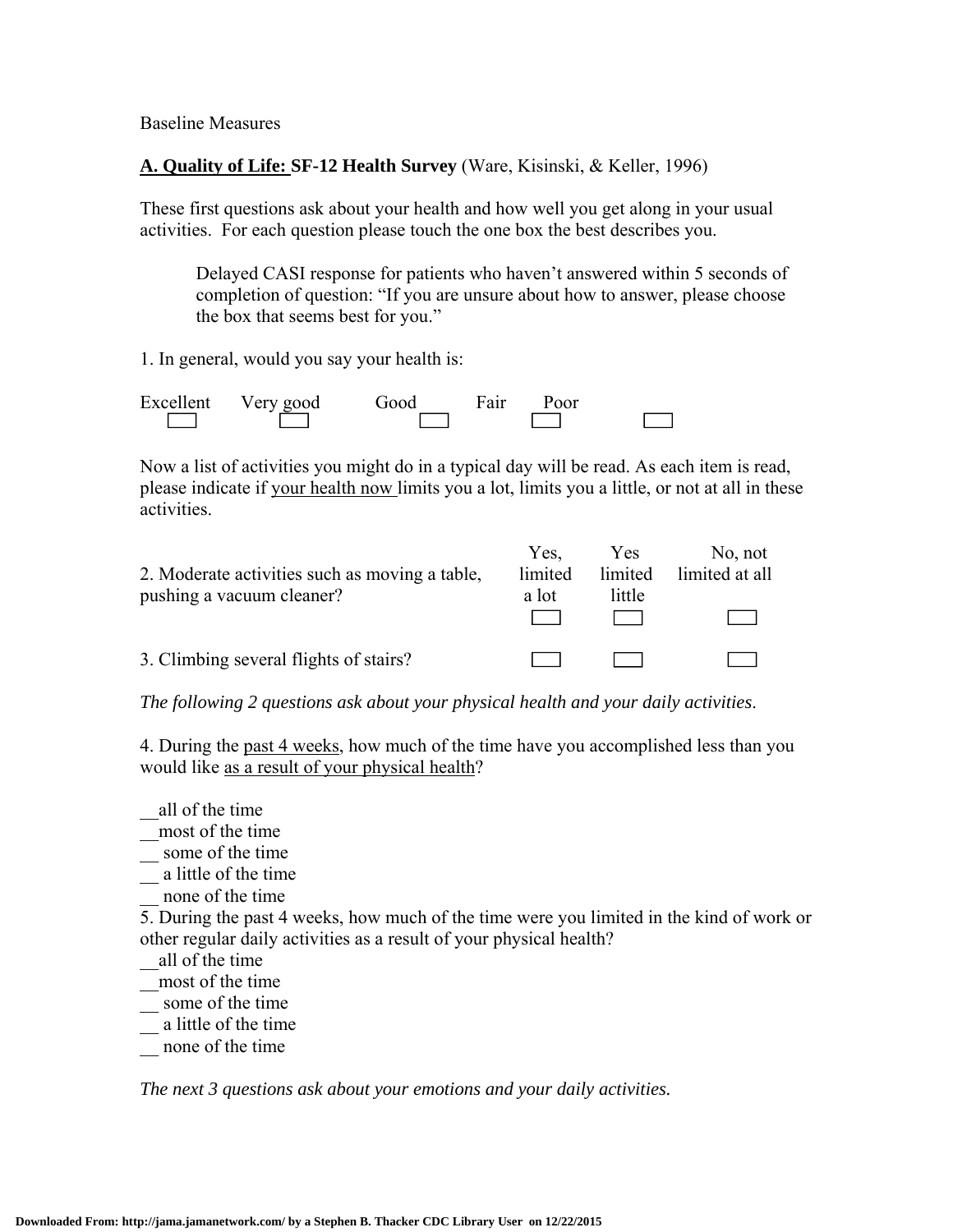Baseline Measures

**A. Quality of Life: SF-12 Health Survey** (Ware, Kisinski, & Keller, 1996)

These first questions ask about your health and how well you get along in your usual activities. For each question please touch the one box the best describes you.

> Delayed CASI response for patients who haven't answered within 5 seconds of completion of question: "If you are unsure about how to answer, please choose the box that seems best for you."

1. In general, would you say your health is:

| Excellent | Very good | Good | Fair | Poor | |
|---|---|---|---|---|---|
| ☐ | ☐ | ☐ | ☐ | ☐ | ☐ |

Now a list of activities you might do in a typical day will be read. As each item is read, please indicate if <u>your health now</u> limits you a lot, limits you a little, or not at all in these activities.

| | Yes, limited a lot | Yes limited little | No, not limited at all |
|---|---|---|---|
| 2. Moderate activities such as moving a table, pushing a vacuum cleaner? | ☐ | ☐ | ☐ |
| 3. Climbing several flights of stairs? | ☐ | ☐ | ☐ |

*The following 2 questions ask about your physical health and your daily activities.*

4. During the <u>past 4 weeks</u>, how much of the time have you accomplished less than you would like <u>as a result of your physical health</u>?

__all of the time
__most of the time
__ some of the time
__ a little of the time
__ none of the time

5. During the past 4 weeks, how much of the time were you limited in the kind of work or other regular daily activities as a result of your physical health?

__all of the time
__most of the time
__ some of the time
__ a little of the time
__ none of the time

*The next 3 questions ask about your emotions and your daily activities.*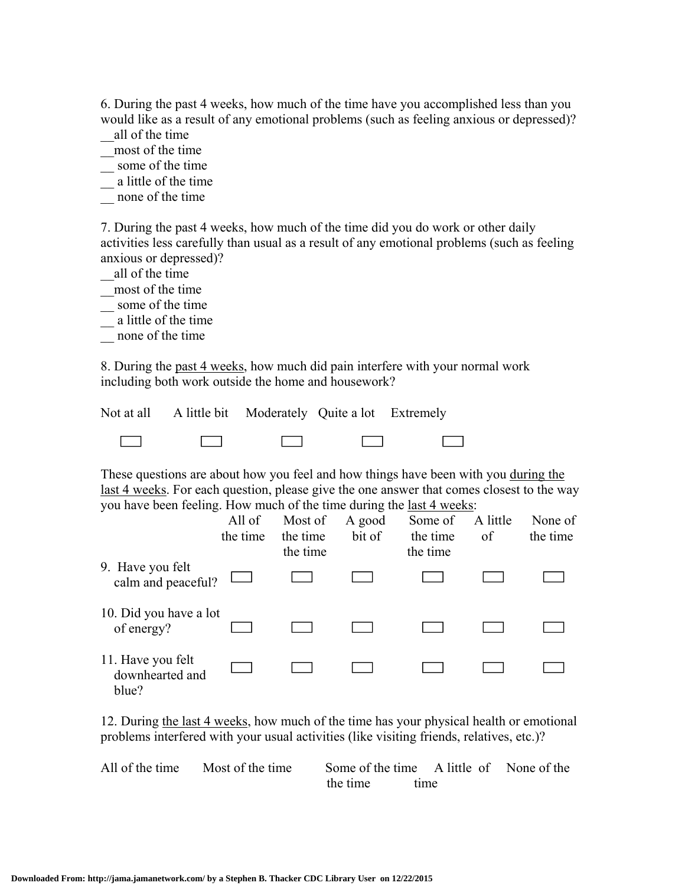6. During the past 4 weeks, how much of the time have you accomplished less than you would like as a result of any emotional problems (such as feeling anxious or depressed)?
__all of the time
__most of the time
__ some of the time
__ a little of the time
__ none of the time

7. During the past 4 weeks, how much of the time did you do work or other daily activities less carefully than usual as a result of any emotional problems (such as feeling anxious or depressed)?
__all of the time
__most of the time
__ some of the time
__ a little of the time
__ none of the time

8. During the <u>past 4 weeks</u>, how much did pain interfere with your normal work including both work outside the home and housework?

| Not at all | A little bit | Moderately | Quite a lot | Extremely |
|---|---|---|---|---|
| ☐ | ☐ | ☐ | ☐ | ☐ |

These questions are about how you feel and how things have been with you <u>during the last 4 weeks</u>. For each question, please give the one answer that comes closest to the way you have been feeling. How much of the time during the <u>last 4 weeks</u>:

| | All of the time | Most of the time | A good bit of | Some of the time | A little of | None of the time |
|---|---|---|---|---|---|---|
| 9. Have you felt calm and peaceful? | ☐ | ☐ | ☐ | ☐ | ☐ | ☐ |
| 10. Did you have a lot of energy? | ☐ | ☐ | ☐ | ☐ | ☐ | ☐ |
| 11. Have you felt downhearted and blue? | ☐ | ☐ | ☐ | ☐ | ☐ | ☐ |

12. During <u>the last 4 weeks</u>, how much of the time has your physical health or emotional problems interfered with your usual activities (like visiting friends, relatives, etc.)?

| All of the time | Most of the time | Some of the time | A little of the time | None of the time |
|---|---|---|---|---|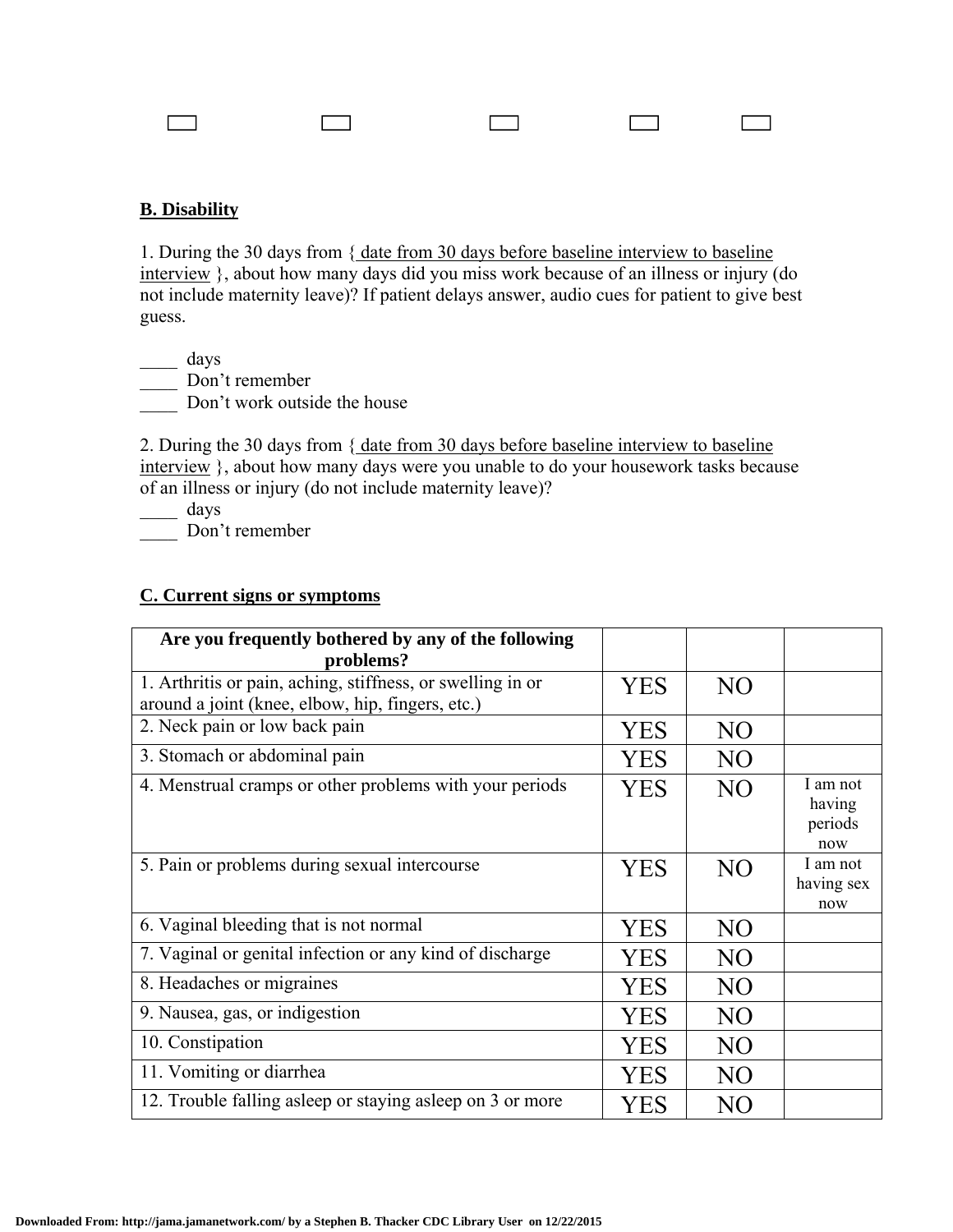☐ ☐ ☐ ☐ ☐

**B. Disability**

1. During the 30 days from { date from 30 days before baseline interview to baseline interview }, about how many days did you miss work because of an illness or injury (do not include maternity leave)? If patient delays answer, audio cues for patient to give best guess.

____ days
____ Don't remember
____ Don't work outside the house

2. During the 30 days from { date from 30 days before baseline interview to baseline interview }, about how many days were you unable to do your housework tasks because of an illness or injury (do not include maternity leave)?
____ days
____ Don't remember

**C. Current signs or symptoms**

| **Are you frequently bothered by any of the following problems?** | | | |
|---|---|---|---|
| 1. Arthritis or pain, aching, stiffness, or swelling in or around a joint (knee, elbow, hip, fingers, etc.) | YES | NO | |
| 2. Neck pain or low back pain | YES | NO | |
| 3. Stomach or abdominal pain | YES | NO | |
| 4. Menstrual cramps or other problems with your periods | YES | NO | I am not having periods now |
| 5. Pain or problems during sexual intercourse | YES | NO | I am not having sex now |
| 6. Vaginal bleeding that is not normal | YES | NO | |
| 7. Vaginal or genital infection or any kind of discharge | YES | NO | |
| 8. Headaches or migraines | YES | NO | |
| 9. Nausea, gas, or indigestion | YES | NO | |
| 10. Constipation | YES | NO | |
| 11. Vomiting or diarrhea | YES | NO | |
| 12. Trouble falling asleep or staying asleep on 3 or more | YES | NO | |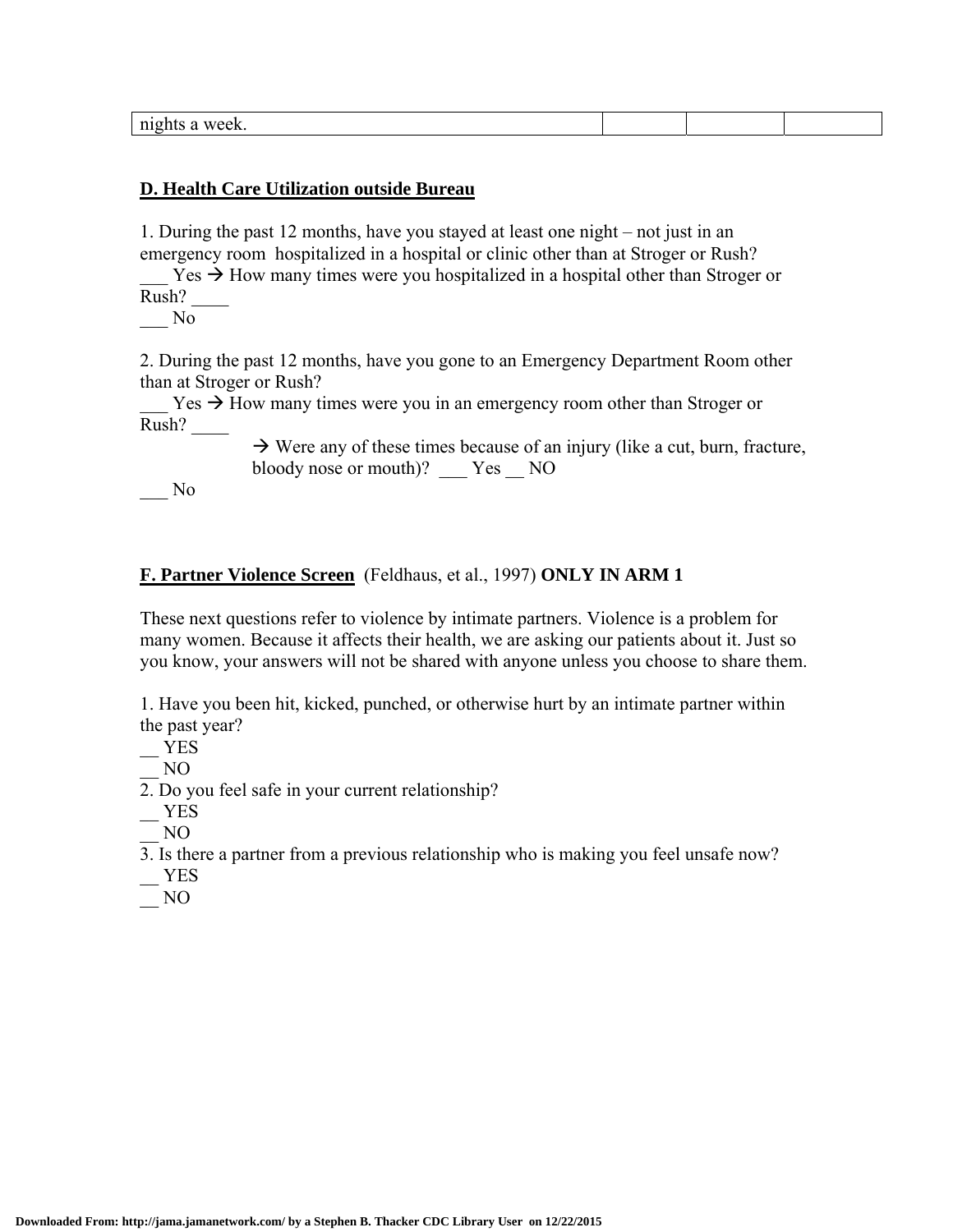| nights a week. | | | |
|---|---|---|---|

**D. Health Care Utilization outside Bureau**

1. During the past 12 months, have you stayed at least one night – not just in an emergency room hospitalized in a hospital or clinic other than at Stroger or Rush?
___ Yes → How many times were you hospitalized in a hospital other than Stroger or Rush? ____
___ No

2. During the past 12 months, have you gone to an Emergency Department Room other than at Stroger or Rush?
___ Yes → How many times were you in an emergency room other than Stroger or Rush? ____
→ Were any of these times because of an injury (like a cut, burn, fracture, bloody nose or mouth)? ___ Yes __ NO
___ No

**F. Partner Violence Screen** (Feldhaus, et al., 1997) **ONLY IN ARM 1**

These next questions refer to violence by intimate partners. Violence is a problem for many women. Because it affects their health, we are asking our patients about it. Just so you know, your answers will not be shared with anyone unless you choose to share them.

1. Have you been hit, kicked, punched, or otherwise hurt by an intimate partner within the past year?
__ YES
__ NO
2. Do you feel safe in your current relationship?
__ YES
__ NO
3. Is there a partner from a previous relationship who is making you feel unsafe now?
__ YES
__ NO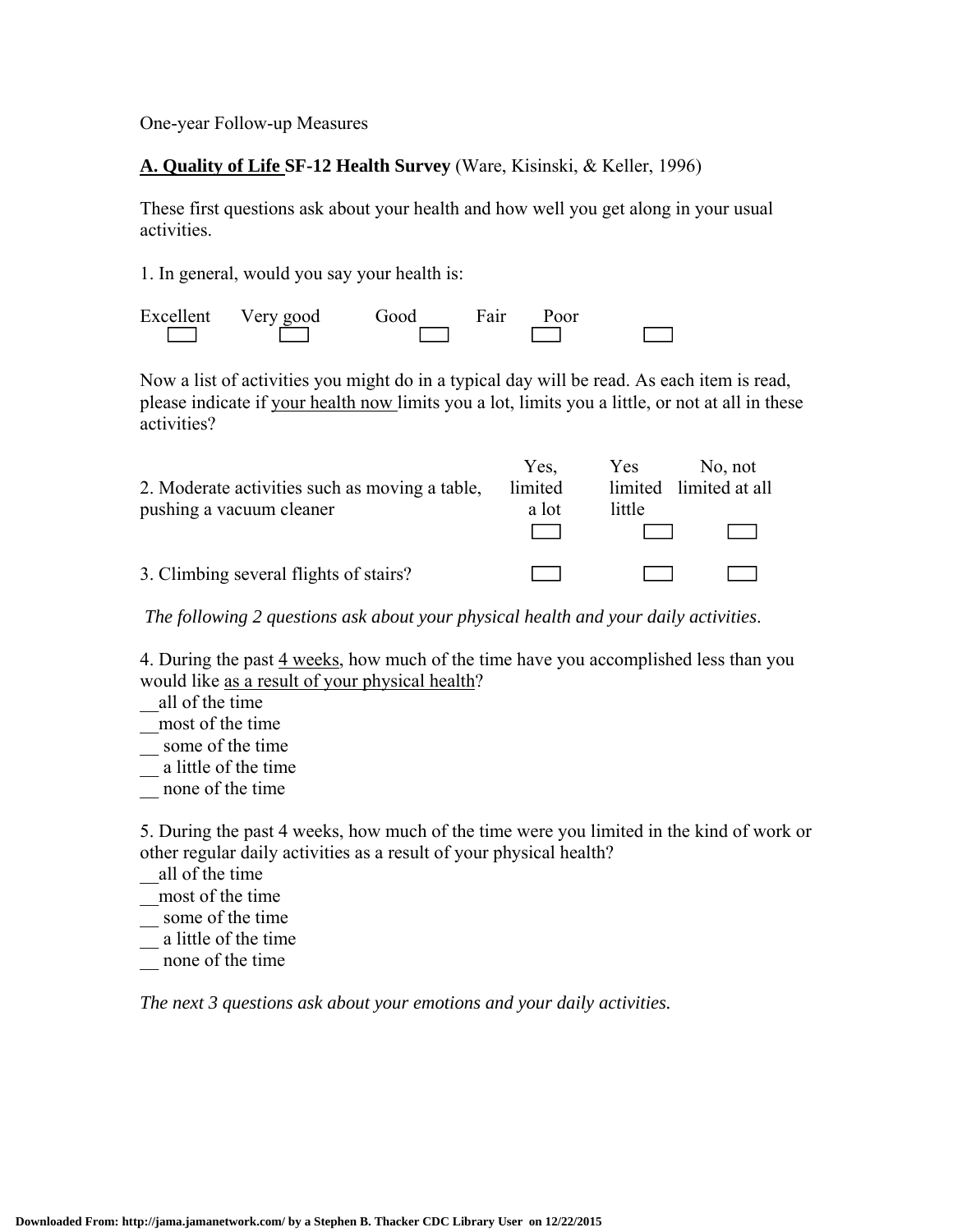One-year Follow-up Measures

**A. Quality of Life SF-12 Health Survey** (Ware, Kisinski, & Keller, 1996)

These first questions ask about your health and how well you get along in your usual activities.

1. In general, would you say your health is:

| Excellent | Very good | Good | Fair | Poor |
|---|---|---|---|---|
| ☐ | ☐ | ☐ | ☐ | ☐ |

Now a list of activities you might do in a typical day will be read. As each item is read, please indicate if your health now limits you a lot, limits you a little, or not at all in these activities?

| | Yes, limited a lot | Yes limited little | No, not limited at all |
|---|---|---|---|
| 2. Moderate activities such as moving a table, pushing a vacuum cleaner | ☐ | ☐ | ☐ |
| 3. Climbing several flights of stairs? | ☐ | ☐ | ☐ |

*The following 2 questions ask about your physical health and your daily activities.*

4. During the past 4 weeks, how much of the time have you accomplished less than you would like as a result of your physical health?

__all of the time
__most of the time
__ some of the time
__ a little of the time
__ none of the time

5. During the past 4 weeks, how much of the time were you limited in the kind of work or other regular daily activities as a result of your physical health?

__all of the time
__most of the time
__ some of the time
__ a little of the time
__ none of the time

*The next 3 questions ask about your emotions and your daily activities.*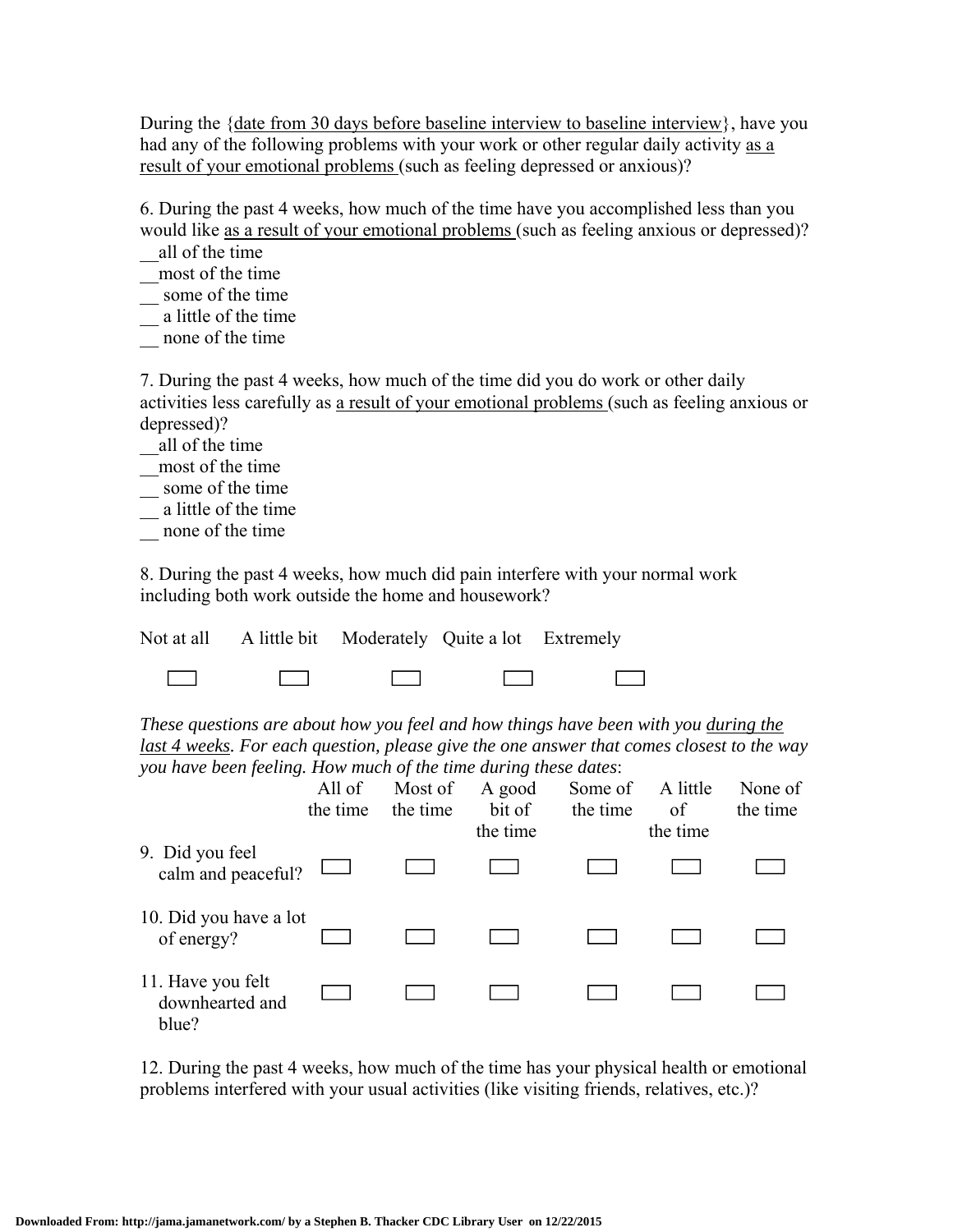During the {date from 30 days before baseline interview to baseline interview}, have you had any of the following problems with your work or other regular daily activity as a result of your emotional problems (such as feeling depressed or anxious)?

6. During the past 4 weeks, how much of the time have you accomplished less than you would like as a result of your emotional problems (such as feeling anxious or depressed)?

__all of the time
__most of the time
__ some of the time
__ a little of the time
__ none of the time

7. During the past 4 weeks, how much of the time did you do work or other daily activities less carefully as a result of your emotional problems (such as feeling anxious or depressed)?

__all of the time
__most of the time
__ some of the time
__ a little of the time
__ none of the time

8. During the past 4 weeks, how much did pain interfere with your normal work including both work outside the home and housework?

| Not at all | A little bit | Moderately | Quite a lot | Extremely |
|---|---|---|---|---|
| ☐ | ☐ | ☐ | ☐ | ☐ |

*These questions are about how you feel and how things have been with you during the last 4 weeks. For each question, please give the one answer that comes closest to the way you have been feeling. How much of the time during these dates*:

| | All of the time | Most of the time | A good bit of the time | Some of the time | A little of the time | None of the time |
|---|---|---|---|---|---|---|
| 9. Did you feel calm and peaceful? | ☐ | ☐ | ☐ | ☐ | ☐ | ☐ |
| 10. Did you have a lot of energy? | ☐ | ☐ | ☐ | ☐ | ☐ | ☐ |
| 11. Have you felt downhearted and blue? | ☐ | ☐ | ☐ | ☐ | ☐ | ☐ |

12. During the past 4 weeks, how much of the time has your physical health or emotional problems interfered with your usual activities (like visiting friends, relatives, etc.)?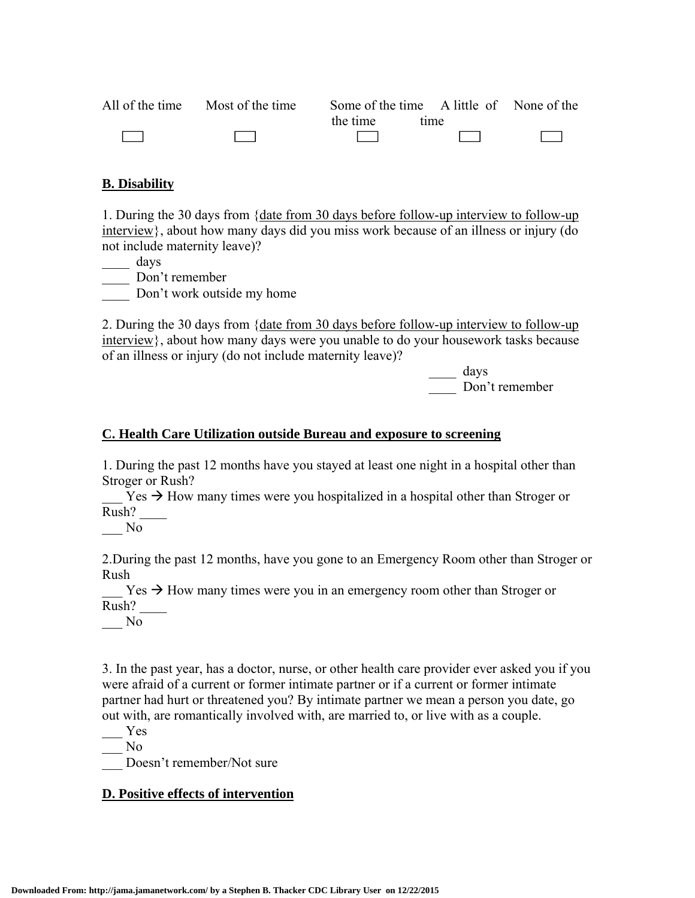| All of the time | Most of the time | Some of the time | A little of the time | None of the time |
|---|---|---|---|---|
| ☐ | ☐ | ☐ | ☐ | ☐ |

**B. Disability**

1. During the 30 days from {date from 30 days before follow-up interview to follow-up interview}, about how many days did you miss work because of an illness or injury (do not include maternity leave)?

____ days
____ Don't remember
____ Don't work outside my home

2. During the 30 days from {date from 30 days before follow-up interview to follow-up interview}, about how many days were you unable to do your housework tasks because of an illness or injury (do not include maternity leave)?

____ days
____ Don't remember

**C. Health Care Utilization outside Bureau and exposure to screening**

1. During the past 12 months have you stayed at least one night in a hospital other than Stroger or Rush?

___ Yes → How many times were you hospitalized in a hospital other than Stroger or Rush? ____
___ No

2.During the past 12 months, have you gone to an Emergency Room other than Stroger or Rush

___ Yes → How many times were you in an emergency room other than Stroger or Rush? ____
___ No

3. In the past year, has a doctor, nurse, or other health care provider ever asked you if you were afraid of a current or former intimate partner or if a current or former intimate partner had hurt or threatened you? By intimate partner we mean a person you date, go out with, are romantically involved with, are married to, or live with as a couple.

___ Yes
___ No
___ Doesn't remember/Not sure

**D. Positive effects of intervention**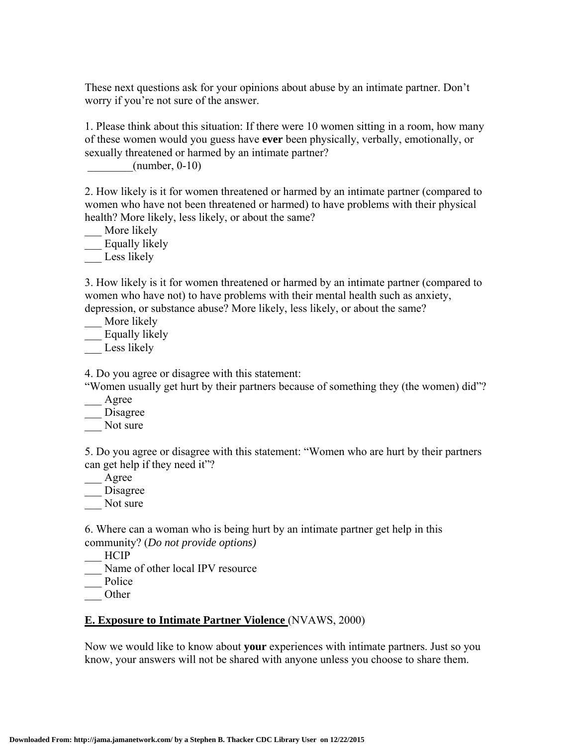These next questions ask for your opinions about abuse by an intimate partner. Don't worry if you're not sure of the answer.

1. Please think about this situation: If there were 10 women sitting in a room, how many of these women would you guess have **ever** been physically, verbally, emotionally, or sexually threatened or harmed by an intimate partner?

________(number, 0-10)

2. How likely is it for women threatened or harmed by an intimate partner (compared to women who have not been threatened or harmed) to have problems with their physical health? More likely, less likely, or about the same?

___ More likely
___ Equally likely
___ Less likely

3. How likely is it for women threatened or harmed by an intimate partner (compared to women who have not) to have problems with their mental health such as anxiety, depression, or substance abuse? More likely, less likely, or about the same?

___ More likely
___ Equally likely
___ Less likely

4. Do you agree or disagree with this statement:
"Women usually get hurt by their partners because of something they (the women) did"?

___ Agree
___ Disagree
___ Not sure

5. Do you agree or disagree with this statement: "Women who are hurt by their partners can get help if they need it"?

___ Agree
___ Disagree
___ Not sure

6. Where can a woman who is being hurt by an intimate partner get help in this community? (*Do not provide options)*

___ HCIP
___ Name of other local IPV resource
___ Police
___ Other

**E. Exposure to Intimate Partner Violence** (NVAWS, 2000)

Now we would like to know about **your** experiences with intimate partners. Just so you know, your answers will not be shared with anyone unless you choose to share them.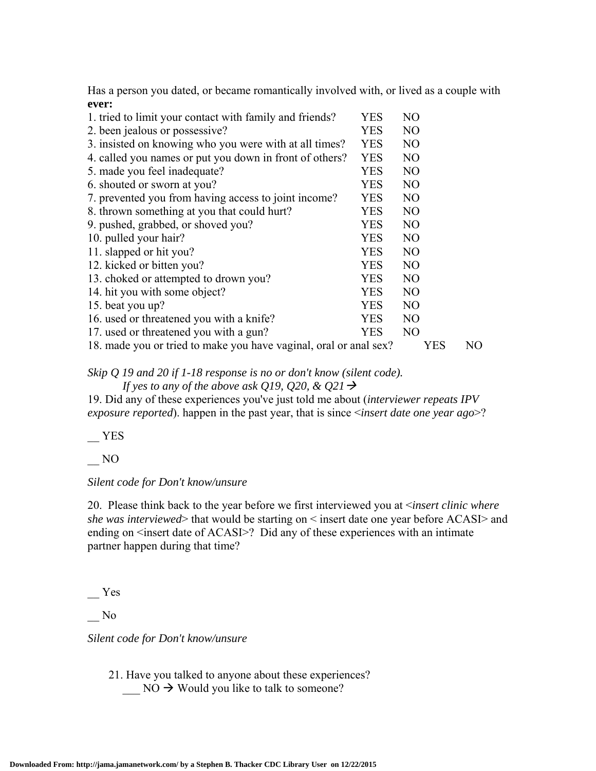Has a person you dated, or became romantically involved with, or lived as a couple with **ever:**

| | | |
|---|---|---|
| 1. tried to limit your contact with family and friends? | YES | NO |
| 2. been jealous or possessive? | YES | NO |
| 3. insisted on knowing who you were with at all times? | YES | NO |
| 4. called you names or put you down in front of others? | YES | NO |
| 5. made you feel inadequate? | YES | NO |
| 6. shouted or sworn at you? | YES | NO |
| 7. prevented you from having access to joint income? | YES | NO |
| 8. thrown something at you that could hurt? | YES | NO |
| 9. pushed, grabbed, or shoved you? | YES | NO |
| 10. pulled your hair? | YES | NO |
| 11. slapped or hit you? | YES | NO |
| 12. kicked or bitten you? | YES | NO |
| 13. choked or attempted to drown you? | YES | NO |
| 14. hit you with some object? | YES | NO |
| 15. beat you up? | YES | NO |
| 16. used or threatened you with a knife? | YES | NO |
| 17. used or threatened you with a gun? | YES | NO |
| 18. made you or tried to make you have vaginal, oral or anal sex? | YES | NO |

*Skip Q 19 and 20 if 1-18 response is no or don't know (silent code).*
*If yes to any of the above ask Q19, Q20, & Q21* →

19. Did any of these experiences you've just told me about (*interviewer repeats IPV exposure reported*). happen in the past year, that is since <*insert date one year ago*>?

__ YES

__ NO

*Silent code for Don't know/unsure*

20. Please think back to the year before we first interviewed you at <*insert clinic where she was interviewed*> that would be starting on < insert date one year before ACASI> and ending on <insert date of ACASI>? Did any of these experiences with an intimate partner happen during that time?

__ Yes

__ No

*Silent code for Don't know/unsure*

21. Have you talked to anyone about these experiences?
___ NO → Would you like to talk to someone?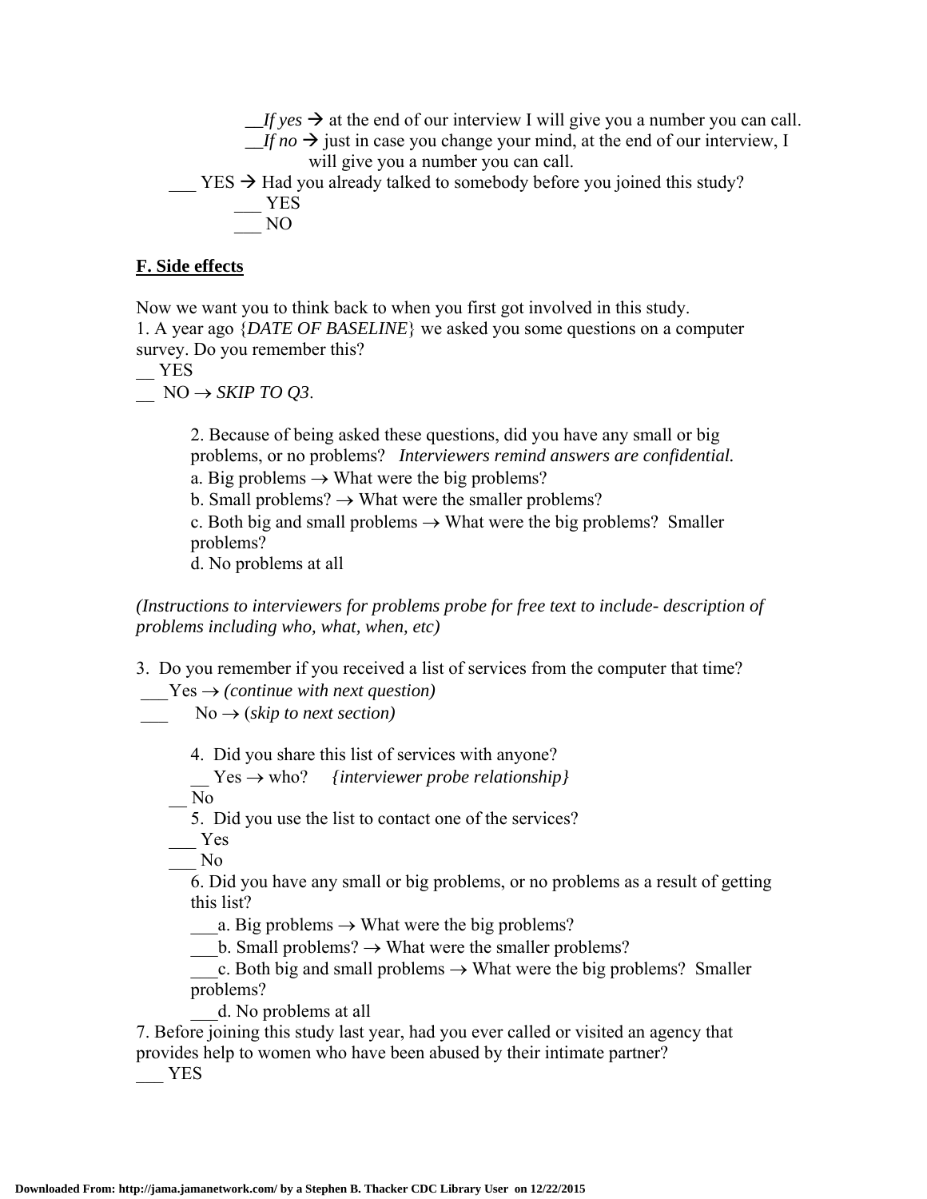__*If yes* → at the end of our interview I will give you a number you can call.
__*If no* → just in case you change your mind, at the end of our interview, I will give you a number you can call.

___ YES → Had you already talked to somebody before you joined this study?
___ YES
___ NO

**F. Side effects**

Now we want you to think back to when you first got involved in this study.

1. A year ago {*DATE OF BASELINE*} we asked you some questions on a computer survey. Do you remember this?

__ YES
__ NO → *SKIP TO Q3*.

2. Because of being asked these questions, did you have any small or big problems, or no problems? *Interviewers remind answers are confidential.*
a. Big problems → What were the big problems?
b. Small problems? → What were the smaller problems?
c. Both big and small problems → What were the big problems? Smaller problems?
d. No problems at all

*(Instructions to interviewers for problems probe for free text to include- description of problems including who, what, when, etc)*

3. Do you remember if you received a list of services from the computer that time?
___Yes → *(continue with next question)*
___ No → (*skip to next section)*

4. Did you share this list of services with anyone?
__ Yes → who? *{interviewer probe relationship}*
__ No

5. Did you use the list to contact one of the services?
___ Yes
___ No

6. Did you have any small or big problems, or no problems as a result of getting this list?
___a. Big problems → What were the big problems?
___b. Small problems? → What were the smaller problems?
___c. Both big and small problems → What were the big problems? Smaller problems?
___d. No problems at all

7. Before joining this study last year, had you ever called or visited an agency that provides help to women who have been abused by their intimate partner?
___ YES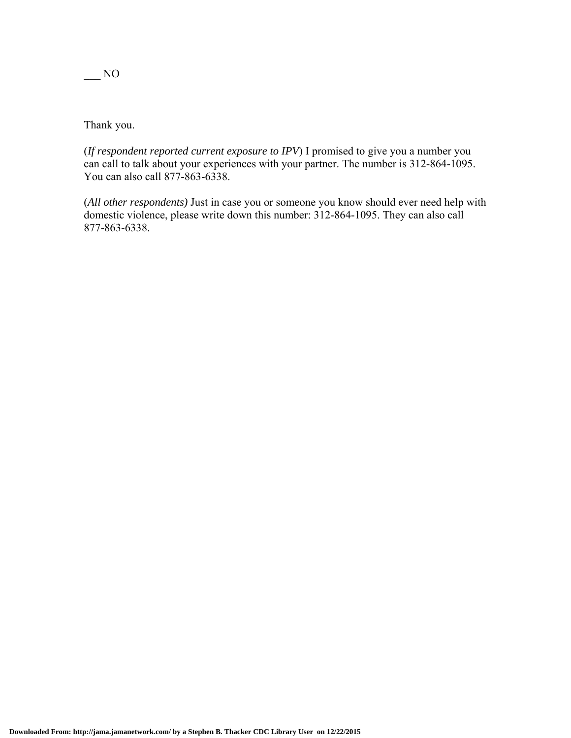___ NO

Thank you.

(*If respondent reported current exposure to IPV*) I promised to give you a number you can call to talk about your experiences with your partner. The number is 312-864-1095. You can also call 877-863-6338.

(*All other respondents)* Just in case you or someone you know should ever need help with domestic violence, please write down this number: 312-864-1095. They can also call 877-863-6338.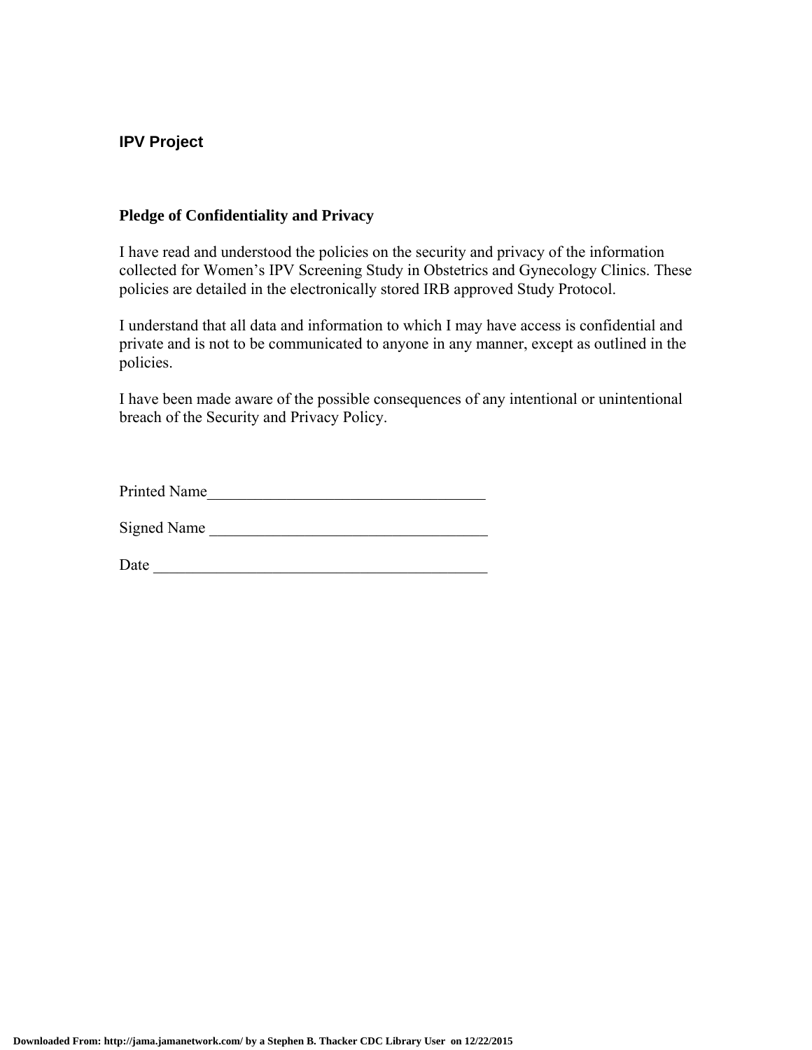## IPV Project

### Pledge of Confidentiality and Privacy

I have read and understood the policies on the security and privacy of the information collected for Women's IPV Screening Study in Obstetrics and Gynecology Clinics. These policies are detailed in the electronically stored IRB approved Study Protocol.

I understand that all data and information to which I may have access is confidential and private and is not to be communicated to anyone in any manner, except as outlined in the policies.

I have been made aware of the possible consequences of any intentional or unintentional breach of the Security and Privacy Policy.

Printed Name____________________________________

Signed Name ____________________________________

Date ___________________________________________